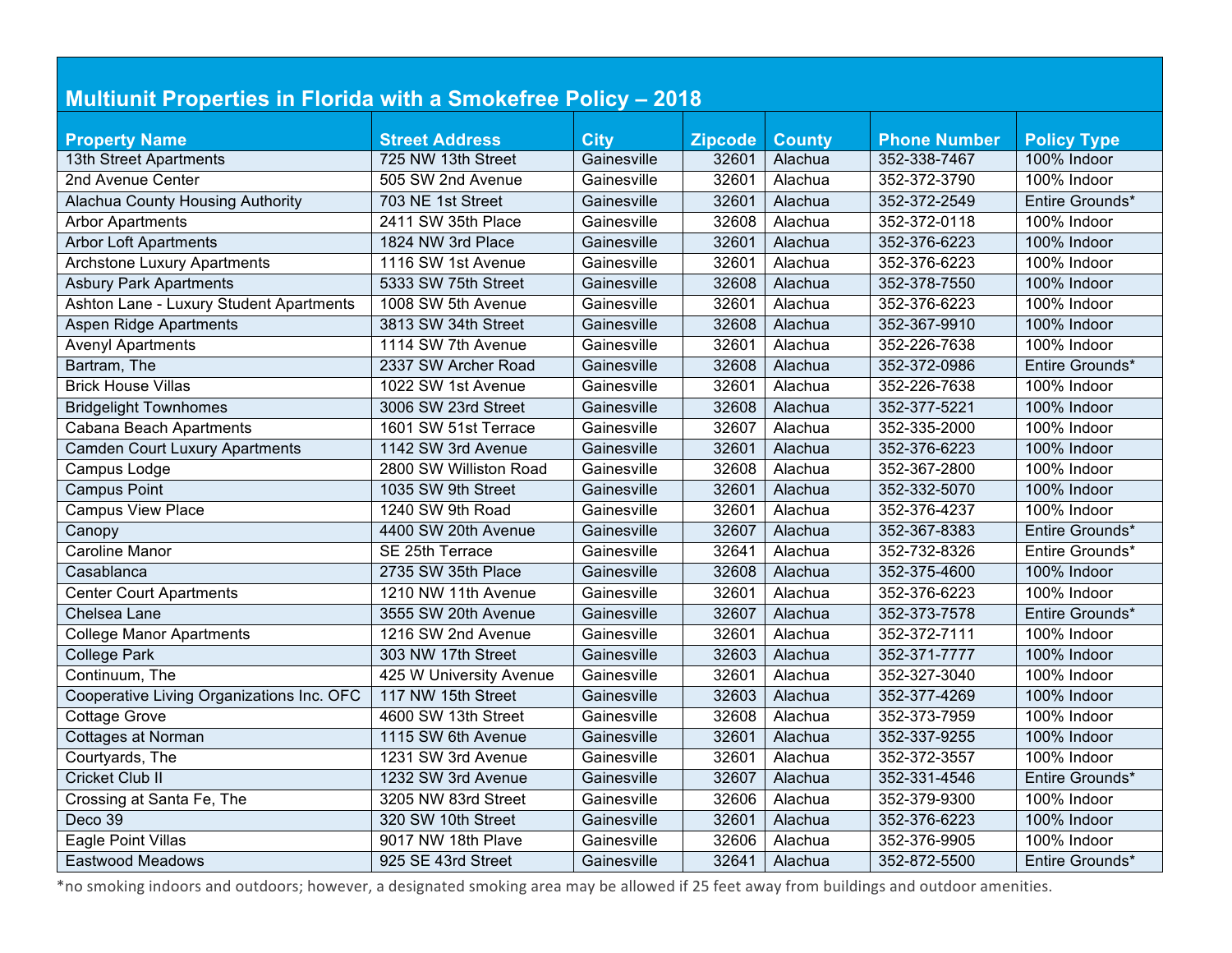# Multiunit Properties in Florida with a Smokefree Policy – 2018

| Property Name | Street Address | City | Zipcode | County | Phone Number | Policy Type |
|---|---|---|---|---|---|---|
| 13th Street Apartments | 725 NW 13th Street | Gainesville | 32601 | Alachua | 352-338-7467 | 100% Indoor |
| 2nd Avenue Center | 505 SW 2nd Avenue | Gainesville | 32601 | Alachua | 352-372-3790 | 100% Indoor |
| Alachua County Housing Authority | 703 NE 1st Street | Gainesville | 32601 | Alachua | 352-372-2549 | Entire Grounds* |
| Arbor Apartments | 2411 SW 35th Place | Gainesville | 32608 | Alachua | 352-372-0118 | 100% Indoor |
| Arbor Loft Apartments | 1824 NW 3rd Place | Gainesville | 32601 | Alachua | 352-376-6223 | 100% Indoor |
| Archstone Luxury Apartments | 1116 SW 1st Avenue | Gainesville | 32601 | Alachua | 352-376-6223 | 100% Indoor |
| Asbury Park Apartments | 5333 SW 75th Street | Gainesville | 32608 | Alachua | 352-378-7550 | 100% Indoor |
| Ashton Lane - Luxury Student Apartments | 1008 SW 5th Avenue | Gainesville | 32601 | Alachua | 352-376-6223 | 100% Indoor |
| Aspen Ridge Apartments | 3813 SW 34th Street | Gainesville | 32608 | Alachua | 352-367-9910 | 100% Indoor |
| Avenyl Apartments | 1114 SW 7th Avenue | Gainesville | 32601 | Alachua | 352-226-7638 | 100% Indoor |
| Bartram, The | 2337 SW Archer Road | Gainesville | 32608 | Alachua | 352-372-0986 | Entire Grounds* |
| Brick House Villas | 1022 SW 1st Avenue | Gainesville | 32601 | Alachua | 352-226-7638 | 100% Indoor |
| Bridgelight Townhomes | 3006 SW 23rd Street | Gainesville | 32608 | Alachua | 352-377-5221 | 100% Indoor |
| Cabana Beach Apartments | 1601 SW 51st Terrace | Gainesville | 32607 | Alachua | 352-335-2000 | 100% Indoor |
| Camden Court Luxury Apartments | 1142 SW 3rd Avenue | Gainesville | 32601 | Alachua | 352-376-6223 | 100% Indoor |
| Campus Lodge | 2800 SW Williston Road | Gainesville | 32608 | Alachua | 352-367-2800 | 100% Indoor |
| Campus Point | 1035 SW 9th Street | Gainesville | 32601 | Alachua | 352-332-5070 | 100% Indoor |
| Campus View Place | 1240 SW 9th Road | Gainesville | 32601 | Alachua | 352-376-4237 | 100% Indoor |
| Canopy | 4400 SW 20th Avenue | Gainesville | 32607 | Alachua | 352-367-8383 | Entire Grounds* |
| Caroline Manor | SE 25th Terrace | Gainesville | 32641 | Alachua | 352-732-8326 | Entire Grounds* |
| Casablanca | 2735 SW 35th Place | Gainesville | 32608 | Alachua | 352-375-4600 | 100% Indoor |
| Center Court Apartments | 1210 NW 11th Avenue | Gainesville | 32601 | Alachua | 352-376-6223 | 100% Indoor |
| Chelsea Lane | 3555 SW 20th Avenue | Gainesville | 32607 | Alachua | 352-373-7578 | Entire Grounds* |
| College Manor Apartments | 1216 SW 2nd Avenue | Gainesville | 32601 | Alachua | 352-372-7111 | 100% Indoor |
| College Park | 303 NW 17th Street | Gainesville | 32603 | Alachua | 352-371-7777 | 100% Indoor |
| Continuum, The | 425 W University Avenue | Gainesville | 32601 | Alachua | 352-327-3040 | 100% Indoor |
| Cooperative Living Organizations Inc. OFC | 117 NW 15th Street | Gainesville | 32603 | Alachua | 352-377-4269 | 100% Indoor |
| Cottage Grove | 4600 SW 13th Street | Gainesville | 32608 | Alachua | 352-373-7959 | 100% Indoor |
| Cottages at Norman | 1115 SW 6th Avenue | Gainesville | 32601 | Alachua | 352-337-9255 | 100% Indoor |
| Courtyards, The | 1231 SW 3rd Avenue | Gainesville | 32601 | Alachua | 352-372-3557 | 100% Indoor |
| Cricket Club II | 1232 SW 3rd Avenue | Gainesville | 32607 | Alachua | 352-331-4546 | Entire Grounds* |
| Crossing at Santa Fe, The | 3205 NW 83rd Street | Gainesville | 32606 | Alachua | 352-379-9300 | 100% Indoor |
| Deco 39 | 320 SW 10th Street | Gainesville | 32601 | Alachua | 352-376-6223 | 100% Indoor |
| Eagle Point Villas | 9017 NW 18th Plave | Gainesville | 32606 | Alachua | 352-376-9905 | 100% Indoor |
| Eastwood Meadows | 925 SE 43rd Street | Gainesville | 32641 | Alachua | 352-872-5500 | Entire Grounds* |

*no smoking indoors and outdoors; however, a designated smoking area may be allowed if 25 feet away from buildings and outdoor amenities.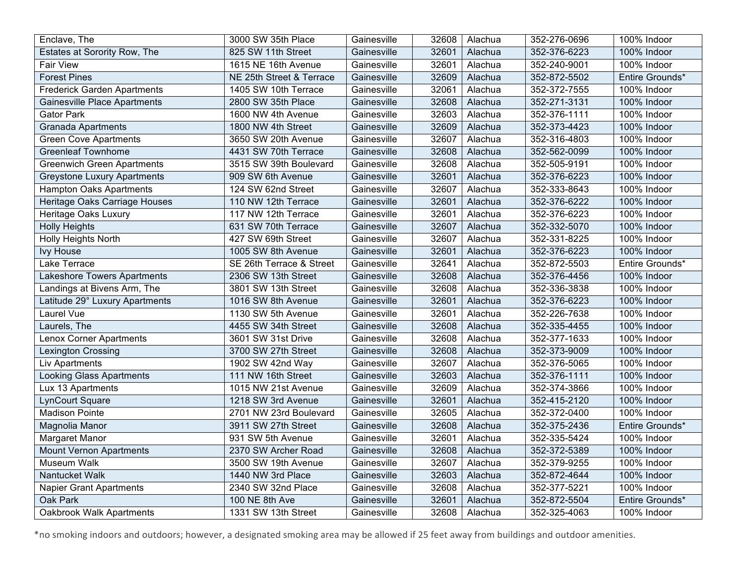| Enclave, The | 3000 SW 35th Place | Gainesville | 32608 | Alachua | 352-276-0696 | 100% Indoor |
|---|---|---|---|---|---|---|
| Estates at Sorority Row, The | 825 SW 11th Street | Gainesville | 32601 | Alachua | 352-376-6223 | 100% Indoor |
| Fair View | 1615 NE 16th Avenue | Gainesville | 32601 | Alachua | 352-240-9001 | 100% Indoor |
| Forest Pines | NE 25th Street & Terrace | Gainesville | 32609 | Alachua | 352-872-5502 | Entire Grounds* |
| Frederick Garden Apartments | 1405 SW 10th Terrace | Gainesville | 32061 | Alachua | 352-372-7555 | 100% Indoor |
| Gainesville Place Apartments | 2800 SW 35th Place | Gainesville | 32608 | Alachua | 352-271-3131 | 100% Indoor |
| Gator Park | 1600 NW 4th Avenue | Gainesville | 32603 | Alachua | 352-376-1111 | 100% Indoor |
| Granada Apartments | 1800 NW 4th Street | Gainesville | 32609 | Alachua | 352-373-4423 | 100% Indoor |
| Green Cove Apartments | 3650 SW 20th Avenue | Gainesville | 32607 | Alachua | 352-316-4803 | 100% Indoor |
| Greenleaf Townhome | 4431 SW 70th Terrace | Gainesville | 32608 | Alachua | 352-562-0099 | 100% Indoor |
| Greenwich Green Apartments | 3515 SW 39th Boulevard | Gainesville | 32608 | Alachua | 352-505-9191 | 100% Indoor |
| Greystone Luxury Apartments | 909 SW 6th Avenue | Gainesville | 32601 | Alachua | 352-376-6223 | 100% Indoor |
| Hampton Oaks Apartments | 124 SW 62nd Street | Gainesville | 32607 | Alachua | 352-333-8643 | 100% Indoor |
| Heritage Oaks Carriage Houses | 110 NW 12th Terrace | Gainesville | 32601 | Alachua | 352-376-6222 | 100% Indoor |
| Heritage Oaks Luxury | 117 NW 12th Terrace | Gainesville | 32601 | Alachua | 352-376-6223 | 100% Indoor |
| Holly Heights | 631 SW 70th Terrace | Gainesville | 32607 | Alachua | 352-332-5070 | 100% Indoor |
| Holly Heights North | 427 SW 69th Street | Gainesville | 32607 | Alachua | 352-331-8225 | 100% Indoor |
| Ivy House | 1005 SW 8th Avenue | Gainesville | 32601 | Alachua | 352-376-6223 | 100% Indoor |
| Lake Terrace | SE 26th Terrace & Street | Gainesville | 32641 | Alachua | 352-872-5503 | Entire Grounds* |
| Lakeshore Towers Apartments | 2306 SW 13th Street | Gainesville | 32608 | Alachua | 352-376-4456 | 100% Indoor |
| Landings at Bivens Arm, The | 3801 SW 13th Street | Gainesville | 32608 | Alachua | 352-336-3838 | 100% Indoor |
| Latitude 29° Luxury Apartments | 1016 SW 8th Avenue | Gainesville | 32601 | Alachua | 352-376-6223 | 100% Indoor |
| Laurel Vue | 1130 SW 5th Avenue | Gainesville | 32601 | Alachua | 352-226-7638 | 100% Indoor |
| Laurels, The | 4455 SW 34th Street | Gainesville | 32608 | Alachua | 352-335-4455 | 100% Indoor |
| Lenox Corner Apartments | 3601 SW 31st Drive | Gainesville | 32608 | Alachua | 352-377-1633 | 100% Indoor |
| Lexington Crossing | 3700 SW 27th Street | Gainesville | 32608 | Alachua | 352-373-9009 | 100% Indoor |
| Liv Apartments | 1902 SW 42nd Way | Gainesville | 32607 | Alachua | 352-376-5065 | 100% Indoor |
| Looking Glass Apartments | 111 NW 16th Street | Gainesville | 32603 | Alachua | 352-376-1111 | 100% Indoor |
| Lux 13 Apartments | 1015 NW 21st Avenue | Gainesville | 32609 | Alachua | 352-374-3866 | 100% Indoor |
| LynCourt Square | 1218 SW 3rd Avenue | Gainesville | 32601 | Alachua | 352-415-2120 | 100% Indoor |
| Madison Pointe | 2701 NW 23rd Boulevard | Gainesville | 32605 | Alachua | 352-372-0400 | 100% Indoor |
| Magnolia Manor | 3911 SW 27th Street | Gainesville | 32608 | Alachua | 352-375-2436 | Entire Grounds* |
| Margaret Manor | 931 SW 5th Avenue | Gainesville | 32601 | Alachua | 352-335-5424 | 100% Indoor |
| Mount Vernon Apartments | 2370 SW Archer Road | Gainesville | 32608 | Alachua | 352-372-5389 | 100% Indoor |
| Museum Walk | 3500 SW 19th Avenue | Gainesville | 32607 | Alachua | 352-379-9255 | 100% Indoor |
| Nantucket Walk | 1440 NW 3rd Place | Gainesville | 32603 | Alachua | 352-872-4644 | 100% Indoor |
| Napier Grant Apartments | 2340 SW 32nd Place | Gainesville | 32608 | Alachua | 352-377-5221 | 100% Indoor |
| Oak Park | 100 NE 8th Ave | Gainesville | 32601 | Alachua | 352-872-5504 | Entire Grounds* |
| Oakbrook Walk Apartments | 1331 SW 13th Street | Gainesville | 32608 | Alachua | 352-325-4063 | 100% Indoor |

*no smoking indoors and outdoors; however, a designated smoking area may be allowed if 25 feet away from buildings and outdoor amenities.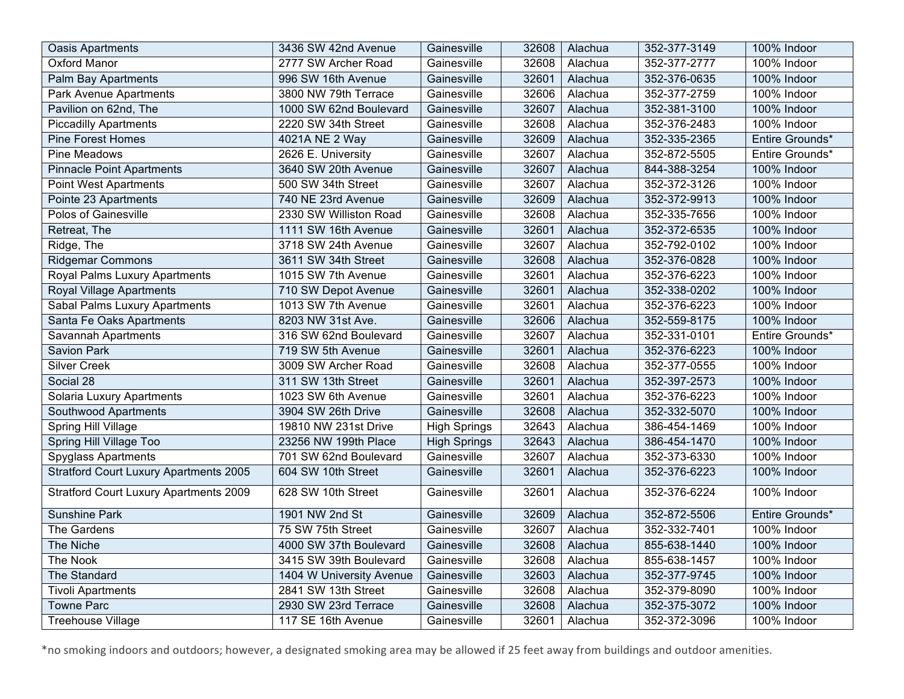| Oasis Apartments | 3436 SW 42nd Avenue | Gainesville | 32608 | Alachua | 352-377-3149 | 100% Indoor |
|---|---|---|---|---|---|---|
| Oxford Manor | 2777 SW Archer Road | Gainesville | 32608 | Alachua | 352-377-2777 | 100% Indoor |
| Palm Bay Apartments | 996 SW 16th Avenue | Gainesville | 32601 | Alachua | 352-376-0635 | 100% Indoor |
| Park Avenue Apartments | 3800 NW 79th Terrace | Gainesville | 32606 | Alachua | 352-377-2759 | 100% Indoor |
| Pavilion on 62nd, The | 1000 SW 62nd Boulevard | Gainesville | 32607 | Alachua | 352-381-3100 | 100% Indoor |
| Piccadilly Apartments | 2220 SW 34th Street | Gainesville | 32608 | Alachua | 352-376-2483 | 100% Indoor |
| Pine Forest Homes | 4021A NE 2 Way | Gainesville | 32609 | Alachua | 352-335-2365 | Entire Grounds* |
| Pine Meadows | 2626 E. University | Gainesville | 32607 | Alachua | 352-872-5505 | Entire Grounds* |
| Pinnacle Point Apartments | 3640 SW 20th Avenue | Gainesville | 32607 | Alachua | 844-388-3254 | 100% Indoor |
| Point West Apartments | 500 SW 34th Street | Gainesville | 32607 | Alachua | 352-372-3126 | 100% Indoor |
| Pointe 23 Apartments | 740 NE 23rd Avenue | Gainesville | 32609 | Alachua | 352-372-9913 | 100% Indoor |
| Polos of Gainesville | 2330 SW Williston Road | Gainesville | 32608 | Alachua | 352-335-7656 | 100% Indoor |
| Retreat, The | 1111 SW 16th Avenue | Gainesville | 32601 | Alachua | 352-372-6535 | 100% Indoor |
| Ridge, The | 3718 SW 24th Avenue | Gainesville | 32607 | Alachua | 352-792-0102 | 100% Indoor |
| Ridgemar Commons | 3611 SW 34th Street | Gainesville | 32608 | Alachua | 352-376-0828 | 100% Indoor |
| Royal Palms Luxury Apartments | 1015 SW 7th Avenue | Gainesville | 32601 | Alachua | 352-376-6223 | 100% Indoor |
| Royal Village Apartments | 710 SW Depot Avenue | Gainesville | 32601 | Alachua | 352-338-0202 | 100% Indoor |
| Sabal Palms Luxury Apartments | 1013 SW 7th Avenue | Gainesville | 32601 | Alachua | 352-376-6223 | 100% Indoor |
| Santa Fe Oaks Apartments | 8203 NW 31st Ave. | Gainesville | 32606 | Alachua | 352-559-8175 | 100% Indoor |
| Savannah Apartments | 316 SW 62nd Boulevard | Gainesville | 32607 | Alachua | 352-331-0101 | Entire Grounds* |
| Savion Park | 719 SW 5th Avenue | Gainesville | 32601 | Alachua | 352-376-6223 | 100% Indoor |
| Silver Creek | 3009 SW Archer Road | Gainesville | 32608 | Alachua | 352-377-0555 | 100% Indoor |
| Social 28 | 311 SW 13th Street | Gainesville | 32601 | Alachua | 352-397-2573 | 100% Indoor |
| Solaria Luxury Apartments | 1023 SW 6th Avenue | Gainesville | 32601 | Alachua | 352-376-6223 | 100% Indoor |
| Southwood Apartments | 3904 SW 26th Drive | Gainesville | 32608 | Alachua | 352-332-5070 | 100% Indoor |
| Spring Hill Village | 19810 NW 231st Drive | High Springs | 32643 | Alachua | 386-454-1469 | 100% Indoor |
| Spring Hill Village Too | 23256 NW 199th Place | High Springs | 32643 | Alachua | 386-454-1470 | 100% Indoor |
| Spyglass Apartments | 701 SW 62nd Boulevard | Gainesville | 32607 | Alachua | 352-373-6330 | 100% Indoor |
| Stratford Court Luxury Apartments 2005 | 604 SW 10th Street | Gainesville | 32601 | Alachua | 352-376-6223 | 100% Indoor |
| Stratford Court Luxury Apartments 2009 | 628 SW 10th Street | Gainesville | 32601 | Alachua | 352-376-6224 | 100% Indoor |
| Sunshine Park | 1901 NW 2nd St | Gainesville | 32609 | Alachua | 352-872-5506 | Entire Grounds* |
| The Gardens | 75 SW 75th Street | Gainesville | 32607 | Alachua | 352-332-7401 | 100% Indoor |
| The Niche | 4000 SW 37th Boulevard | Gainesville | 32608 | Alachua | 855-638-1440 | 100% Indoor |
| The Nook | 3415 SW 39th Boulevard | Gainesville | 32608 | Alachua | 855-638-1457 | 100% Indoor |
| The Standard | 1404 W University Avenue | Gainesville | 32603 | Alachua | 352-377-9745 | 100% Indoor |
| Tivoli Apartments | 2841 SW 13th Street | Gainesville | 32608 | Alachua | 352-379-8090 | 100% Indoor |
| Towne Parc | 2930 SW 23rd Terrace | Gainesville | 32608 | Alachua | 352-375-3072 | 100% Indoor |
| Treehouse Village | 117 SE 16th Avenue | Gainesville | 32601 | Alachua | 352-372-3096 | 100% Indoor |

*no smoking indoors and outdoors; however, a designated smoking area may be allowed if 25 feet away from buildings and outdoor amenities.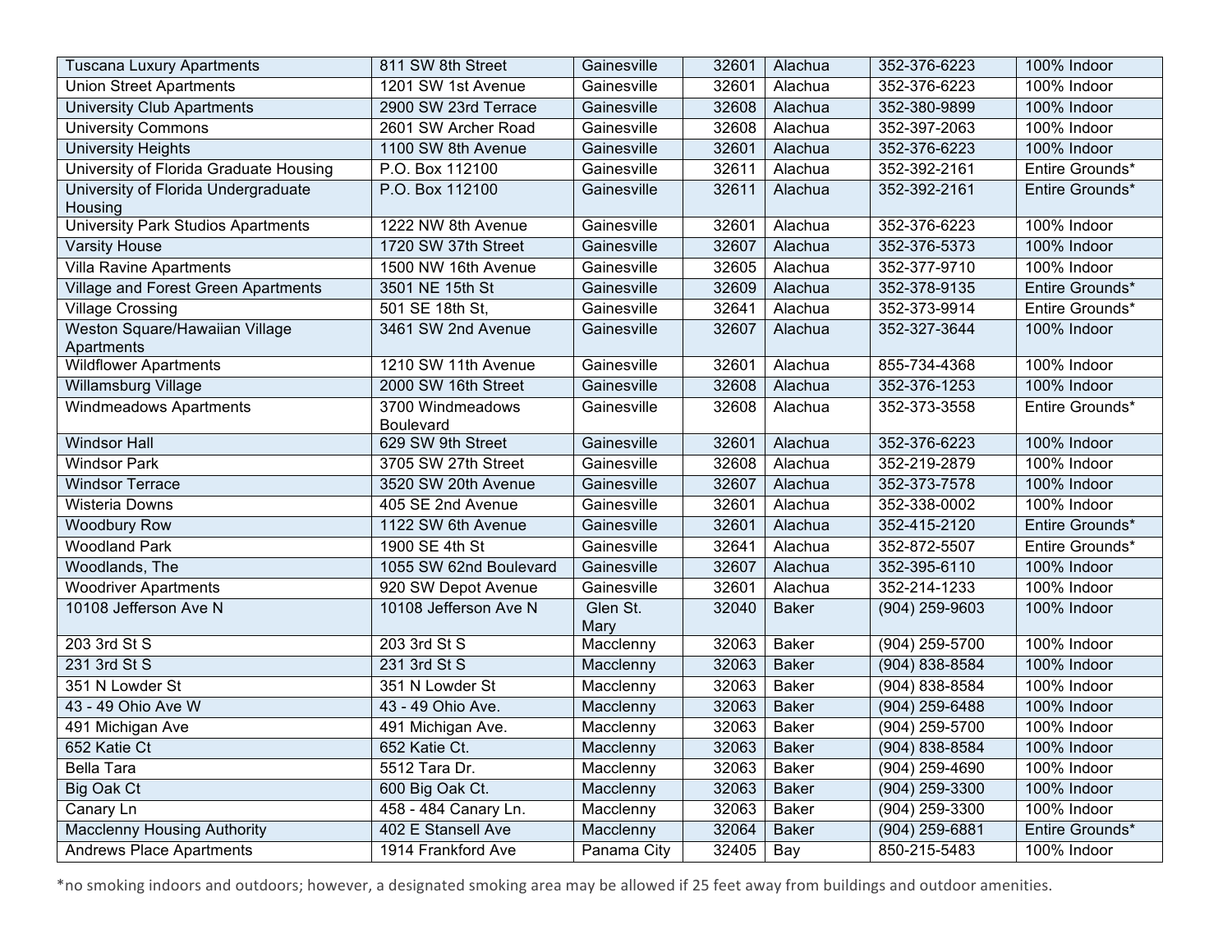| | | | | | | |
|---|---|---|---|---|---|---|
| Tuscana Luxury Apartments | 811 SW 8th Street | Gainesville | 32601 | Alachua | 352-376-6223 | 100% Indoor |
| Union Street Apartments | 1201 SW 1st Avenue | Gainesville | 32601 | Alachua | 352-376-6223 | 100% Indoor |
| University Club Apartments | 2900 SW 23rd Terrace | Gainesville | 32608 | Alachua | 352-380-9899 | 100% Indoor |
| University Commons | 2601 SW Archer Road | Gainesville | 32608 | Alachua | 352-397-2063 | 100% Indoor |
| University Heights | 1100 SW 8th Avenue | Gainesville | 32601 | Alachua | 352-376-6223 | 100% Indoor |
| University of Florida Graduate Housing | P.O. Box 112100 | Gainesville | 32611 | Alachua | 352-392-2161 | Entire Grounds* |
| University of Florida Undergraduate Housing | P.O. Box 112100 | Gainesville | 32611 | Alachua | 352-392-2161 | Entire Grounds* |
| University Park Studios Apartments | 1222 NW 8th Avenue | Gainesville | 32601 | Alachua | 352-376-6223 | 100% Indoor |
| Varsity House | 1720 SW 37th Street | Gainesville | 32607 | Alachua | 352-376-5373 | 100% Indoor |
| Villa Ravine Apartments | 1500 NW 16th Avenue | Gainesville | 32605 | Alachua | 352-377-9710 | 100% Indoor |
| Village and Forest Green Apartments | 3501 NE 15th St | Gainesville | 32609 | Alachua | 352-378-9135 | Entire Grounds* |
| Village Crossing | 501 SE 18th St, | Gainesville | 32641 | Alachua | 352-373-9914 | Entire Grounds* |
| Weston Square/Hawaiian Village Apartments | 3461 SW 2nd Avenue | Gainesville | 32607 | Alachua | 352-327-3644 | 100% Indoor |
| Wildflower Apartments | 1210 SW 11th Avenue | Gainesville | 32601 | Alachua | 855-734-4368 | 100% Indoor |
| Willamsburg Village | 2000 SW 16th Street | Gainesville | 32608 | Alachua | 352-376-1253 | 100% Indoor |
| Windmeadows Apartments | 3700 Windmeadows Boulevard | Gainesville | 32608 | Alachua | 352-373-3558 | Entire Grounds* |
| Windsor Hall | 629 SW 9th Street | Gainesville | 32601 | Alachua | 352-376-6223 | 100% Indoor |
| Windsor Park | 3705 SW 27th Street | Gainesville | 32608 | Alachua | 352-219-2879 | 100% Indoor |
| Windsor Terrace | 3520 SW 20th Avenue | Gainesville | 32607 | Alachua | 352-373-7578 | 100% Indoor |
| Wisteria Downs | 405 SE 2nd Avenue | Gainesville | 32601 | Alachua | 352-338-0002 | 100% Indoor |
| Woodbury Row | 1122 SW 6th Avenue | Gainesville | 32601 | Alachua | 352-415-2120 | Entire Grounds* |
| Woodland Park | 1900 SE 4th St | Gainesville | 32641 | Alachua | 352-872-5507 | Entire Grounds* |
| Woodlands, The | 1055 SW 62nd Boulevard | Gainesville | 32607 | Alachua | 352-395-6110 | 100% Indoor |
| Woodriver Apartments | 920 SW Depot Avenue | Gainesville | 32601 | Alachua | 352-214-1233 | 100% Indoor |
| 10108 Jefferson Ave N | 10108 Jefferson Ave N | Glen St. Mary | 32040 | Baker | (904) 259-9603 | 100% Indoor |
| 203 3rd St S | 203 3rd St S | Macclenny | 32063 | Baker | (904) 259-5700 | 100% Indoor |
| 231 3rd St S | 231 3rd St S | Macclenny | 32063 | Baker | (904) 838-8584 | 100% Indoor |
| 351 N Lowder St | 351 N Lowder St | Macclenny | 32063 | Baker | (904) 838-8584 | 100% Indoor |
| 43 - 49 Ohio Ave W | 43 - 49 Ohio Ave. | Macclenny | 32063 | Baker | (904) 259-6488 | 100% Indoor |
| 491 Michigan Ave | 491 Michigan Ave. | Macclenny | 32063 | Baker | (904) 259-5700 | 100% Indoor |
| 652 Katie Ct | 652 Katie Ct. | Macclenny | 32063 | Baker | (904) 838-8584 | 100% Indoor |
| Bella Tara | 5512 Tara Dr. | Macclenny | 32063 | Baker | (904) 259-4690 | 100% Indoor |
| Big Oak Ct | 600 Big Oak Ct. | Macclenny | 32063 | Baker | (904) 259-3300 | 100% Indoor |
| Canary Ln | 458 - 484 Canary Ln. | Macclenny | 32063 | Baker | (904) 259-3300 | 100% Indoor |
| Macclenny Housing Authority | 402 E Stansell Ave | Macclenny | 32064 | Baker | (904) 259-6881 | Entire Grounds* |
| Andrews Place Apartments | 1914 Frankford Ave | Panama City | 32405 | Bay | 850-215-5483 | 100% Indoor |

*no smoking indoors and outdoors; however, a designated smoking area may be allowed if 25 feet away from buildings and outdoor amenities.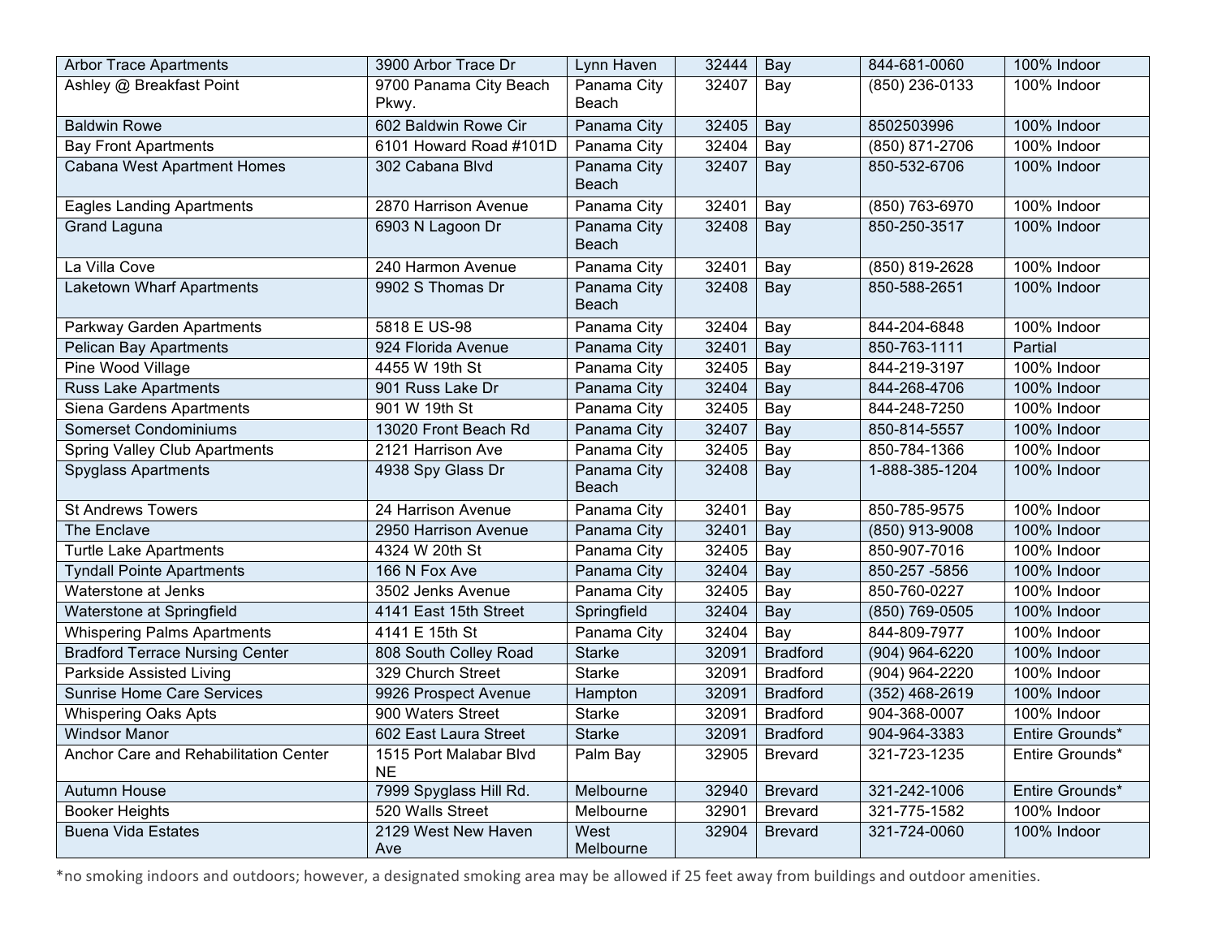| | | | | | | |
|---|---|---|---|---|---|---|
| Arbor Trace Apartments | 3900 Arbor Trace Dr | Lynn Haven | 32444 | Bay | 844-681-0060 | 100% Indoor |
| Ashley @ Breakfast Point | 9700 Panama City Beach Pkwy. | Panama City Beach | 32407 | Bay | (850) 236-0133 | 100% Indoor |
| Baldwin Rowe | 602 Baldwin Rowe Cir | Panama City | 32405 | Bay | 8502503996 | 100% Indoor |
| Bay Front Apartments | 6101 Howard Road #101D | Panama City | 32404 | Bay | (850) 871-2706 | 100% Indoor |
| Cabana West Apartment Homes | 302 Cabana Blvd | Panama City Beach | 32407 | Bay | 850-532-6706 | 100% Indoor |
| Eagles Landing Apartments | 2870 Harrison Avenue | Panama City | 32401 | Bay | (850) 763-6970 | 100% Indoor |
| Grand Laguna | 6903 N Lagoon Dr | Panama City Beach | 32408 | Bay | 850-250-3517 | 100% Indoor |
| La Villa Cove | 240 Harmon Avenue | Panama City | 32401 | Bay | (850) 819-2628 | 100% Indoor |
| Laketown Wharf Apartments | 9902 S Thomas Dr | Panama City Beach | 32408 | Bay | 850-588-2651 | 100% Indoor |
| Parkway Garden Apartments | 5818 E US-98 | Panama City | 32404 | Bay | 844-204-6848 | 100% Indoor |
| Pelican Bay Apartments | 924 Florida Avenue | Panama City | 32401 | Bay | 850-763-1111 | Partial |
| Pine Wood Village | 4455 W 19th St | Panama City | 32405 | Bay | 844-219-3197 | 100% Indoor |
| Russ Lake Apartments | 901 Russ Lake Dr | Panama City | 32404 | Bay | 844-268-4706 | 100% Indoor |
| Siena Gardens Apartments | 901 W 19th St | Panama City | 32405 | Bay | 844-248-7250 | 100% Indoor |
| Somerset Condominiums | 13020 Front Beach Rd | Panama City | 32407 | Bay | 850-814-5557 | 100% Indoor |
| Spring Valley Club Apartments | 2121 Harrison Ave | Panama City | 32405 | Bay | 850-784-1366 | 100% Indoor |
| Spyglass Apartments | 4938 Spy Glass Dr | Panama City Beach | 32408 | Bay | 1-888-385-1204 | 100% Indoor |
| St Andrews Towers | 24 Harrison Avenue | Panama City | 32401 | Bay | 850-785-9575 | 100% Indoor |
| The Enclave | 2950 Harrison Avenue | Panama City | 32401 | Bay | (850) 913-9008 | 100% Indoor |
| Turtle Lake Apartments | 4324 W 20th St | Panama City | 32405 | Bay | 850-907-7016 | 100% Indoor |
| Tyndall Pointe Apartments | 166 N Fox Ave | Panama City | 32404 | Bay | 850-257 -5856 | 100% Indoor |
| Waterstone at Jenks | 3502 Jenks Avenue | Panama City | 32405 | Bay | 850-760-0227 | 100% Indoor |
| Waterstone at Springfield | 4141 East 15th Street | Springfield | 32404 | Bay | (850) 769-0505 | 100% Indoor |
| Whispering Palms Apartments | 4141 E 15th St | Panama City | 32404 | Bay | 844-809-7977 | 100% Indoor |
| Bradford Terrace Nursing Center | 808 South Colley Road | Starke | 32091 | Bradford | (904) 964-6220 | 100% Indoor |
| Parkside Assisted Living | 329 Church Street | Starke | 32091 | Bradford | (904) 964-2220 | 100% Indoor |
| Sunrise Home Care Services | 9926 Prospect Avenue | Hampton | 32091 | Bradford | (352) 468-2619 | 100% Indoor |
| Whispering Oaks Apts | 900 Waters Street | Starke | 32091 | Bradford | 904-368-0007 | 100% Indoor |
| Windsor Manor | 602 East Laura Street | Starke | 32091 | Bradford | 904-964-3383 | Entire Grounds* |
| Anchor Care and Rehabilitation Center | 1515 Port Malabar Blvd NE | Palm Bay | 32905 | Brevard | 321-723-1235 | Entire Grounds* |
| Autumn House | 7999 Spyglass Hill Rd. | Melbourne | 32940 | Brevard | 321-242-1006 | Entire Grounds* |
| Booker Heights | 520 Walls Street | Melbourne | 32901 | Brevard | 321-775-1582 | 100% Indoor |
| Buena Vida Estates | 2129 West New Haven Ave | West Melbourne | 32904 | Brevard | 321-724-0060 | 100% Indoor |

*no smoking indoors and outdoors; however, a designated smoking area may be allowed if 25 feet away from buildings and outdoor amenities.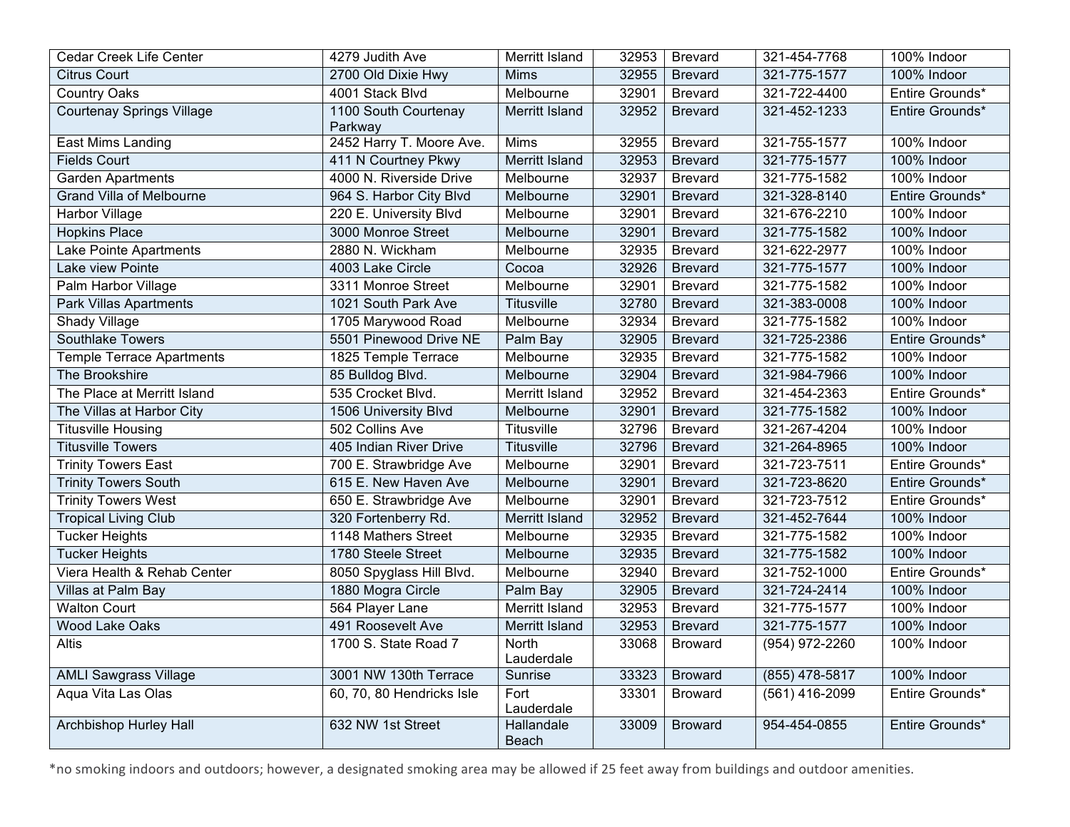| Cedar Creek Life Center | 4279 Judith Ave | Merritt Island | 32953 | Brevard | 321-454-7768 | 100% Indoor |
|---|---|---|---|---|---|---|
| Citrus Court | 2700 Old Dixie Hwy | Mims | 32955 | Brevard | 321-775-1577 | 100% Indoor |
| Country Oaks | 4001 Stack Blvd | Melbourne | 32901 | Brevard | 321-722-4400 | Entire Grounds* |
| Courtenay Springs Village | 1100 South Courtenay Parkway | Merritt Island | 32952 | Brevard | 321-452-1233 | Entire Grounds* |
| East Mims Landing | 2452 Harry T. Moore Ave. | Mims | 32955 | Brevard | 321-755-1577 | 100% Indoor |
| Fields Court | 411 N Courtney Pkwy | Merritt Island | 32953 | Brevard | 321-775-1577 | 100% Indoor |
| Garden Apartments | 4000 N. Riverside Drive | Melbourne | 32937 | Brevard | 321-775-1582 | 100% Indoor |
| Grand Villa of Melbourne | 964 S. Harbor City Blvd | Melbourne | 32901 | Brevard | 321-328-8140 | Entire Grounds* |
| Harbor Village | 220 E. University Blvd | Melbourne | 32901 | Brevard | 321-676-2210 | 100% Indoor |
| Hopkins Place | 3000 Monroe Street | Melbourne | 32901 | Brevard | 321-775-1582 | 100% Indoor |
| Lake Pointe Apartments | 2880 N. Wickham | Melbourne | 32935 | Brevard | 321-622-2977 | 100% Indoor |
| Lake view Pointe | 4003 Lake Circle | Cocoa | 32926 | Brevard | 321-775-1577 | 100% Indoor |
| Palm Harbor Village | 3311 Monroe Street | Melbourne | 32901 | Brevard | 321-775-1582 | 100% Indoor |
| Park Villas Apartments | 1021 South Park Ave | Titusville | 32780 | Brevard | 321-383-0008 | 100% Indoor |
| Shady Village | 1705 Marywood Road | Melbourne | 32934 | Brevard | 321-775-1582 | 100% Indoor |
| Southlake Towers | 5501 Pinewood Drive NE | Palm Bay | 32905 | Brevard | 321-725-2386 | Entire Grounds* |
| Temple Terrace Apartments | 1825 Temple Terrace | Melbourne | 32935 | Brevard | 321-775-1582 | 100% Indoor |
| The Brookshire | 85 Bulldog Blvd. | Melbourne | 32904 | Brevard | 321-984-7966 | 100% Indoor |
| The Place at Merritt Island | 535 Crocket Blvd. | Merritt Island | 32952 | Brevard | 321-454-2363 | Entire Grounds* |
| The Villas at Harbor City | 1506 University Blvd | Melbourne | 32901 | Brevard | 321-775-1582 | 100% Indoor |
| Titusville Housing | 502 Collins Ave | Titusville | 32796 | Brevard | 321-267-4204 | 100% Indoor |
| Titusville Towers | 405 Indian River Drive | Titusville | 32796 | Brevard | 321-264-8965 | 100% Indoor |
| Trinity Towers East | 700 E. Strawbridge Ave | Melbourne | 32901 | Brevard | 321-723-7511 | Entire Grounds* |
| Trinity Towers South | 615 E. New Haven Ave | Melbourne | 32901 | Brevard | 321-723-8620 | Entire Grounds* |
| Trinity Towers West | 650 E. Strawbridge Ave | Melbourne | 32901 | Brevard | 321-723-7512 | Entire Grounds* |
| Tropical Living Club | 320 Fortenberry Rd. | Merritt Island | 32952 | Brevard | 321-452-7644 | 100% Indoor |
| Tucker Heights | 1148 Mathers Street | Melbourne | 32935 | Brevard | 321-775-1582 | 100% Indoor |
| Tucker Heights | 1780 Steele Street | Melbourne | 32935 | Brevard | 321-775-1582 | 100% Indoor |
| Viera Health & Rehab Center | 8050 Spyglass Hill Blvd. | Melbourne | 32940 | Brevard | 321-752-1000 | Entire Grounds* |
| Villas at Palm Bay | 1880 Mogra Circle | Palm Bay | 32905 | Brevard | 321-724-2414 | 100% Indoor |
| Walton Court | 564 Player Lane | Merritt Island | 32953 | Brevard | 321-775-1577 | 100% Indoor |
| Wood Lake Oaks | 491 Roosevelt Ave | Merritt Island | 32953 | Brevard | 321-775-1577 | 100% Indoor |
| Altis | 1700 S. State Road 7 | North Lauderdale | 33068 | Broward | (954) 972-2260 | 100% Indoor |
| AMLI Sawgrass Village | 3001 NW 130th Terrace | Sunrise | 33323 | Broward | (855) 478-5817 | 100% Indoor |
| Aqua Vita Las Olas | 60, 70, 80 Hendricks Isle | Fort Lauderdale | 33301 | Broward | (561) 416-2099 | Entire Grounds* |
| Archbishop Hurley Hall | 632 NW 1st Street | Hallandale Beach | 33009 | Broward | 954-454-0855 | Entire Grounds* |

*no smoking indoors and outdoors; however, a designated smoking area may be allowed if 25 feet away from buildings and outdoor amenities.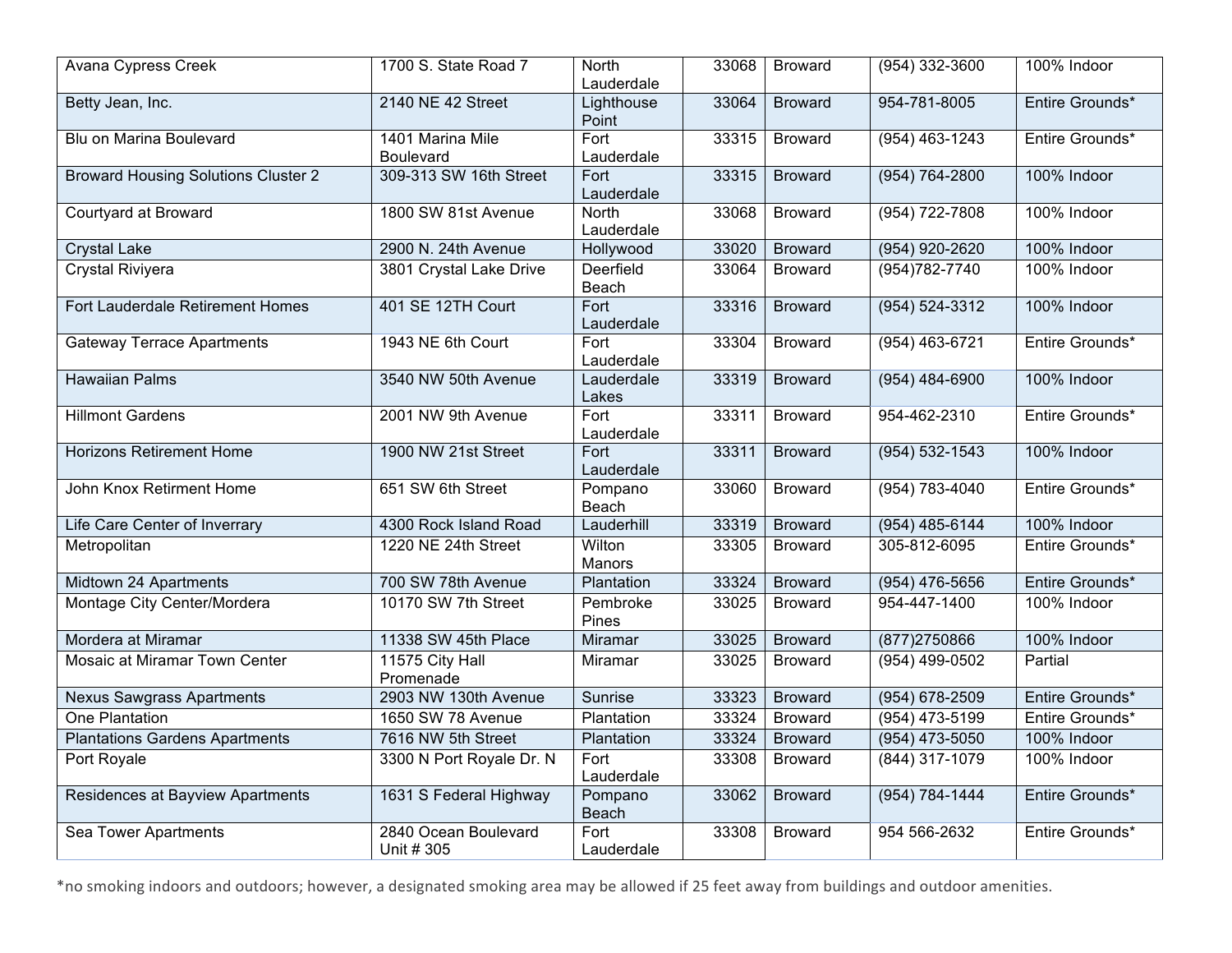| | | | | | | |
|---|---|---|---|---|---|---|
| Avana Cypress Creek | 1700 S. State Road 7 | North Lauderdale | 33068 | Broward | (954) 332-3600 | 100% Indoor |
| Betty Jean, Inc. | 2140 NE 42 Street | Lighthouse Point | 33064 | Broward | 954-781-8005 | Entire Grounds* |
| Blu on Marina Boulevard | 1401 Marina Mile Boulevard | Fort Lauderdale | 33315 | Broward | (954) 463-1243 | Entire Grounds* |
| Broward Housing Solutions Cluster 2 | 309-313 SW 16th Street | Fort Lauderdale | 33315 | Broward | (954) 764-2800 | 100% Indoor |
| Courtyard at Broward | 1800 SW 81st Avenue | North Lauderdale | 33068 | Broward | (954) 722-7808 | 100% Indoor |
| Crystal Lake | 2900 N. 24th Avenue | Hollywood | 33020 | Broward | (954) 920-2620 | 100% Indoor |
| Crystal Riviyera | 3801 Crystal Lake Drive | Deerfield Beach | 33064 | Broward | (954)782-7740 | 100% Indoor |
| Fort Lauderdale Retirement Homes | 401 SE 12TH Court | Fort Lauderdale | 33316 | Broward | (954) 524-3312 | 100% Indoor |
| Gateway Terrace Apartments | 1943 NE 6th Court | Fort Lauderdale | 33304 | Broward | (954) 463-6721 | Entire Grounds* |
| Hawaiian Palms | 3540 NW 50th Avenue | Lauderdale Lakes | 33319 | Broward | (954) 484-6900 | 100% Indoor |
| Hillmont Gardens | 2001 NW 9th Avenue | Fort Lauderdale | 33311 | Broward | 954-462-2310 | Entire Grounds* |
| Horizons Retirement Home | 1900 NW 21st Street | Fort Lauderdale | 33311 | Broward | (954) 532-1543 | 100% Indoor |
| John Knox Retirment Home | 651 SW 6th Street | Pompano Beach | 33060 | Broward | (954) 783-4040 | Entire Grounds* |
| Life Care Center of Inverrary | 4300 Rock Island Road | Lauderhill | 33319 | Broward | (954) 485-6144 | 100% Indoor |
| Metropolitan | 1220 NE 24th Street | Wilton Manors | 33305 | Broward | 305-812-6095 | Entire Grounds* |
| Midtown 24 Apartments | 700 SW 78th Avenue | Plantation | 33324 | Broward | (954) 476-5656 | Entire Grounds* |
| Montage City Center/Mordera | 10170 SW 7th Street | Pembroke Pines | 33025 | Broward | 954-447-1400 | 100% Indoor |
| Mordera at Miramar | 11338 SW 45th Place | Miramar | 33025 | Broward | (877)2750866 | 100% Indoor |
| Mosaic at Miramar Town Center | 11575 City Hall Promenade | Miramar | 33025 | Broward | (954) 499-0502 | Partial |
| Nexus Sawgrass Apartments | 2903 NW 130th Avenue | Sunrise | 33323 | Broward | (954) 678-2509 | Entire Grounds* |
| One Plantation | 1650 SW 78 Avenue | Plantation | 33324 | Broward | (954) 473-5199 | Entire Grounds* |
| Plantations Gardens Apartments | 7616 NW 5th Street | Plantation | 33324 | Broward | (954) 473-5050 | 100% Indoor |
| Port Royale | 3300 N Port Royale Dr. N | Fort Lauderdale | 33308 | Broward | (844) 317-1079 | 100% Indoor |
| Residences at Bayview Apartments | 1631 S Federal Highway | Pompano Beach | 33062 | Broward | (954) 784-1444 | Entire Grounds* |
| Sea Tower Apartments | 2840 Ocean Boulevard Unit # 305 | Fort Lauderdale | 33308 | Broward | 954 566-2632 | Entire Grounds* |

*no smoking indoors and outdoors; however, a designated smoking area may be allowed if 25 feet away from buildings and outdoor amenities.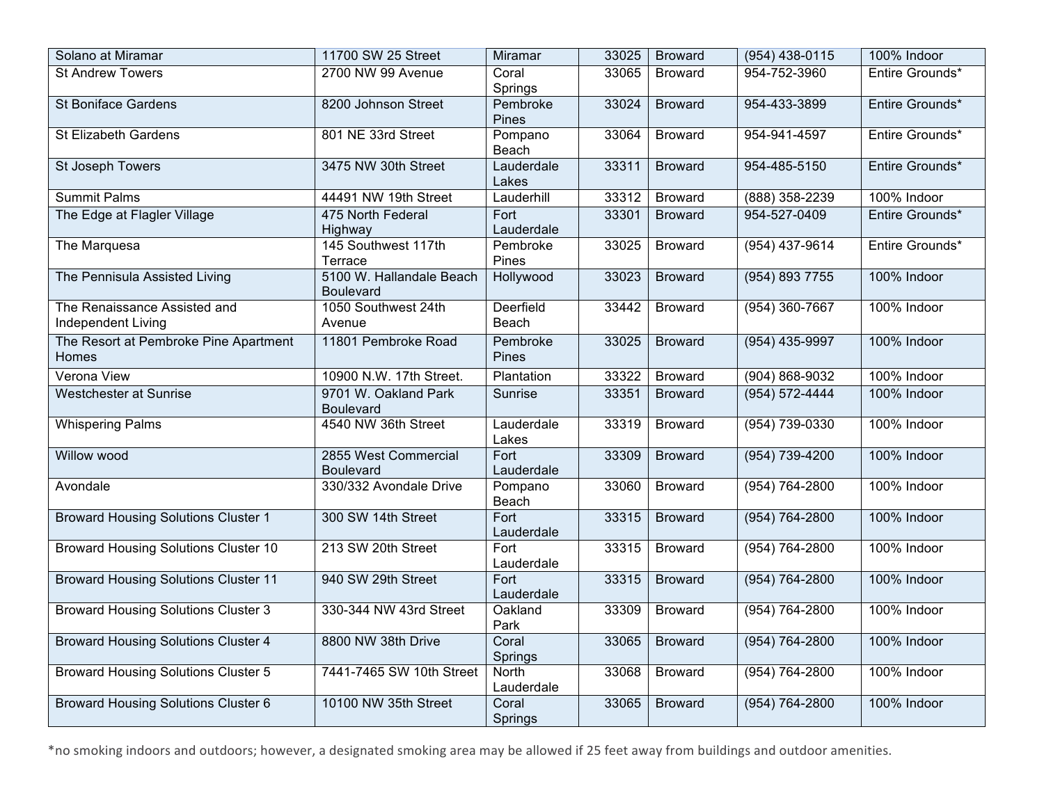| | | | | | | |
|---|---|---|---|---|---|---|
| Solano at Miramar | 11700 SW 25 Street | Miramar | 33025 | Broward | (954) 438-0115 | 100% Indoor |
| St Andrew Towers | 2700 NW 99 Avenue | Coral Springs | 33065 | Broward | 954-752-3960 | Entire Grounds* |
| St Boniface Gardens | 8200 Johnson Street | Pembroke Pines | 33024 | Broward | 954-433-3899 | Entire Grounds* |
| St Elizabeth Gardens | 801 NE 33rd Street | Pompano Beach | 33064 | Broward | 954-941-4597 | Entire Grounds* |
| St Joseph Towers | 3475 NW 30th Street | Lauderdale Lakes | 33311 | Broward | 954-485-5150 | Entire Grounds* |
| Summit Palms | 44491 NW 19th Street | Lauderhill | 33312 | Broward | (888) 358-2239 | 100% Indoor |
| The Edge at Flagler Village | 475 North Federal Highway | Fort Lauderdale | 33301 | Broward | 954-527-0409 | Entire Grounds* |
| The Marquesa | 145 Southwest 117th Terrace | Pembroke Pines | 33025 | Broward | (954) 437-9614 | Entire Grounds* |
| The Pennisula Assisted Living | 5100 W. Hallandale Beach Boulevard | Hollywood | 33023 | Broward | (954) 893 7755 | 100% Indoor |
| The Renaissance Assisted and Independent Living | 1050 Southwest 24th Avenue | Deerfield Beach | 33442 | Broward | (954) 360-7667 | 100% Indoor |
| The Resort at Pembroke Pine Apartment Homes | 11801 Pembroke Road | Pembroke Pines | 33025 | Broward | (954) 435-9997 | 100% Indoor |
| Verona View | 10900 N.W. 17th Street. | Plantation | 33322 | Broward | (904) 868-9032 | 100% Indoor |
| Westchester at Sunrise | 9701 W. Oakland Park Boulevard | Sunrise | 33351 | Broward | (954) 572-4444 | 100% Indoor |
| Whispering Palms | 4540 NW 36th Street | Lauderdale Lakes | 33319 | Broward | (954) 739-0330 | 100% Indoor |
| Willow wood | 2855 West Commercial Boulevard | Fort Lauderdale | 33309 | Broward | (954) 739-4200 | 100% Indoor |
| Avondale | 330/332 Avondale Drive | Pompano Beach | 33060 | Broward | (954) 764-2800 | 100% Indoor |
| Broward Housing Solutions Cluster 1 | 300 SW 14th Street | Fort Lauderdale | 33315 | Broward | (954) 764-2800 | 100% Indoor |
| Broward Housing Solutions Cluster 10 | 213 SW 20th Street | Fort Lauderdale | 33315 | Broward | (954) 764-2800 | 100% Indoor |
| Broward Housing Solutions Cluster 11 | 940 SW 29th Street | Fort Lauderdale | 33315 | Broward | (954) 764-2800 | 100% Indoor |
| Broward Housing Solutions Cluster 3 | 330-344 NW 43rd Street | Oakland Park | 33309 | Broward | (954) 764-2800 | 100% Indoor |
| Broward Housing Solutions Cluster 4 | 8800 NW 38th Drive | Coral Springs | 33065 | Broward | (954) 764-2800 | 100% Indoor |
| Broward Housing Solutions Cluster 5 | 7441-7465 SW 10th Street | North Lauderdale | 33068 | Broward | (954) 764-2800 | 100% Indoor |
| Broward Housing Solutions Cluster 6 | 10100 NW 35th Street | Coral Springs | 33065 | Broward | (954) 764-2800 | 100% Indoor |

*no smoking indoors and outdoors; however, a designated smoking area may be allowed if 25 feet away from buildings and outdoor amenities.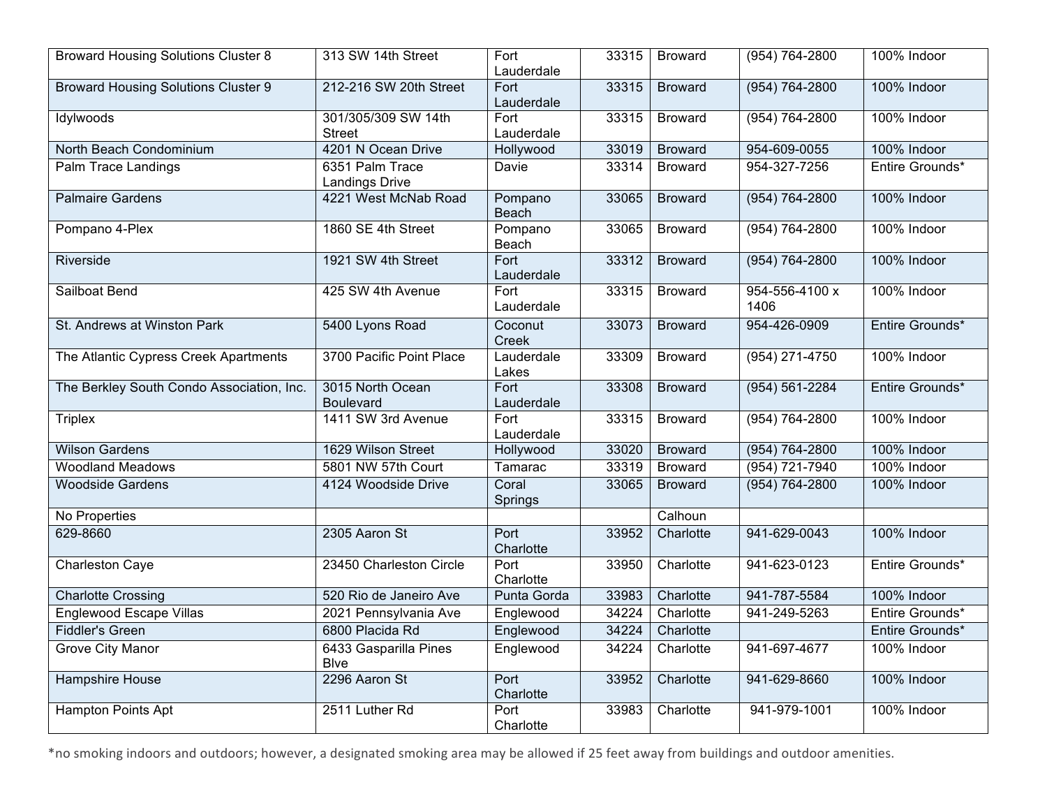| | | | | | | |
|---|---|---|---|---|---|---|
| Broward Housing Solutions Cluster 8 | 313 SW 14th Street | Fort Lauderdale | 33315 | Broward | (954) 764-2800 | 100% Indoor |
| Broward Housing Solutions Cluster 9 | 212-216 SW 20th Street | Fort Lauderdale | 33315 | Broward | (954) 764-2800 | 100% Indoor |
| Idylwoods | 301/305/309 SW 14th Street | Fort Lauderdale | 33315 | Broward | (954) 764-2800 | 100% Indoor |
| North Beach Condominium | 4201 N Ocean Drive | Hollywood | 33019 | Broward | 954-609-0055 | 100% Indoor |
| Palm Trace Landings | 6351 Palm Trace Landings Drive | Davie | 33314 | Broward | 954-327-7256 | Entire Grounds* |
| Palmaire Gardens | 4221 West McNab Road | Pompano Beach | 33065 | Broward | (954) 764-2800 | 100% Indoor |
| Pompano 4-Plex | 1860 SE 4th Street | Pompano Beach | 33065 | Broward | (954) 764-2800 | 100% Indoor |
| Riverside | 1921 SW 4th Street | Fort Lauderdale | 33312 | Broward | (954) 764-2800 | 100% Indoor |
| Sailboat Bend | 425 SW 4th Avenue | Fort Lauderdale | 33315 | Broward | 954-556-4100 x 1406 | 100% Indoor |
| St. Andrews at Winston Park | 5400 Lyons Road | Coconut Creek | 33073 | Broward | 954-426-0909 | Entire Grounds* |
| The Atlantic Cypress Creek Apartments | 3700 Pacific Point Place | Lauderdale Lakes | 33309 | Broward | (954) 271-4750 | 100% Indoor |
| The Berkley South Condo Association, Inc. | 3015 North Ocean Boulevard | Fort Lauderdale | 33308 | Broward | (954) 561-2284 | Entire Grounds* |
| Triplex | 1411 SW 3rd Avenue | Fort Lauderdale | 33315 | Broward | (954) 764-2800 | 100% Indoor |
| Wilson Gardens | 1629 Wilson Street | Hollywood | 33020 | Broward | (954) 764-2800 | 100% Indoor |
| Woodland Meadows | 5801 NW 57th Court | Tamarac | 33319 | Broward | (954) 721-7940 | 100% Indoor |
| Woodside Gardens | 4124 Woodside Drive | Coral Springs | 33065 | Broward | (954) 764-2800 | 100% Indoor |
| No Properties | | | | Calhoun | | |
| 629-8660 | 2305 Aaron St | Port Charlotte | 33952 | Charlotte | 941-629-0043 | 100% Indoor |
| Charleston Caye | 23450 Charleston Circle | Port Charlotte | 33950 | Charlotte | 941-623-0123 | Entire Grounds* |
| Charlotte Crossing | 520 Rio de Janeiro Ave | Punta Gorda | 33983 | Charlotte | 941-787-5584 | 100% Indoor |
| Englewood Escape Villas | 2021 Pennsylvania Ave | Englewood | 34224 | Charlotte | 941-249-5263 | Entire Grounds* |
| Fiddler's Green | 6800 Placida Rd | Englewood | 34224 | Charlotte | | Entire Grounds* |
| Grove City Manor | 6433 Gasparilla Pines Blve | Englewood | 34224 | Charlotte | 941-697-4677 | 100% Indoor |
| Hampshire House | 2296 Aaron St | Port Charlotte | 33952 | Charlotte | 941-629-8660 | 100% Indoor |
| Hampton Points Apt | 2511 Luther Rd | Port Charlotte | 33983 | Charlotte | 941-979-1001 | 100% Indoor |

*no smoking indoors and outdoors; however, a designated smoking area may be allowed if 25 feet away from buildings and outdoor amenities.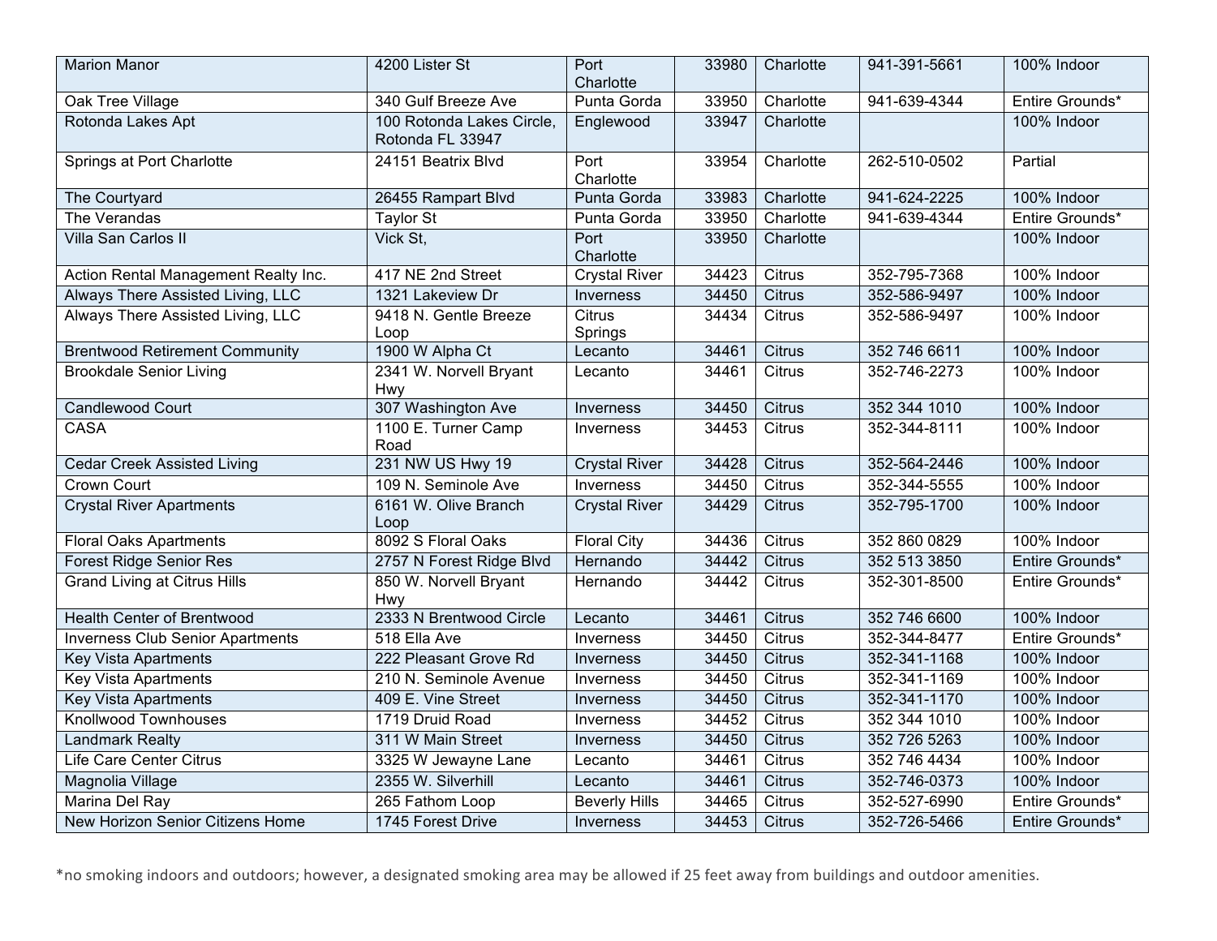| | | | | | | |
|---|---|---|---|---|---|---|
| Marion Manor | 4200 Lister St | Port Charlotte | 33980 | Charlotte | 941-391-5661 | 100% Indoor |
| Oak Tree Village | 340 Gulf Breeze Ave | Punta Gorda | 33950 | Charlotte | 941-639-4344 | Entire Grounds* |
| Rotonda Lakes Apt | 100 Rotonda Lakes Circle, Rotonda FL 33947 | Englewood | 33947 | Charlotte | | 100% Indoor |
| Springs at Port Charlotte | 24151 Beatrix Blvd | Port Charlotte | 33954 | Charlotte | 262-510-0502 | Partial |
| The Courtyard | 26455 Rampart Blvd | Punta Gorda | 33983 | Charlotte | 941-624-2225 | 100% Indoor |
| The Verandas | Taylor St | Punta Gorda | 33950 | Charlotte | 941-639-4344 | Entire Grounds* |
| Villa San Carlos II | Vick St, | Port Charlotte | 33950 | Charlotte | | 100% Indoor |
| Action Rental Management Realty Inc. | 417 NE 2nd Street | Crystal River | 34423 | Citrus | 352-795-7368 | 100% Indoor |
| Always There Assisted Living, LLC | 1321 Lakeview Dr | Inverness | 34450 | Citrus | 352-586-9497 | 100% Indoor |
| Always There Assisted Living, LLC | 9418 N. Gentle Breeze Loop | Citrus Springs | 34434 | Citrus | 352-586-9497 | 100% Indoor |
| Brentwood Retirement Community | 1900 W Alpha Ct | Lecanto | 34461 | Citrus | 352 746 6611 | 100% Indoor |
| Brookdale Senior Living | 2341 W. Norvell Bryant Hwy | Lecanto | 34461 | Citrus | 352-746-2273 | 100% Indoor |
| Candlewood Court | 307 Washington Ave | Inverness | 34450 | Citrus | 352 344 1010 | 100% Indoor |
| CASA | 1100 E. Turner Camp Road | Inverness | 34453 | Citrus | 352-344-8111 | 100% Indoor |
| Cedar Creek Assisted Living | 231 NW US Hwy 19 | Crystal River | 34428 | Citrus | 352-564-2446 | 100% Indoor |
| Crown Court | 109 N. Seminole Ave | Inverness | 34450 | Citrus | 352-344-5555 | 100% Indoor |
| Crystal River Apartments | 6161 W. Olive Branch Loop | Crystal River | 34429 | Citrus | 352-795-1700 | 100% Indoor |
| Floral Oaks Apartments | 8092 S Floral Oaks | Floral City | 34436 | Citrus | 352 860 0829 | 100% Indoor |
| Forest Ridge Senior Res | 2757 N Forest Ridge Blvd | Hernando | 34442 | Citrus | 352 513 3850 | Entire Grounds* |
| Grand Living at Citrus Hills | 850 W. Norvell Bryant Hwy | Hernando | 34442 | Citrus | 352-301-8500 | Entire Grounds* |
| Health Center of Brentwood | 2333 N Brentwood Circle | Lecanto | 34461 | Citrus | 352 746 6600 | 100% Indoor |
| Inverness Club Senior Apartments | 518 Ella Ave | Inverness | 34450 | Citrus | 352-344-8477 | Entire Grounds* |
| Key Vista Apartments | 222 Pleasant Grove Rd | Inverness | 34450 | Citrus | 352-341-1168 | 100% Indoor |
| Key Vista Apartments | 210 N. Seminole Avenue | Inverness | 34450 | Citrus | 352-341-1169 | 100% Indoor |
| Key Vista Apartments | 409 E. Vine Street | Inverness | 34450 | Citrus | 352-341-1170 | 100% Indoor |
| Knollwood Townhouses | 1719 Druid Road | Inverness | 34452 | Citrus | 352 344 1010 | 100% Indoor |
| Landmark Realty | 311 W Main Street | Inverness | 34450 | Citrus | 352 726 5263 | 100% Indoor |
| Life Care Center Citrus | 3325 W Jewayne Lane | Lecanto | 34461 | Citrus | 352 746 4434 | 100% Indoor |
| Magnolia Village | 2355 W. Silverhill | Lecanto | 34461 | Citrus | 352-746-0373 | 100% Indoor |
| Marina Del Ray | 265 Fathom Loop | Beverly Hills | 34465 | Citrus | 352-527-6990 | Entire Grounds* |
| New Horizon Senior Citizens Home | 1745 Forest Drive | Inverness | 34453 | Citrus | 352-726-5466 | Entire Grounds* |

*no smoking indoors and outdoors; however, a designated smoking area may be allowed if 25 feet away from buildings and outdoor amenities.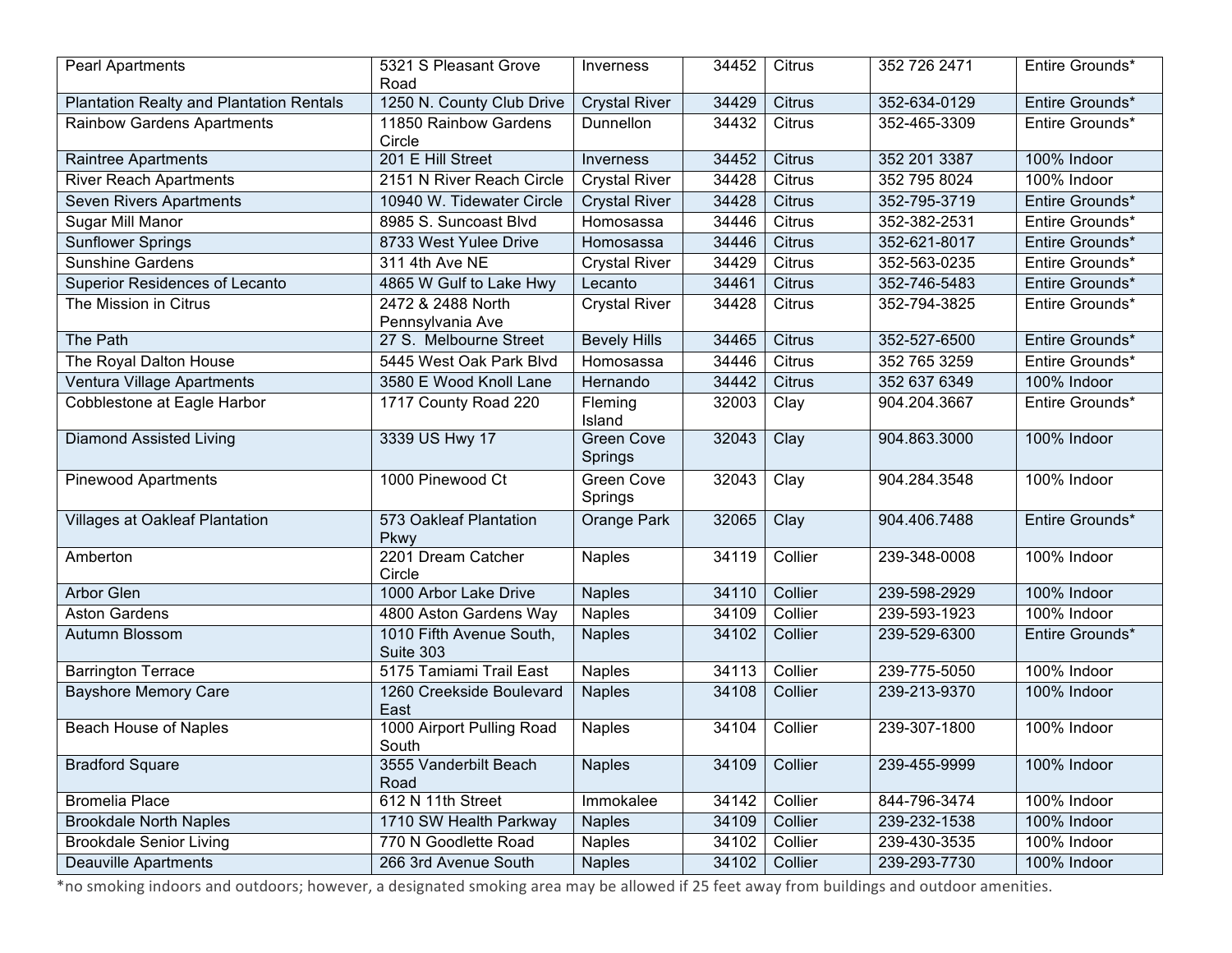| Pearl Apartments | 5321 S Pleasant Grove Road | Inverness | 34452 | Citrus | 352 726 2471 | Entire Grounds* |
|---|---|---|---|---|---|---|
| Plantation Realty and Plantation Rentals | 1250 N. County Club Drive | Crystal River | 34429 | Citrus | 352-634-0129 | Entire Grounds* |
| Rainbow Gardens Apartments | 11850 Rainbow Gardens Circle | Dunnellon | 34432 | Citrus | 352-465-3309 | Entire Grounds* |
| Raintree Apartments | 201 E Hill Street | Inverness | 34452 | Citrus | 352 201 3387 | 100% Indoor |
| River Reach Apartments | 2151 N River Reach Circle | Crystal River | 34428 | Citrus | 352 795 8024 | 100% Indoor |
| Seven Rivers Apartments | 10940 W. Tidewater Circle | Crystal River | 34428 | Citrus | 352-795-3719 | Entire Grounds* |
| Sugar Mill Manor | 8985 S. Suncoast Blvd | Homosassa | 34446 | Citrus | 352-382-2531 | Entire Grounds* |
| Sunflower Springs | 8733 West Yulee Drive | Homosassa | 34446 | Citrus | 352-621-8017 | Entire Grounds* |
| Sunshine Gardens | 311 4th Ave NE | Crystal River | 34429 | Citrus | 352-563-0235 | Entire Grounds* |
| Superior Residences of Lecanto | 4865 W Gulf to Lake Hwy | Lecanto | 34461 | Citrus | 352-746-5483 | Entire Grounds* |
| The Mission in Citrus | 2472 & 2488 North Pennsylvania Ave | Crystal River | 34428 | Citrus | 352-794-3825 | Entire Grounds* |
| The Path | 27 S. Melbourne Street | Bevely Hills | 34465 | Citrus | 352-527-6500 | Entire Grounds* |
| The Royal Dalton House | 5445 West Oak Park Blvd | Homosassa | 34446 | Citrus | 352 765 3259 | Entire Grounds* |
| Ventura Village Apartments | 3580 E Wood Knoll Lane | Hernando | 34442 | Citrus | 352 637 6349 | 100% Indoor |
| Cobblestone at Eagle Harbor | 1717 County Road 220 | Fleming Island | 32003 | Clay | 904.204.3667 | Entire Grounds* |
| Diamond Assisted Living | 3339 US Hwy 17 | Green Cove Springs | 32043 | Clay | 904.863.3000 | 100% Indoor |
| Pinewood Apartments | 1000 Pinewood Ct | Green Cove Springs | 32043 | Clay | 904.284.3548 | 100% Indoor |
| Villages at Oakleaf Plantation | 573 Oakleaf Plantation Pkwy | Orange Park | 32065 | Clay | 904.406.7488 | Entire Grounds* |
| Amberton | 2201 Dream Catcher Circle | Naples | 34119 | Collier | 239-348-0008 | 100% Indoor |
| Arbor Glen | 1000 Arbor Lake Drive | Naples | 34110 | Collier | 239-598-2929 | 100% Indoor |
| Aston Gardens | 4800 Aston Gardens Way | Naples | 34109 | Collier | 239-593-1923 | 100% Indoor |
| Autumn Blossom | 1010 Fifth Avenue South, Suite 303 | Naples | 34102 | Collier | 239-529-6300 | Entire Grounds* |
| Barrington Terrace | 5175 Tamiami Trail East | Naples | 34113 | Collier | 239-775-5050 | 100% Indoor |
| Bayshore Memory Care | 1260 Creekside Boulevard East | Naples | 34108 | Collier | 239-213-9370 | 100% Indoor |
| Beach House of Naples | 1000 Airport Pulling Road South | Naples | 34104 | Collier | 239-307-1800 | 100% Indoor |
| Bradford Square | 3555 Vanderbilt Beach Road | Naples | 34109 | Collier | 239-455-9999 | 100% Indoor |
| Bromelia Place | 612 N 11th Street | Immokalee | 34142 | Collier | 844-796-3474 | 100% Indoor |
| Brookdale North Naples | 1710 SW Health Parkway | Naples | 34109 | Collier | 239-232-1538 | 100% Indoor |
| Brookdale Senior Living | 770 N Goodlette Road | Naples | 34102 | Collier | 239-430-3535 | 100% Indoor |
| Deauville Apartments | 266 3rd Avenue South | Naples | 34102 | Collier | 239-293-7730 | 100% Indoor |

*no smoking indoors and outdoors; however, a designated smoking area may be allowed if 25 feet away from buildings and outdoor amenities.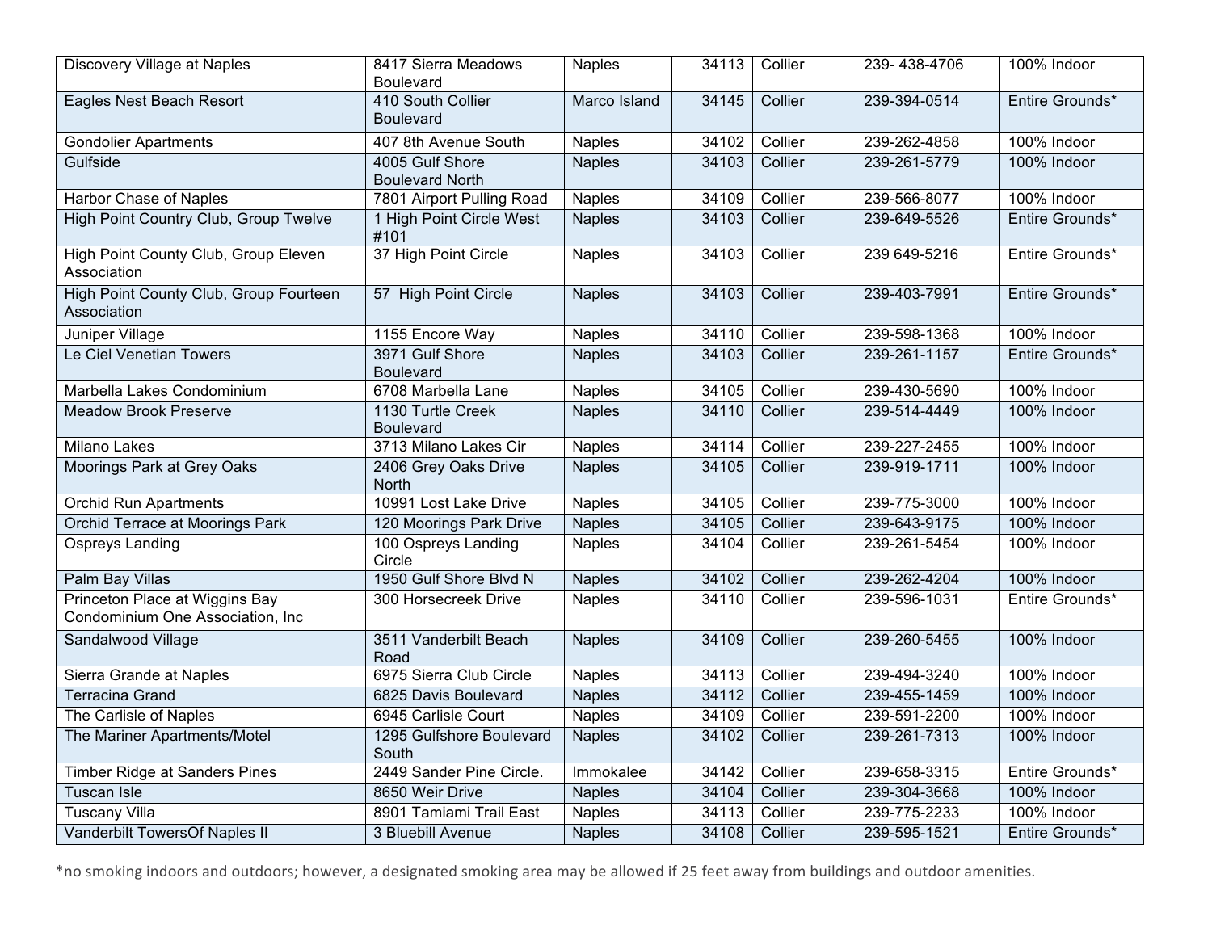| Discovery Village at Naples | 8417 Sierra Meadows Boulevard | Naples | 34113 | Collier | 239- 438-4706 | 100% Indoor |
|---|---|---|---|---|---|---|
| Eagles Nest Beach Resort | 410 South Collier Boulevard | Marco Island | 34145 | Collier | 239-394-0514 | Entire Grounds* |
| Gondolier Apartments | 407 8th Avenue South | Naples | 34102 | Collier | 239-262-4858 | 100% Indoor |
| Gulfside | 4005 Gulf Shore Boulevard North | Naples | 34103 | Collier | 239-261-5779 | 100% Indoor |
| Harbor Chase of Naples | 7801 Airport Pulling Road | Naples | 34109 | Collier | 239-566-8077 | 100% Indoor |
| High Point Country Club, Group Twelve | 1 High Point Circle West #101 | Naples | 34103 | Collier | 239-649-5526 | Entire Grounds* |
| High Point County Club, Group Eleven Association | 37 High Point Circle | Naples | 34103 | Collier | 239 649-5216 | Entire Grounds* |
| High Point County Club, Group Fourteen Association | 57 High Point Circle | Naples | 34103 | Collier | 239-403-7991 | Entire Grounds* |
| Juniper Village | 1155 Encore Way | Naples | 34110 | Collier | 239-598-1368 | 100% Indoor |
| Le Ciel Venetian Towers | 3971 Gulf Shore Boulevard | Naples | 34103 | Collier | 239-261-1157 | Entire Grounds* |
| Marbella Lakes Condominium | 6708 Marbella Lane | Naples | 34105 | Collier | 239-430-5690 | 100% Indoor |
| Meadow Brook Preserve | 1130 Turtle Creek Boulevard | Naples | 34110 | Collier | 239-514-4449 | 100% Indoor |
| Milano Lakes | 3713 Milano Lakes Cir | Naples | 34114 | Collier | 239-227-2455 | 100% Indoor |
| Moorings Park at Grey Oaks | 2406 Grey Oaks Drive North | Naples | 34105 | Collier | 239-919-1711 | 100% Indoor |
| Orchid Run Apartments | 10991 Lost Lake Drive | Naples | 34105 | Collier | 239-775-3000 | 100% Indoor |
| Orchid Terrace at Moorings Park | 120 Moorings Park Drive | Naples | 34105 | Collier | 239-643-9175 | 100% Indoor |
| Ospreys Landing | 100 Ospreys Landing Circle | Naples | 34104 | Collier | 239-261-5454 | 100% Indoor |
| Palm Bay Villas | 1950 Gulf Shore Blvd N | Naples | 34102 | Collier | 239-262-4204 | 100% Indoor |
| Princeton Place at Wiggins Bay Condominium One Association, Inc | 300 Horsecreek Drive | Naples | 34110 | Collier | 239-596-1031 | Entire Grounds* |
| Sandalwood Village | 3511 Vanderbilt Beach Road | Naples | 34109 | Collier | 239-260-5455 | 100% Indoor |
| Sierra Grande at Naples | 6975 Sierra Club Circle | Naples | 34113 | Collier | 239-494-3240 | 100% Indoor |
| Terracina Grand | 6825 Davis Boulevard | Naples | 34112 | Collier | 239-455-1459 | 100% Indoor |
| The Carlisle of Naples | 6945 Carlisle Court | Naples | 34109 | Collier | 239-591-2200 | 100% Indoor |
| The Mariner Apartments/Motel | 1295 Gulfshore Boulevard South | Naples | 34102 | Collier | 239-261-7313 | 100% Indoor |
| Timber Ridge at Sanders Pines | 2449 Sander Pine Circle. | Immokalee | 34142 | Collier | 239-658-3315 | Entire Grounds* |
| Tuscan Isle | 8650 Weir Drive | Naples | 34104 | Collier | 239-304-3668 | 100% Indoor |
| Tuscany Villa | 8901 Tamiami Trail East | Naples | 34113 | Collier | 239-775-2233 | 100% Indoor |
| Vanderbilt TowersOf Naples II | 3 Bluebill Avenue | Naples | 34108 | Collier | 239-595-1521 | Entire Grounds* |

*no smoking indoors and outdoors; however, a designated smoking area may be allowed if 25 feet away from buildings and outdoor amenities.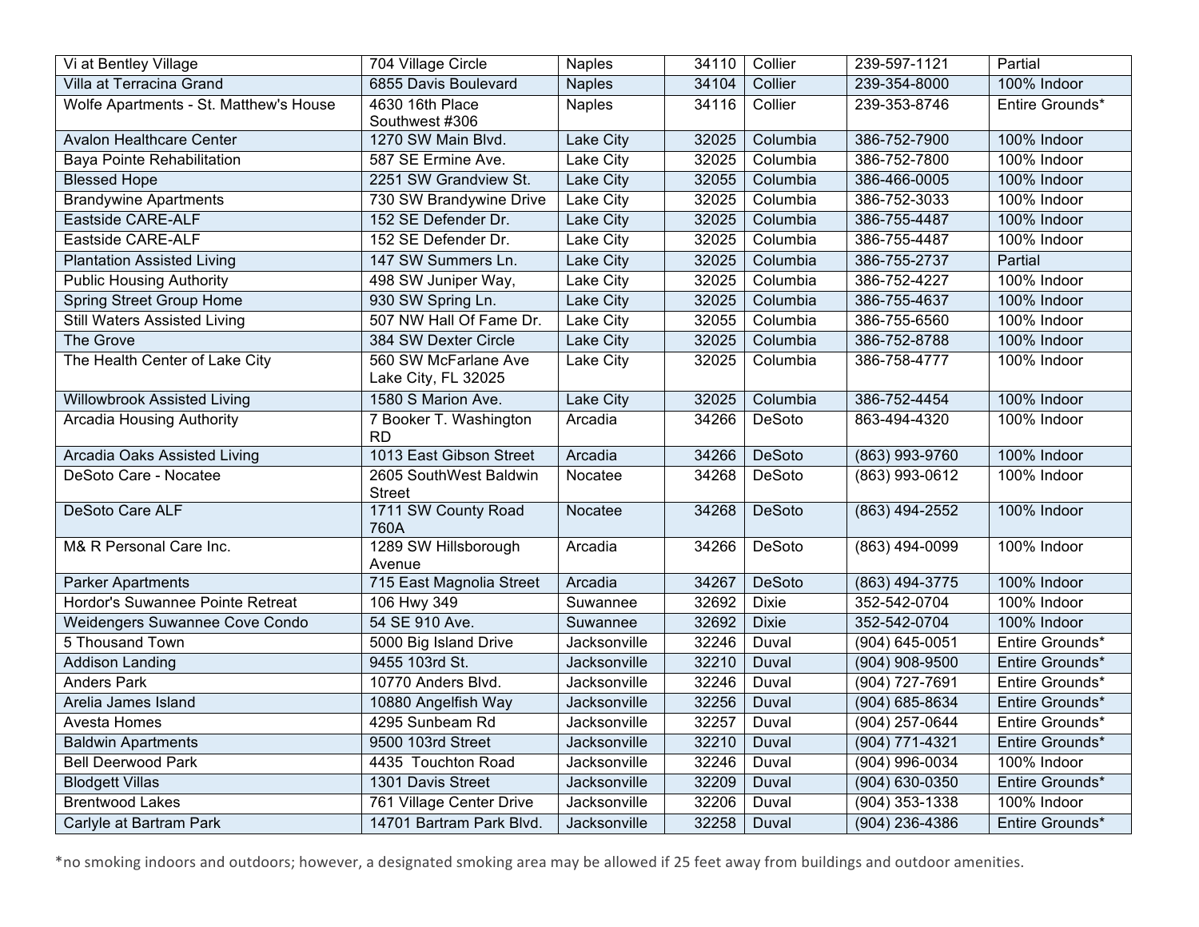| | | | | | | |
|---|---|---|---|---|---|---|
| Vi at Bentley Village | 704 Village Circle | Naples | 34110 | Collier | 239-597-1121 | Partial |
| Villa at Terracina Grand | 6855 Davis Boulevard | Naples | 34104 | Collier | 239-354-8000 | 100% Indoor |
| Wolfe Apartments - St. Matthew's House | 4630 16th Place Southwest #306 | Naples | 34116 | Collier | 239-353-8746 | Entire Grounds* |
| Avalon Healthcare Center | 1270 SW Main Blvd. | Lake City | 32025 | Columbia | 386-752-7900 | 100% Indoor |
| Baya Pointe Rehabilitation | 587 SE Ermine Ave. | Lake City | 32025 | Columbia | 386-752-7800 | 100% Indoor |
| Blessed Hope | 2251 SW Grandview St. | Lake City | 32055 | Columbia | 386-466-0005 | 100% Indoor |
| Brandywine Apartments | 730 SW Brandywine Drive | Lake City | 32025 | Columbia | 386-752-3033 | 100% Indoor |
| Eastside CARE-ALF | 152 SE Defender Dr. | Lake City | 32025 | Columbia | 386-755-4487 | 100% Indoor |
| Eastside CARE-ALF | 152 SE Defender Dr. | Lake City | 32025 | Columbia | 386-755-4487 | 100% Indoor |
| Plantation Assisted Living | 147 SW Summers Ln. | Lake City | 32025 | Columbia | 386-755-2737 | Partial |
| Public Housing Authority | 498 SW Juniper Way, | Lake City | 32025 | Columbia | 386-752-4227 | 100% Indoor |
| Spring Street Group Home | 930 SW Spring Ln. | Lake City | 32025 | Columbia | 386-755-4637 | 100% Indoor |
| Still Waters Assisted Living | 507 NW Hall Of Fame Dr. | Lake City | 32055 | Columbia | 386-755-6560 | 100% Indoor |
| The Grove | 384 SW Dexter Circle | Lake City | 32025 | Columbia | 386-752-8788 | 100% Indoor |
| The Health Center of Lake City | 560 SW McFarlane Ave Lake City, FL 32025 | Lake City | 32025 | Columbia | 386-758-4777 | 100% Indoor |
| Willowbrook Assisted Living | 1580 S Marion Ave. | Lake City | 32025 | Columbia | 386-752-4454 | 100% Indoor |
| Arcadia Housing Authority | 7 Booker T. Washington RD | Arcadia | 34266 | DeSoto | 863-494-4320 | 100% Indoor |
| Arcadia Oaks Assisted Living | 1013 East Gibson Street | Arcadia | 34266 | DeSoto | (863) 993-9760 | 100% Indoor |
| DeSoto Care - Nocatee | 2605 SouthWest Baldwin Street | Nocatee | 34268 | DeSoto | (863) 993-0612 | 100% Indoor |
| DeSoto Care ALF | 1711 SW County Road 760A | Nocatee | 34268 | DeSoto | (863) 494-2552 | 100% Indoor |
| M& R Personal Care Inc. | 1289 SW Hillsborough Avenue | Arcadia | 34266 | DeSoto | (863) 494-0099 | 100% Indoor |
| Parker Apartments | 715 East Magnolia Street | Arcadia | 34267 | DeSoto | (863) 494-3775 | 100% Indoor |
| Hordor's Suwannee Pointe Retreat | 106 Hwy 349 | Suwannee | 32692 | Dixie | 352-542-0704 | 100% Indoor |
| Weidengers Suwannee Cove Condo | 54 SE 910 Ave. | Suwannee | 32692 | Dixie | 352-542-0704 | 100% Indoor |
| 5 Thousand Town | 5000 Big Island Drive | Jacksonville | 32246 | Duval | (904) 645-0051 | Entire Grounds* |
| Addison Landing | 9455 103rd St. | Jacksonville | 32210 | Duval | (904) 908-9500 | Entire Grounds* |
| Anders Park | 10770 Anders Blvd. | Jacksonville | 32246 | Duval | (904) 727-7691 | Entire Grounds* |
| Arelia James Island | 10880 Angelfish Way | Jacksonville | 32256 | Duval | (904) 685-8634 | Entire Grounds* |
| Avesta Homes | 4295 Sunbeam Rd | Jacksonville | 32257 | Duval | (904) 257-0644 | Entire Grounds* |
| Baldwin Apartments | 9500 103rd Street | Jacksonville | 32210 | Duval | (904) 771-4321 | Entire Grounds* |
| Bell Deerwood Park | 4435 Touchton Road | Jacksonville | 32246 | Duval | (904) 996-0034 | 100% Indoor |
| Blodgett Villas | 1301 Davis Street | Jacksonville | 32209 | Duval | (904) 630-0350 | Entire Grounds* |
| Brentwood Lakes | 761 Village Center Drive | Jacksonville | 32206 | Duval | (904) 353-1338 | 100% Indoor |
| Carlyle at Bartram Park | 14701 Bartram Park Blvd. | Jacksonville | 32258 | Duval | (904) 236-4386 | Entire Grounds* |

*no smoking indoors and outdoors; however, a designated smoking area may be allowed if 25 feet away from buildings and outdoor amenities.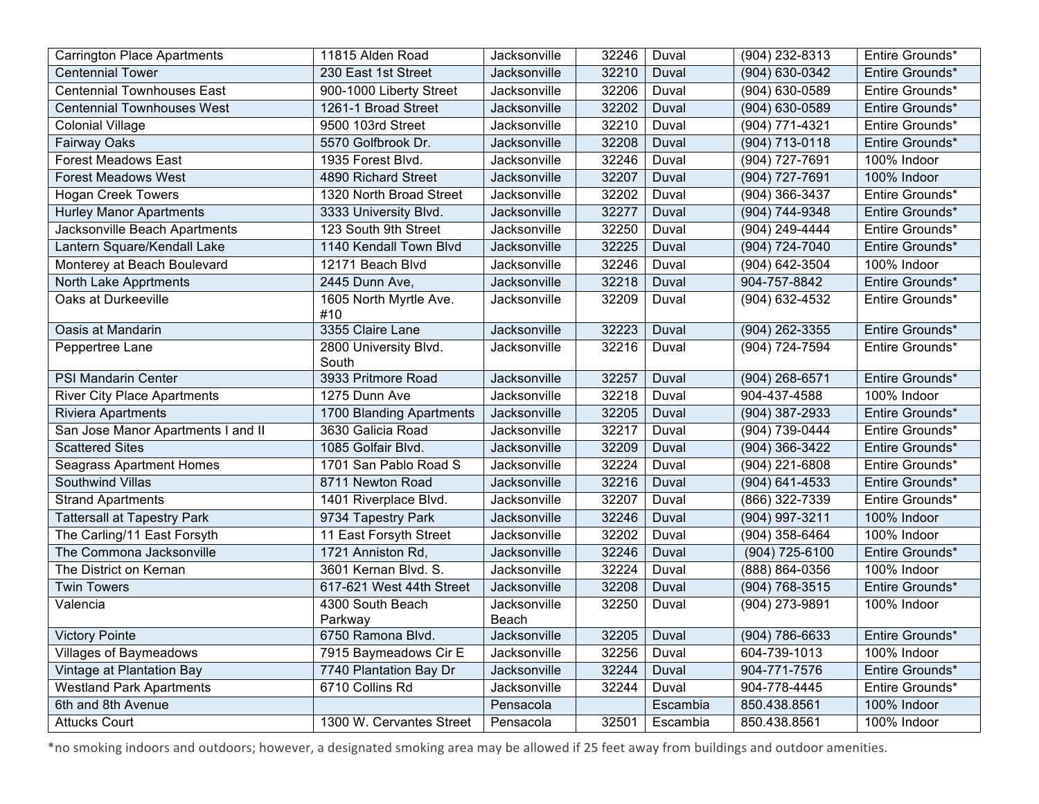| | | | | | | |
|---|---|---|---|---|---|---|
| Carrington Place Apartments | 11815 Alden Road | Jacksonville | 32246 | Duval | (904) 232-8313 | Entire Grounds* |
| Centennial Tower | 230 East 1st Street | Jacksonville | 32210 | Duval | (904) 630-0342 | Entire Grounds* |
| Centennial Townhouses East | 900-1000 Liberty Street | Jacksonville | 32206 | Duval | (904) 630-0589 | Entire Grounds* |
| Centennial Townhouses West | 1261-1 Broad Street | Jacksonville | 32202 | Duval | (904) 630-0589 | Entire Grounds* |
| Colonial Village | 9500 103rd Street | Jacksonville | 32210 | Duval | (904) 771-4321 | Entire Grounds* |
| Fairway Oaks | 5570 Golfbrook Dr. | Jacksonville | 32208 | Duval | (904) 713-0118 | Entire Grounds* |
| Forest Meadows East | 1935 Forest Blvd. | Jacksonville | 32246 | Duval | (904) 727-7691 | 100% Indoor |
| Forest Meadows West | 4890 Richard Street | Jacksonville | 32207 | Duval | (904) 727-7691 | 100% Indoor |
| Hogan Creek Towers | 1320 North Broad Street | Jacksonville | 32202 | Duval | (904) 366-3437 | Entire Grounds* |
| Hurley Manor Apartments | 3333 University Blvd. | Jacksonville | 32277 | Duval | (904) 744-9348 | Entire Grounds* |
| Jacksonville Beach Apartments | 123 South 9th Street | Jacksonville | 32250 | Duval | (904) 249-4444 | Entire Grounds* |
| Lantern Square/Kendall Lake | 1140 Kendall Town Blvd | Jacksonville | 32225 | Duval | (904) 724-7040 | Entire Grounds* |
| Monterey at Beach Boulevard | 12171 Beach Blvd | Jacksonville | 32246 | Duval | (904) 642-3504 | 100% Indoor |
| North Lake Apprtments | 2445 Dunn Ave, | Jacksonville | 32218 | Duval | 904-757-8842 | Entire Grounds* |
| Oaks at Durkeeville | 1605 North Myrtle Ave. #10 | Jacksonville | 32209 | Duval | (904) 632-4532 | Entire Grounds* |
| Oasis at Mandarin | 3355 Claire Lane | Jacksonville | 32223 | Duval | (904) 262-3355 | Entire Grounds* |
| Peppertree Lane | 2800 University Blvd. South | Jacksonville | 32216 | Duval | (904) 724-7594 | Entire Grounds* |
| PSI Mandarin Center | 3933 Pritmore Road | Jacksonville | 32257 | Duval | (904) 268-6571 | Entire Grounds* |
| River City Place Apartments | 1275 Dunn Ave | Jacksonville | 32218 | Duval | 904-437-4588 | 100% Indoor |
| Riviera Apartments | 1700 Blanding Apartments | Jacksonville | 32205 | Duval | (904) 387-2933 | Entire Grounds* |
| San Jose Manor Apartments I and II | 3630 Galicia Road | Jacksonville | 32217 | Duval | (904) 739-0444 | Entire Grounds* |
| Scattered Sites | 1085 Golfair Blvd. | Jacksonville | 32209 | Duval | (904) 366-3422 | Entire Grounds* |
| Seagrass Apartment Homes | 1701 San Pablo Road S | Jacksonville | 32224 | Duval | (904) 221-6808 | Entire Grounds* |
| Southwind Villas | 8711 Newton Road | Jacksonville | 32216 | Duval | (904) 641-4533 | Entire Grounds* |
| Strand Apartments | 1401 Riverplace Blvd. | Jacksonville | 32207 | Duval | (866) 322-7339 | Entire Grounds* |
| Tattersall at Tapestry Park | 9734 Tapestry Park | Jacksonville | 32246 | Duval | (904) 997-3211 | 100% Indoor |
| The Carling/11 East Forsyth | 11 East Forsyth Street | Jacksonville | 32202 | Duval | (904) 358-6464 | 100% Indoor |
| The Commona Jacksonville | 1721 Anniston Rd, | Jacksonville | 32246 | Duval | (904) 725-6100 | Entire Grounds* |
| The District on Kernan | 3601 Kernan Blvd. S. | Jacksonville | 32224 | Duval | (888) 864-0356 | 100% Indoor |
| Twin Towers | 617-621 West 44th Street | Jacksonville | 32208 | Duval | (904) 768-3515 | Entire Grounds* |
| Valencia | 4300 South Beach Parkway | Jacksonville Beach | 32250 | Duval | (904) 273-9891 | 100% Indoor |
| Victory Pointe | 6750 Ramona Blvd. | Jacksonville | 32205 | Duval | (904) 786-6633 | Entire Grounds* |
| Villages of Baymeadows | 7915 Baymeadows Cir E | Jacksonville | 32256 | Duval | 604-739-1013 | 100% Indoor |
| Vintage at Plantation Bay | 7740 Plantation Bay Dr | Jacksonville | 32244 | Duval | 904-771-7576 | Entire Grounds* |
| Westland Park Apartments | 6710 Collins Rd | Jacksonville | 32244 | Duval | 904-778-4445 | Entire Grounds* |
| 6th and 8th Avenue | | Pensacola | | Escambia | 850.438.8561 | 100% Indoor |
| Attucks Court | 1300 W. Cervantes Street | Pensacola | 32501 | Escambia | 850.438.8561 | 100% Indoor |

*no smoking indoors and outdoors; however, a designated smoking area may be allowed if 25 feet away from buildings and outdoor amenities.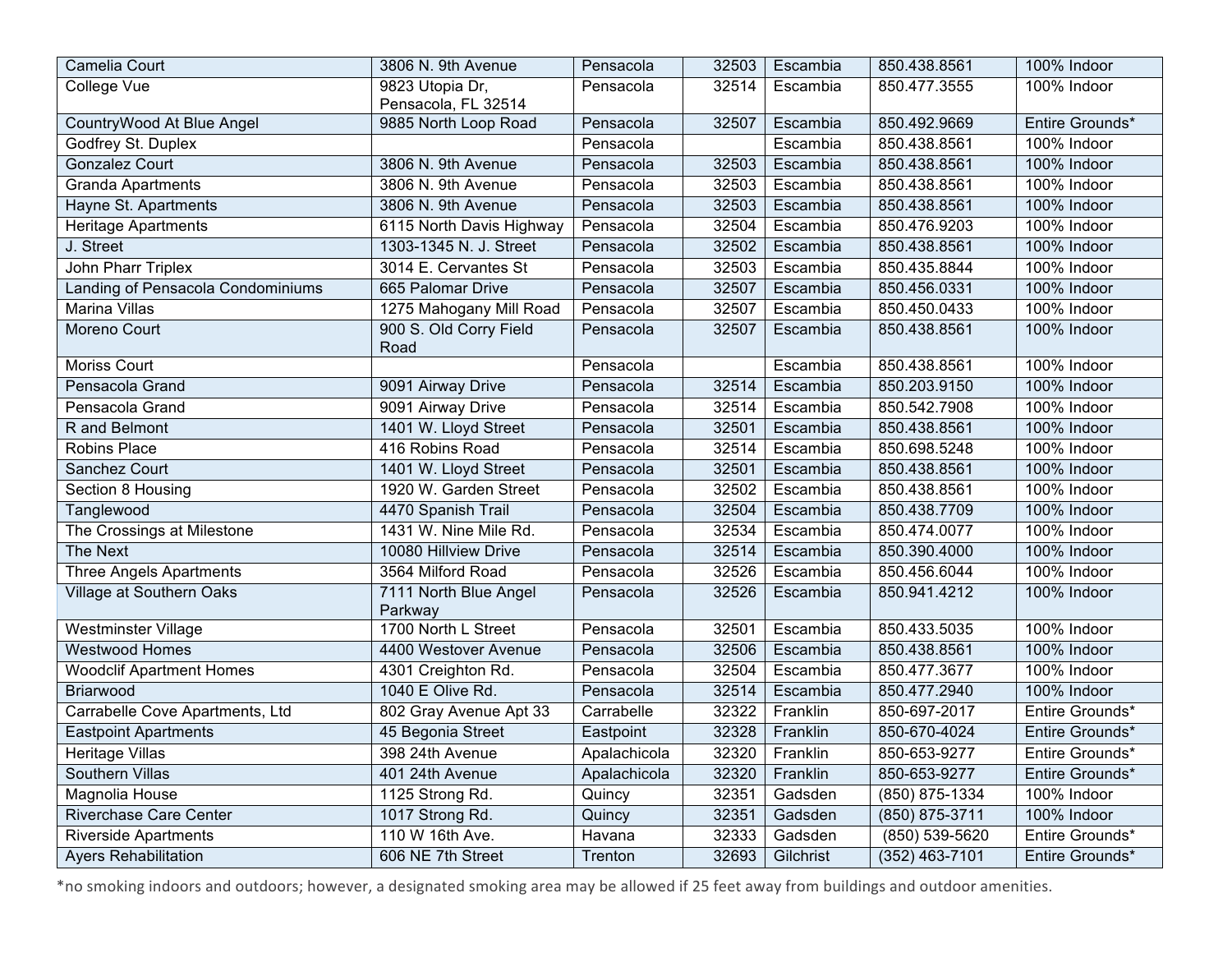| | | | | | | |
|---|---|---|---|---|---|---|
| Camelia Court | 3806 N. 9th Avenue | Pensacola | 32503 | Escambia | 850.438.8561 | 100% Indoor |
| College Vue | 9823 Utopia Dr, Pensacola, FL 32514 | Pensacola | 32514 | Escambia | 850.477.3555 | 100% Indoor |
| CountryWood At Blue Angel | 9885 North Loop Road | Pensacola | 32507 | Escambia | 850.492.9669 | Entire Grounds* |
| Godfrey St. Duplex | | Pensacola | | Escambia | 850.438.8561 | 100% Indoor |
| Gonzalez Court | 3806 N. 9th Avenue | Pensacola | 32503 | Escambia | 850.438.8561 | 100% Indoor |
| Granda Apartments | 3806 N. 9th Avenue | Pensacola | 32503 | Escambia | 850.438.8561 | 100% Indoor |
| Hayne St. Apartments | 3806 N. 9th Avenue | Pensacola | 32503 | Escambia | 850.438.8561 | 100% Indoor |
| Heritage Apartments | 6115 North Davis Highway | Pensacola | 32504 | Escambia | 850.476.9203 | 100% Indoor |
| J. Street | 1303-1345 N. J. Street | Pensacola | 32502 | Escambia | 850.438.8561 | 100% Indoor |
| John Pharr Triplex | 3014 E. Cervantes St | Pensacola | 32503 | Escambia | 850.435.8844 | 100% Indoor |
| Landing of Pensacola Condominiums | 665 Palomar Drive | Pensacola | 32507 | Escambia | 850.456.0331 | 100% Indoor |
| Marina Villas | 1275 Mahogany Mill Road | Pensacola | 32507 | Escambia | 850.450.0433 | 100% Indoor |
| Moreno Court | 900 S. Old Corry Field Road | Pensacola | 32507 | Escambia | 850.438.8561 | 100% Indoor |
| Moriss Court | | Pensacola | | Escambia | 850.438.8561 | 100% Indoor |
| Pensacola Grand | 9091 Airway Drive | Pensacola | 32514 | Escambia | 850.203.9150 | 100% Indoor |
| Pensacola Grand | 9091 Airway Drive | Pensacola | 32514 | Escambia | 850.542.7908 | 100% Indoor |
| R and Belmont | 1401 W. Lloyd Street | Pensacola | 32501 | Escambia | 850.438.8561 | 100% Indoor |
| Robins Place | 416 Robins Road | Pensacola | 32514 | Escambia | 850.698.5248 | 100% Indoor |
| Sanchez Court | 1401 W. Lloyd Street | Pensacola | 32501 | Escambia | 850.438.8561 | 100% Indoor |
| Section 8 Housing | 1920 W. Garden Street | Pensacola | 32502 | Escambia | 850.438.8561 | 100% Indoor |
| Tanglewood | 4470 Spanish Trail | Pensacola | 32504 | Escambia | 850.438.7709 | 100% Indoor |
| The Crossings at Milestone | 1431 W. Nine Mile Rd. | Pensacola | 32534 | Escambia | 850.474.0077 | 100% Indoor |
| The Next | 10080 Hillview Drive | Pensacola | 32514 | Escambia | 850.390.4000 | 100% Indoor |
| Three Angels Apartments | 3564 Milford Road | Pensacola | 32526 | Escambia | 850.456.6044 | 100% Indoor |
| Village at Southern Oaks | 7111 North Blue Angel Parkway | Pensacola | 32526 | Escambia | 850.941.4212 | 100% Indoor |
| Westminster Village | 1700 North L Street | Pensacola | 32501 | Escambia | 850.433.5035 | 100% Indoor |
| Westwood Homes | 4400 Westover Avenue | Pensacola | 32506 | Escambia | 850.438.8561 | 100% Indoor |
| Woodclif Apartment Homes | 4301 Creighton Rd. | Pensacola | 32504 | Escambia | 850.477.3677 | 100% Indoor |
| Briarwood | 1040 E Olive Rd. | Pensacola | 32514 | Escambia | 850.477.2940 | 100% Indoor |
| Carrabelle Cove Apartments, Ltd | 802 Gray Avenue Apt 33 | Carrabelle | 32322 | Franklin | 850-697-2017 | Entire Grounds* |
| Eastpoint Apartments | 45 Begonia Street | Eastpoint | 32328 | Franklin | 850-670-4024 | Entire Grounds* |
| Heritage Villas | 398 24th Avenue | Apalachicola | 32320 | Franklin | 850-653-9277 | Entire Grounds* |
| Southern Villas | 401 24th Avenue | Apalachicola | 32320 | Franklin | 850-653-9277 | Entire Grounds* |
| Magnolia House | 1125 Strong Rd. | Quincy | 32351 | Gadsden | (850) 875-1334 | 100% Indoor |
| Riverchase Care Center | 1017 Strong Rd. | Quincy | 32351 | Gadsden | (850) 875-3711 | 100% Indoor |
| Riverside Apartments | 110 W 16th Ave. | Havana | 32333 | Gadsden | (850) 539-5620 | Entire Grounds* |
| Ayers Rehabilitation | 606 NE 7th Street | Trenton | 32693 | Gilchrist | (352) 463-7101 | Entire Grounds* |

*no smoking indoors and outdoors; however, a designated smoking area may be allowed if 25 feet away from buildings and outdoor amenities.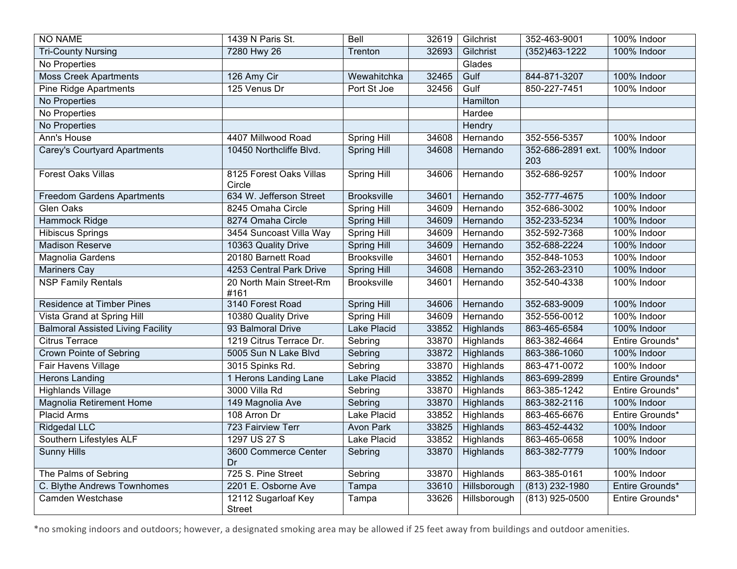| NO NAME | 1439 N Paris St. | Bell | 32619 | Gilchrist | 352-463-9001 | 100% Indoor |
|---|---|---|---|---|---|---|
| Tri-County Nursing | 7280 Hwy 26 | Trenton | 32693 | Gilchrist | (352)463-1222 | 100% Indoor |
| No Properties | | | | Glades | | |
| Moss Creek Apartments | 126 Amy Cir | Wewahitchka | 32465 | Gulf | 844-871-3207 | 100% Indoor |
| Pine Ridge Apartments | 125 Venus Dr | Port St Joe | 32456 | Gulf | 850-227-7451 | 100% Indoor |
| No Properties | | | | Hamilton | | |
| No Properties | | | | Hardee | | |
| No Properties | | | | Hendry | | |
| Ann's House | 4407 Millwood Road | Spring Hill | 34608 | Hernando | 352-556-5357 | 100% Indoor |
| Carey's Courtyard Apartments | 10450 Northcliffe Blvd. | Spring Hill | 34608 | Hernando | 352-686-2891 ext. 203 | 100% Indoor |
| Forest Oaks Villas | 8125 Forest Oaks Villas Circle | Spring Hill | 34606 | Hernando | 352-686-9257 | 100% Indoor |
| Freedom Gardens Apartments | 634 W. Jefferson Street | Brooksville | 34601 | Hernando | 352-777-4675 | 100% Indoor |
| Glen Oaks | 8245 Omaha Circle | Spring Hill | 34609 | Hernando | 352-686-3002 | 100% Indoor |
| Hammock Ridge | 8274 Omaha Circle | Spring Hill | 34609 | Hernando | 352-233-5234 | 100% Indoor |
| Hibiscus Springs | 3454 Suncoast Villa Way | Spring Hill | 34609 | Hernando | 352-592-7368 | 100% Indoor |
| Madison Reserve | 10363 Quality Drive | Spring Hill | 34609 | Hernando | 352-688-2224 | 100% Indoor |
| Magnolia Gardens | 20180 Barnett Road | Brooksville | 34601 | Hernando | 352-848-1053 | 100% Indoor |
| Mariners Cay | 4253 Central Park Drive | Spring Hill | 34608 | Hernando | 352-263-2310 | 100% Indoor |
| NSP Family Rentals | 20 North Main Street-Rm #161 | Brooksville | 34601 | Hernando | 352-540-4338 | 100% Indoor |
| Residence at Timber Pines | 3140 Forest Road | Spring Hill | 34606 | Hernando | 352-683-9009 | 100% Indoor |
| Vista Grand at Spring Hill | 10380 Quality Drive | Spring Hill | 34609 | Hernando | 352-556-0012 | 100% Indoor |
| Balmoral Assisted Living Facility | 93 Balmoral Drive | Lake Placid | 33852 | Highlands | 863-465-6584 | 100% Indoor |
| Citrus Terrace | 1219 Citrus Terrace Dr. | Sebring | 33870 | Highlands | 863-382-4664 | Entire Grounds* |
| Crown Pointe of Sebring | 5005 Sun N Lake Blvd | Sebring | 33872 | Highlands | 863-386-1060 | 100% Indoor |
| Fair Havens Village | 3015 Spinks Rd. | Sebring | 33870 | Highlands | 863-471-0072 | 100% Indoor |
| Herons Landing | 1 Herons Landing Lane | Lake Placid | 33852 | Highlands | 863-699-2899 | Entire Grounds* |
| Highlands Village | 3000 Villa Rd | Sebring | 33870 | Highlands | 863-385-1242 | Entire Grounds* |
| Magnolia Retirement Home | 149 Magnolia Ave | Sebring | 33870 | Highlands | 863-382-2116 | 100% Indoor |
| Placid Arms | 108 Arron Dr | Lake Placid | 33852 | Highlands | 863-465-6676 | Entire Grounds* |
| Ridgedal LLC | 723 Fairview Terr | Avon Park | 33825 | Highlands | 863-452-4432 | 100% Indoor |
| Southern Lifestyles ALF | 1297 US 27 S | Lake Placid | 33852 | Highlands | 863-465-0658 | 100% Indoor |
| Sunny Hills | 3600 Commerce Center Dr | Sebring | 33870 | Highlands | 863-382-7779 | 100% Indoor |
| The Palms of Sebring | 725 S. Pine Street | Sebring | 33870 | Highlands | 863-385-0161 | 100% Indoor |
| C. Blythe Andrews Townhomes | 2201 E. Osborne Ave | Tampa | 33610 | Hillsborough | (813) 232-1980 | Entire Grounds* |
| Camden Westchase | 12112 Sugarloaf Key Street | Tampa | 33626 | Hillsborough | (813) 925-0500 | Entire Grounds* |

*no smoking indoors and outdoors; however, a designated smoking area may be allowed if 25 feet away from buildings and outdoor amenities.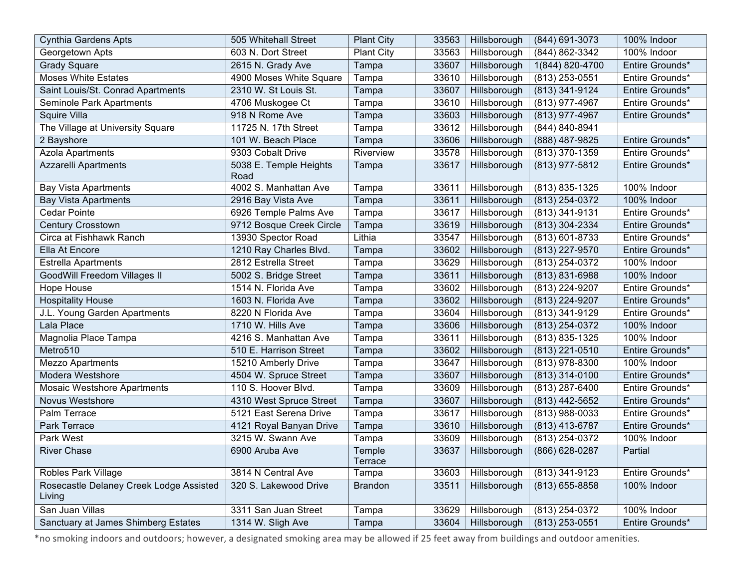| | | | | | | |
|---|---|---|---|---|---|---|
| Cynthia Gardens Apts | 505 Whitehall Street | Plant City | 33563 | Hillsborough | (844) 691-3073 | 100% Indoor |
| Georgetown Apts | 603 N. Dort Street | Plant City | 33563 | Hillsborough | (844) 862-3342 | 100% Indoor |
| Grady Square | 2615 N. Grady Ave | Tampa | 33607 | Hillsborough | 1(844) 820-4700 | Entire Grounds* |
| Moses White Estates | 4900 Moses White Square | Tampa | 33610 | Hillsborough | (813) 253-0551 | Entire Grounds* |
| Saint Louis/St. Conrad Apartments | 2310 W. St Louis St. | Tampa | 33607 | Hillsborough | (813) 341-9124 | Entire Grounds* |
| Seminole Park Apartments | 4706 Muskogee Ct | Tampa | 33610 | Hillsborough | (813) 977-4967 | Entire Grounds* |
| Squire Villa | 918 N Rome Ave | Tampa | 33603 | Hillsborough | (813) 977-4967 | Entire Grounds* |
| The Village at University Square | 11725 N. 17th Street | Tampa | 33612 | Hillsborough | (844) 840-8941 | |
| 2 Bayshore | 101 W. Beach Place | Tampa | 33606 | Hillsborough | (888) 487-9825 | Entire Grounds* |
| Azola Apartments | 9303 Cobalt Drive | Riverview | 33578 | Hillsborough | (813) 370-1359 | Entire Grounds* |
| Azzarelli Apartments | 5038 E. Temple Heights Road | Tampa | 33617 | Hillsborough | (813) 977-5812 | Entire Grounds* |
| Bay Vista Apartments | 4002 S. Manhattan Ave | Tampa | 33611 | Hillsborough | (813) 835-1325 | 100% Indoor |
| Bay Vista Apartments | 2916 Bay Vista Ave | Tampa | 33611 | Hillsborough | (813) 254-0372 | 100% Indoor |
| Cedar Pointe | 6926 Temple Palms Ave | Tampa | 33617 | Hillsborough | (813) 341-9131 | Entire Grounds* |
| Century Crosstown | 9712 Bosque Creek Circle | Tampa | 33619 | Hillsborough | (813) 304-2334 | Entire Grounds* |
| Circa at Fishhawk Ranch | 13930 Spector Road | Lithia | 33547 | Hillsborough | (813) 601-8733 | Entire Grounds* |
| Ella At Encore | 1210 Ray Charles Blvd. | Tampa | 33602 | Hillsborough | (813) 227-9570 | Entire Grounds* |
| Estrella Apartments | 2812 Estrella Street | Tampa | 33629 | Hillsborough | (813) 254-0372 | 100% Indoor |
| GoodWill Freedom Villages II | 5002 S. Bridge Street | Tampa | 33611 | Hillsborough | (813) 831-6988 | 100% Indoor |
| Hope House | 1514 N. Florida Ave | Tampa | 33602 | Hillsborough | (813) 224-9207 | Entire Grounds* |
| Hospitality House | 1603 N. Florida Ave | Tampa | 33602 | Hillsborough | (813) 224-9207 | Entire Grounds* |
| J.L. Young Garden Apartments | 8220 N Florida Ave | Tampa | 33604 | Hillsborough | (813) 341-9129 | Entire Grounds* |
| Lala Place | 1710 W. Hills Ave | Tampa | 33606 | Hillsborough | (813) 254-0372 | 100% Indoor |
| Magnolia Place Tampa | 4216 S. Manhattan Ave | Tampa | 33611 | Hillsborough | (813) 835-1325 | 100% Indoor |
| Metro510 | 510 E. Harrison Street | Tampa | 33602 | Hillsborough | (813) 221-0510 | Entire Grounds* |
| Mezzo Apartments | 15210 Amberly Drive | Tampa | 33647 | Hillsborough | (813) 978-8300 | 100% Indoor |
| Modera Westshore | 4504 W. Spruce Street | Tampa | 33607 | Hillsborough | (813) 314-0100 | Entire Grounds* |
| Mosaic Westshore Apartments | 110 S. Hoover Blvd. | Tampa | 33609 | Hillsborough | (813) 287-6400 | Entire Grounds* |
| Novus Westshore | 4310 West Spruce Street | Tampa | 33607 | Hillsborough | (813) 442-5652 | Entire Grounds* |
| Palm Terrace | 5121 East Serena Drive | Tampa | 33617 | Hillsborough | (813) 988-0033 | Entire Grounds* |
| Park Terrace | 4121 Royal Banyan Drive | Tampa | 33610 | Hillsborough | (813) 413-6787 | Entire Grounds* |
| Park West | 3215 W. Swann Ave | Tampa | 33609 | Hillsborough | (813) 254-0372 | 100% Indoor |
| River Chase | 6900 Aruba Ave | Temple Terrace | 33637 | Hillsborough | (866) 628-0287 | Partial |
| Robles Park Village | 3814 N Central Ave | Tampa | 33603 | Hillsborough | (813) 341-9123 | Entire Grounds* |
| Rosecastle Delaney Creek Lodge Assisted Living | 320 S. Lakewood Drive | Brandon | 33511 | Hillsborough | (813) 655-8858 | 100% Indoor |
| San Juan Villas | 3311 San Juan Street | Tampa | 33629 | Hillsborough | (813) 254-0372 | 100% Indoor |
| Sanctuary at James Shimberg Estates | 1314 W. Sligh Ave | Tampa | 33604 | Hillsborough | (813) 253-0551 | Entire Grounds* |

*no smoking indoors and outdoors; however, a designated smoking area may be allowed if 25 feet away from buildings and outdoor amenities.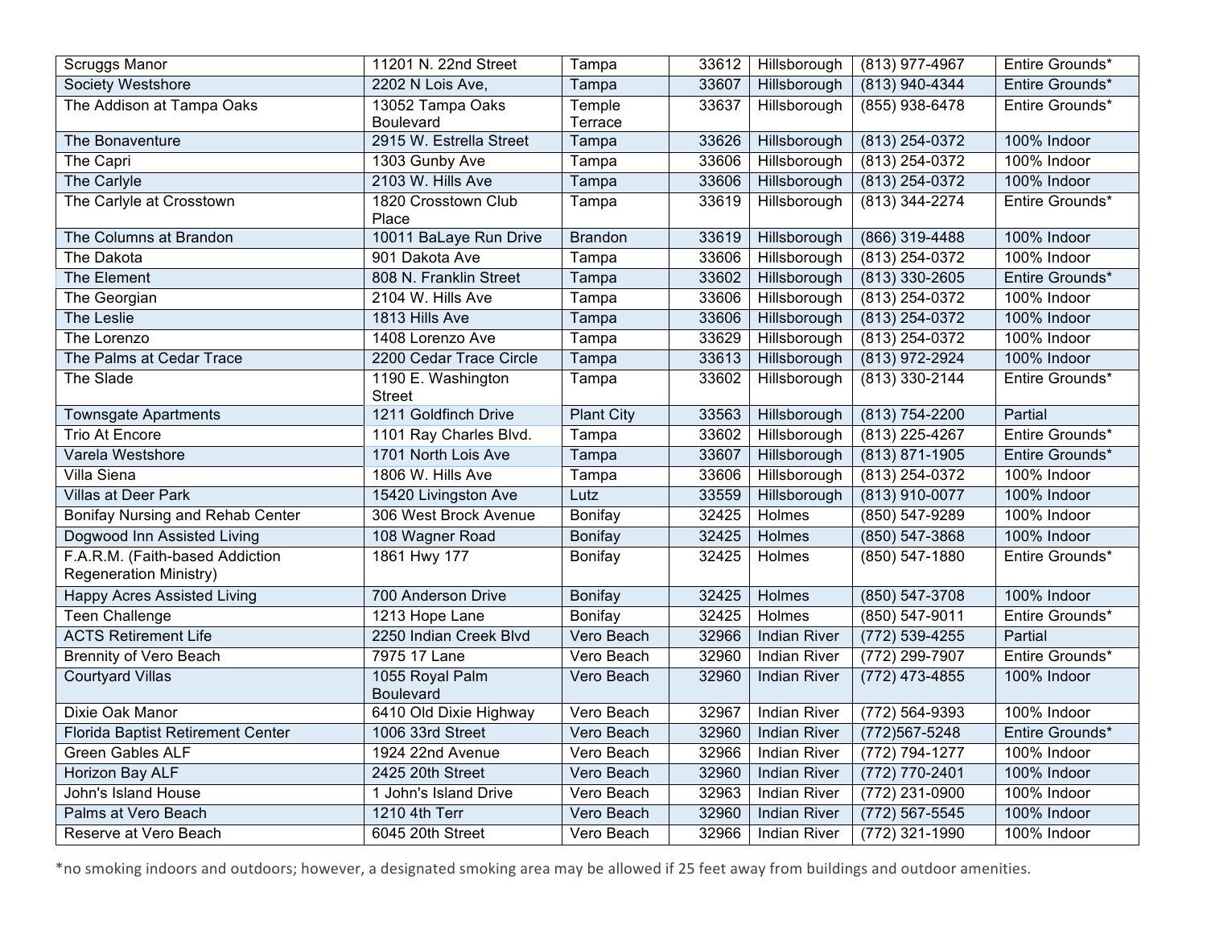| | | | | | | |
|---|---|---|---|---|---|---|
| Scruggs Manor | 11201 N. 22nd Street | Tampa | 33612 | Hillsborough | (813) 977-4967 | Entire Grounds* |
| Society Westshore | 2202 N Lois Ave, | Tampa | 33607 | Hillsborough | (813) 940-4344 | Entire Grounds* |
| The Addison at Tampa Oaks | 13052 Tampa Oaks Boulevard | Temple Terrace | 33637 | Hillsborough | (855) 938-6478 | Entire Grounds* |
| The Bonaventure | 2915 W. Estrella Street | Tampa | 33626 | Hillsborough | (813) 254-0372 | 100% Indoor |
| The Capri | 1303 Gunby Ave | Tampa | 33606 | Hillsborough | (813) 254-0372 | 100% Indoor |
| The Carlyle | 2103 W. Hills Ave | Tampa | 33606 | Hillsborough | (813) 254-0372 | 100% Indoor |
| The Carlyle at Crosstown | 1820 Crosstown Club Place | Tampa | 33619 | Hillsborough | (813) 344-2274 | Entire Grounds* |
| The Columns at Brandon | 10011 BaLaye Run Drive | Brandon | 33619 | Hillsborough | (866) 319-4488 | 100% Indoor |
| The Dakota | 901 Dakota Ave | Tampa | 33606 | Hillsborough | (813) 254-0372 | 100% Indoor |
| The Element | 808 N. Franklin Street | Tampa | 33602 | Hillsborough | (813) 330-2605 | Entire Grounds* |
| The Georgian | 2104 W. Hills Ave | Tampa | 33606 | Hillsborough | (813) 254-0372 | 100% Indoor |
| The Leslie | 1813 Hills Ave | Tampa | 33606 | Hillsborough | (813) 254-0372 | 100% Indoor |
| The Lorenzo | 1408 Lorenzo Ave | Tampa | 33629 | Hillsborough | (813) 254-0372 | 100% Indoor |
| The Palms at Cedar Trace | 2200 Cedar Trace Circle | Tampa | 33613 | Hillsborough | (813) 972-2924 | 100% Indoor |
| The Slade | 1190 E. Washington Street | Tampa | 33602 | Hillsborough | (813) 330-2144 | Entire Grounds* |
| Townsgate Apartments | 1211 Goldfinch Drive | Plant City | 33563 | Hillsborough | (813) 754-2200 | Partial |
| Trio At Encore | 1101 Ray Charles Blvd. | Tampa | 33602 | Hillsborough | (813) 225-4267 | Entire Grounds* |
| Varela Westshore | 1701 North Lois Ave | Tampa | 33607 | Hillsborough | (813) 871-1905 | Entire Grounds* |
| Villa Siena | 1806 W. Hills Ave | Tampa | 33606 | Hillsborough | (813) 254-0372 | 100% Indoor |
| Villas at Deer Park | 15420 Livingston Ave | Lutz | 33559 | Hillsborough | (813) 910-0077 | 100% Indoor |
| Bonifay Nursing and Rehab Center | 306 West Brock Avenue | Bonifay | 32425 | Holmes | (850) 547-9289 | 100% Indoor |
| Dogwood Inn Assisted Living | 108 Wagner Road | Bonifay | 32425 | Holmes | (850) 547-3868 | 100% Indoor |
| F.A.R.M. (Faith-based Addiction Regeneration Ministry) | 1861 Hwy 177 | Bonifay | 32425 | Holmes | (850) 547-1880 | Entire Grounds* |
| Happy Acres Assisted Living | 700 Anderson Drive | Bonifay | 32425 | Holmes | (850) 547-3708 | 100% Indoor |
| Teen Challenge | 1213 Hope Lane | Bonifay | 32425 | Holmes | (850) 547-9011 | Entire Grounds* |
| ACTS Retirement Life | 2250 Indian Creek Blvd | Vero Beach | 32966 | Indian River | (772) 539-4255 | Partial |
| Brennity of Vero Beach | 7975 17 Lane | Vero Beach | 32960 | Indian River | (772) 299-7907 | Entire Grounds* |
| Courtyard Villas | 1055 Royal Palm Boulevard | Vero Beach | 32960 | Indian River | (772) 473-4855 | 100% Indoor |
| Dixie Oak Manor | 6410 Old Dixie Highway | Vero Beach | 32967 | Indian River | (772) 564-9393 | 100% Indoor |
| Florida Baptist Retirement Center | 1006 33rd Street | Vero Beach | 32960 | Indian River | (772)567-5248 | Entire Grounds* |
| Green Gables ALF | 1924 22nd Avenue | Vero Beach | 32966 | Indian River | (772) 794-1277 | 100% Indoor |
| Horizon Bay ALF | 2425 20th Street | Vero Beach | 32960 | Indian River | (772) 770-2401 | 100% Indoor |
| John's Island House | 1 John's Island Drive | Vero Beach | 32963 | Indian River | (772) 231-0900 | 100% Indoor |
| Palms at Vero Beach | 1210 4th Terr | Vero Beach | 32960 | Indian River | (772) 567-5545 | 100% Indoor |
| Reserve at Vero Beach | 6045 20th Street | Vero Beach | 32966 | Indian River | (772) 321-1990 | 100% Indoor |

*no smoking indoors and outdoors; however, a designated smoking area may be allowed if 25 feet away from buildings and outdoor amenities.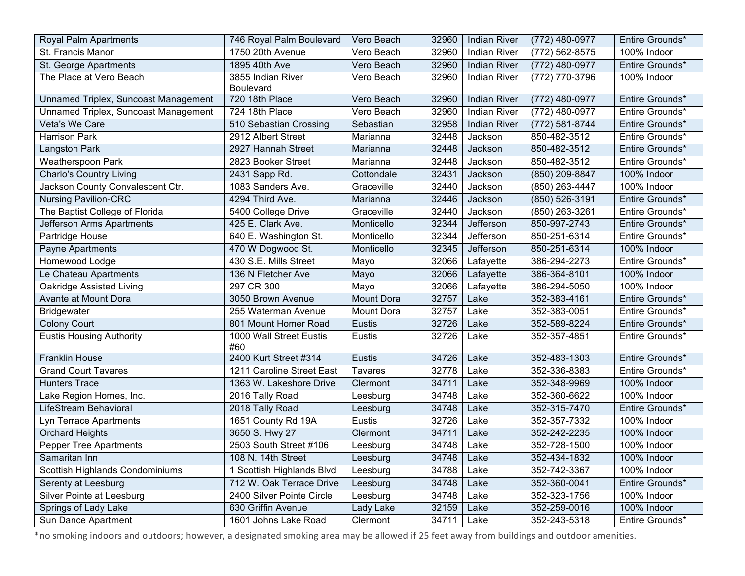| Royal Palm Apartments | 746 Royal Palm Boulevard | Vero Beach | 32960 | Indian River | (772) 480-0977 | Entire Grounds* |
|---|---|---|---|---|---|---|
| St. Francis Manor | 1750 20th Avenue | Vero Beach | 32960 | Indian River | (772) 562-8575 | 100% Indoor |
| St. George Apartments | 1895 40th Ave | Vero Beach | 32960 | Indian River | (772) 480-0977 | Entire Grounds* |
| The Place at Vero Beach | 3855 Indian River Boulevard | Vero Beach | 32960 | Indian River | (772) 770-3796 | 100% Indoor |
| Unnamed Triplex, Suncoast Management | 720 18th Place | Vero Beach | 32960 | Indian River | (772) 480-0977 | Entire Grounds* |
| Unnamed Triplex, Suncoast Management | 724 18th Place | Vero Beach | 32960 | Indian River | (772) 480-0977 | Entire Grounds* |
| Veta's We Care | 510 Sebastian Crossing | Sebastian | 32958 | Indian River | (772) 581-8744 | Entire Grounds* |
| Harrison Park | 2912 Albert Street | Marianna | 32448 | Jackson | 850-482-3512 | Entire Grounds* |
| Langston Park | 2927 Hannah Street | Marianna | 32448 | Jackson | 850-482-3512 | Entire Grounds* |
| Weatherspoon Park | 2823 Booker Street | Marianna | 32448 | Jackson | 850-482-3512 | Entire Grounds* |
| Charlo's Country Living | 2431 Sapp Rd. | Cottondale | 32431 | Jackson | (850) 209-8847 | 100% Indoor |
| Jackson County Convalescent Ctr. | 1083 Sanders Ave. | Graceville | 32440 | Jackson | (850) 263-4447 | 100% Indoor |
| Nursing Pavilion-CRC | 4294 Third Ave. | Marianna | 32446 | Jackson | (850) 526-3191 | Entire Grounds* |
| The Baptist College of Florida | 5400 College Drive | Graceville | 32440 | Jackson | (850) 263-3261 | Entire Grounds* |
| Jefferson Arms Apartments | 425 E. Clark Ave. | Monticello | 32344 | Jefferson | 850-997-2743 | Entire Grounds* |
| Partridge House | 640 E. Washington St. | Monticello | 32344 | Jefferson | 850-251-6314 | Entire Grounds* |
| Payne Apartments | 470 W Dogwood St. | Monticello | 32345 | Jefferson | 850-251-6314 | 100% Indoor |
| Homewood Lodge | 430 S.E. Mills Street | Mayo | 32066 | Lafayette | 386-294-2273 | Entire Grounds* |
| Le Chateau Apartments | 136 N Fletcher Ave | Mayo | 32066 | Lafayette | 386-364-8101 | 100% Indoor |
| Oakridge Assisted Living | 297 CR 300 | Mayo | 32066 | Lafayette | 386-294-5050 | 100% Indoor |
| Avante at Mount Dora | 3050 Brown Avenue | Mount Dora | 32757 | Lake | 352-383-4161 | Entire Grounds* |
| Bridgewater | 255 Waterman Avenue | Mount Dora | 32757 | Lake | 352-383-0051 | Entire Grounds* |
| Colony Court | 801 Mount Homer Road | Eustis | 32726 | Lake | 352-589-8224 | Entire Grounds* |
| Eustis Housing Authority | 1000 Wall Street Eustis #60 | Eustis | 32726 | Lake | 352-357-4851 | Entire Grounds* |
| Franklin House | 2400 Kurt Street #314 | Eustis | 34726 | Lake | 352-483-1303 | Entire Grounds* |
| Grand Court Tavares | 1211 Caroline Street East | Tavares | 32778 | Lake | 352-336-8383 | Entire Grounds* |
| Hunters Trace | 1363 W. Lakeshore Drive | Clermont | 34711 | Lake | 352-348-9969 | 100% Indoor |
| Lake Region Homes, Inc. | 2016 Tally Road | Leesburg | 34748 | Lake | 352-360-6622 | 100% Indoor |
| LifeStream Behavioral | 2018 Tally Road | Leesburg | 34748 | Lake | 352-315-7470 | Entire Grounds* |
| Lyn Terrace Apartments | 1651 County Rd 19A | Eustis | 32726 | Lake | 352-357-7332 | 100% Indoor |
| Orchard Heights | 3650 S. Hwy 27 | Clermont | 34711 | Lake | 352-242-2235 | 100% Indoor |
| Pepper Tree Apartments | 2503 South Street #106 | Leesburg | 34748 | Lake | 352-728-1500 | 100% Indoor |
| Samaritan Inn | 108 N. 14th Street | Leesburg | 34748 | Lake | 352-434-1832 | 100% Indoor |
| Scottish Highlands Condominiums | 1 Scottish Highlands Blvd | Leesburg | 34788 | Lake | 352-742-3367 | 100% Indoor |
| Serenty at Leesburg | 712 W. Oak Terrace Drive | Leesburg | 34748 | Lake | 352-360-0041 | Entire Grounds* |
| Silver Pointe at Leesburg | 2400 Silver Pointe Circle | Leesburg | 34748 | Lake | 352-323-1756 | 100% Indoor |
| Springs of Lady Lake | 630 Griffin Avenue | Lady Lake | 32159 | Lake | 352-259-0016 | 100% Indoor |
| Sun Dance Apartment | 1601 Johns Lake Road | Clermont | 34711 | Lake | 352-243-5318 | Entire Grounds* |

*no smoking indoors and outdoors; however, a designated smoking area may be allowed if 25 feet away from buildings and outdoor amenities.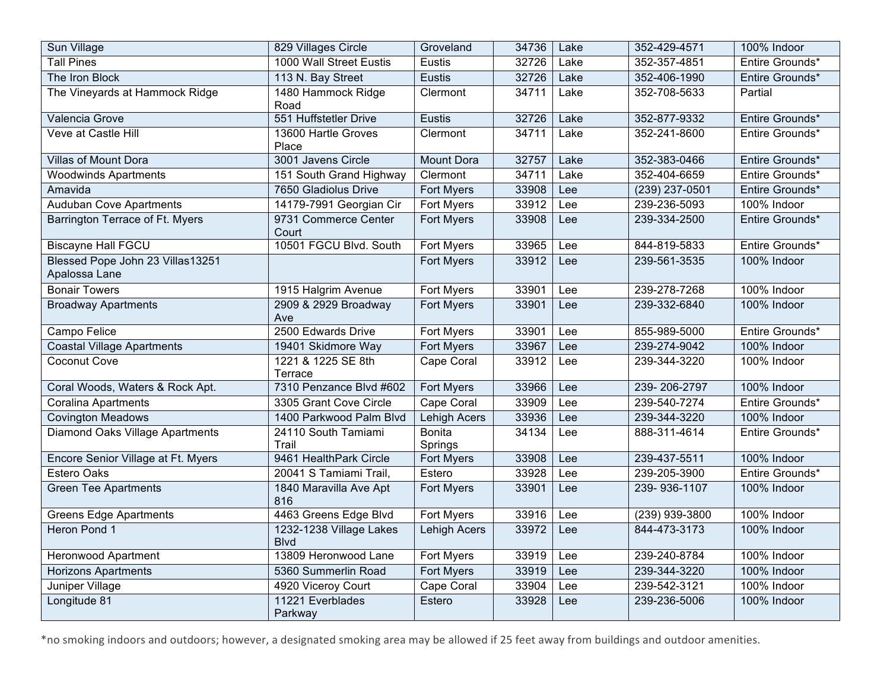| | | | | | | |
|---|---|---|---|---|---|---|
| Sun Village | 829 Villages Circle | Groveland | 34736 | Lake | 352-429-4571 | 100% Indoor |
| Tall Pines | 1000 Wall Street Eustis | Eustis | 32726 | Lake | 352-357-4851 | Entire Grounds* |
| The Iron Block | 113 N. Bay Street | Eustis | 32726 | Lake | 352-406-1990 | Entire Grounds* |
| The Vineyards at Hammock Ridge | 1480 Hammock Ridge Road | Clermont | 34711 | Lake | 352-708-5633 | Partial |
| Valencia Grove | 551 Huffstetler Drive | Eustis | 32726 | Lake | 352-877-9332 | Entire Grounds* |
| Veve at Castle Hill | 13600 Hartle Groves Place | Clermont | 34711 | Lake | 352-241-8600 | Entire Grounds* |
| Villas of Mount Dora | 3001 Javens Circle | Mount Dora | 32757 | Lake | 352-383-0466 | Entire Grounds* |
| Woodwinds Apartments | 151 South Grand Highway | Clermont | 34711 | Lake | 352-404-6659 | Entire Grounds* |
| Amavida | 7650 Gladiolus Drive | Fort Myers | 33908 | Lee | (239) 237-0501 | Entire Grounds* |
| Auduban Cove Apartments | 14179-7991 Georgian Cir | Fort Myers | 33912 | Lee | 239-236-5093 | 100% Indoor |
| Barrington Terrace of Ft. Myers | 9731 Commerce Center Court | Fort Myers | 33908 | Lee | 239-334-2500 | Entire Grounds* |
| Biscayne Hall FGCU | 10501 FGCU Blvd. South | Fort Myers | 33965 | Lee | 844-819-5833 | Entire Grounds* |
| Blessed Pope John 23 Villas13251 Apalossa Lane | | Fort Myers | 33912 | Lee | 239-561-3535 | 100% Indoor |
| Bonair Towers | 1915 Halgrim Avenue | Fort Myers | 33901 | Lee | 239-278-7268 | 100% Indoor |
| Broadway Apartments | 2909 & 2929 Broadway Ave | Fort Myers | 33901 | Lee | 239-332-6840 | 100% Indoor |
| Campo Felice | 2500 Edwards Drive | Fort Myers | 33901 | Lee | 855-989-5000 | Entire Grounds* |
| Coastal Village Apartments | 19401 Skidmore Way | Fort Myers | 33967 | Lee | 239-274-9042 | 100% Indoor |
| Coconut Cove | 1221 & 1225 SE 8th Terrace | Cape Coral | 33912 | Lee | 239-344-3220 | 100% Indoor |
| Coral Woods, Waters & Rock Apt. | 7310 Penzance Blvd #602 | Fort Myers | 33966 | Lee | 239- 206-2797 | 100% Indoor |
| Coralina Apartments | 3305 Grant Cove Circle | Cape Coral | 33909 | Lee | 239-540-7274 | Entire Grounds* |
| Covington Meadows | 1400 Parkwood Palm Blvd | Lehigh Acers | 33936 | Lee | 239-344-3220 | 100% Indoor |
| Diamond Oaks Village Apartments | 24110 South Tamiami Trail | Bonita Springs | 34134 | Lee | 888-311-4614 | Entire Grounds* |
| Encore Senior Village at Ft. Myers | 9461 HealthPark Circle | Fort Myers | 33908 | Lee | 239-437-5511 | 100% Indoor |
| Estero Oaks | 20041 S Tamiami Trail, | Estero | 33928 | Lee | 239-205-3900 | Entire Grounds* |
| Green Tee Apartments | 1840 Maravilla Ave Apt 816 | Fort Myers | 33901 | Lee | 239- 936-1107 | 100% Indoor |
| Greens Edge Apartments | 4463 Greens Edge Blvd | Fort Myers | 33916 | Lee | (239) 939-3800 | 100% Indoor |
| Heron Pond 1 | 1232-1238 Village Lakes Blvd | Lehigh Acers | 33972 | Lee | 844-473-3173 | 100% Indoor |
| Heronwood Apartment | 13809 Heronwood Lane | Fort Myers | 33919 | Lee | 239-240-8784 | 100% Indoor |
| Horizons Apartments | 5360 Summerlin Road | Fort Myers | 33919 | Lee | 239-344-3220 | 100% Indoor |
| Juniper Village | 4920 Viceroy Court | Cape Coral | 33904 | Lee | 239-542-3121 | 100% Indoor |
| Longitude 81 | 11221 Everblades Parkway | Estero | 33928 | Lee | 239-236-5006 | 100% Indoor |

*no smoking indoors and outdoors; however, a designated smoking area may be allowed if 25 feet away from buildings and outdoor amenities.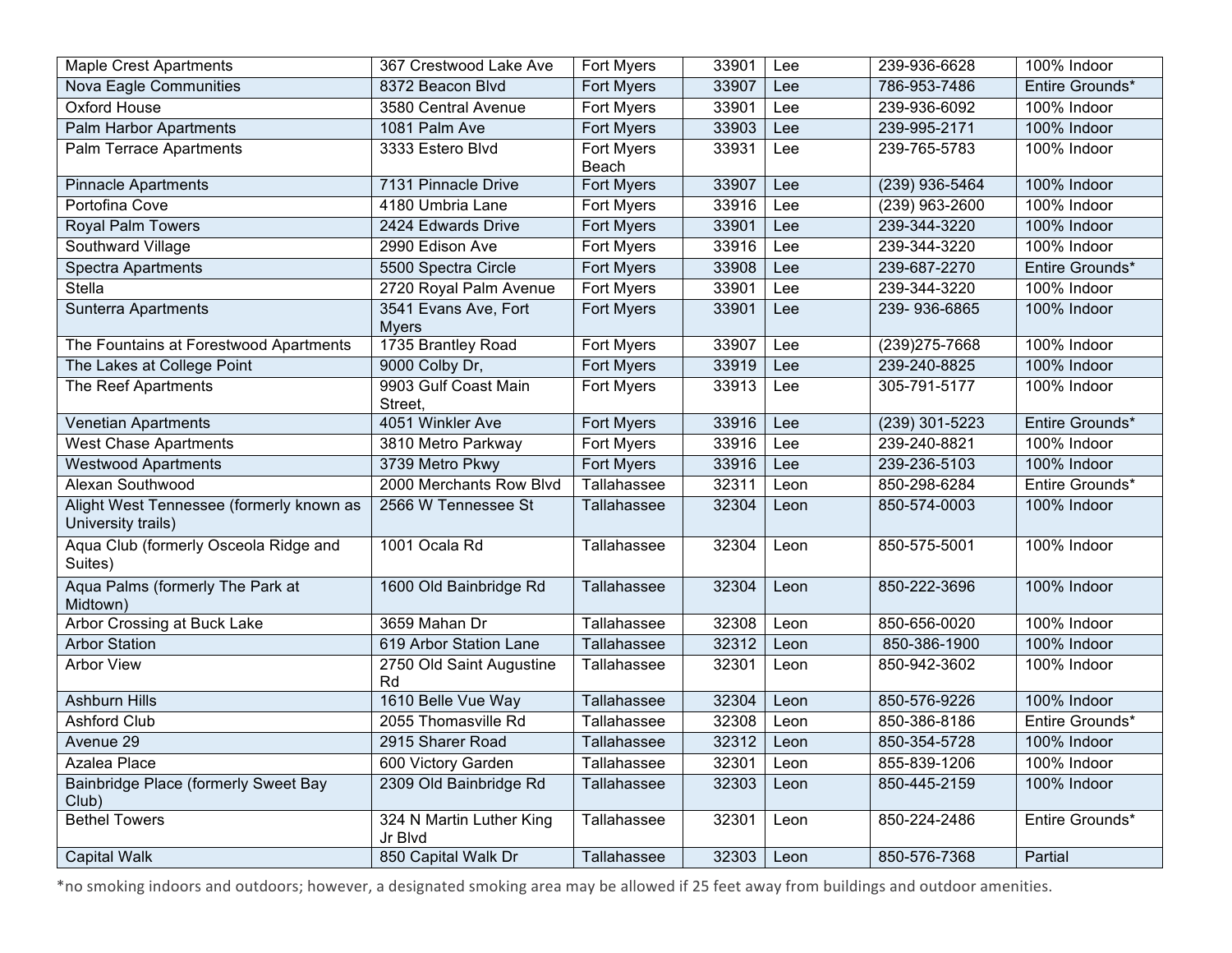| Maple Crest Apartments | 367 Crestwood Lake Ave | Fort Myers | 33901 | Lee | 239-936-6628 | 100% Indoor |
|---|---|---|---|---|---|---|
| Nova Eagle Communities | 8372 Beacon Blvd | Fort Myers | 33907 | Lee | 786-953-7486 | Entire Grounds* |
| Oxford House | 3580 Central Avenue | Fort Myers | 33901 | Lee | 239-936-6092 | 100% Indoor |
| Palm Harbor Apartments | 1081 Palm Ave | Fort Myers | 33903 | Lee | 239-995-2171 | 100% Indoor |
| Palm Terrace Apartments | 3333 Estero Blvd | Fort Myers Beach | 33931 | Lee | 239-765-5783 | 100% Indoor |
| Pinnacle Apartments | 7131 Pinnacle Drive | Fort Myers | 33907 | Lee | (239) 936-5464 | 100% Indoor |
| Portofina Cove | 4180 Umbria Lane | Fort Myers | 33916 | Lee | (239) 963-2600 | 100% Indoor |
| Royal Palm Towers | 2424 Edwards Drive | Fort Myers | 33901 | Lee | 239-344-3220 | 100% Indoor |
| Southward Village | 2990 Edison Ave | Fort Myers | 33916 | Lee | 239-344-3220 | 100% Indoor |
| Spectra Apartments | 5500 Spectra Circle | Fort Myers | 33908 | Lee | 239-687-2270 | Entire Grounds* |
| Stella | 2720 Royal Palm Avenue | Fort Myers | 33901 | Lee | 239-344-3220 | 100% Indoor |
| Sunterra Apartments | 3541 Evans Ave, Fort Myers | Fort Myers | 33901 | Lee | 239- 936-6865 | 100% Indoor |
| The Fountains at Forestwood Apartments | 1735 Brantley Road | Fort Myers | 33907 | Lee | (239)275-7668 | 100% Indoor |
| The Lakes at College Point | 9000 Colby Dr, | Fort Myers | 33919 | Lee | 239-240-8825 | 100% Indoor |
| The Reef Apartments | 9903 Gulf Coast Main Street, | Fort Myers | 33913 | Lee | 305-791-5177 | 100% Indoor |
| Venetian Apartments | 4051 Winkler Ave | Fort Myers | 33916 | Lee | (239) 301-5223 | Entire Grounds* |
| West Chase Apartments | 3810 Metro Parkway | Fort Myers | 33916 | Lee | 239-240-8821 | 100% Indoor |
| Westwood Apartments | 3739 Metro Pkwy | Fort Myers | 33916 | Lee | 239-236-5103 | 100% Indoor |
| Alexan Southwood | 2000 Merchants Row Blvd | Tallahassee | 32311 | Leon | 850-298-6284 | Entire Grounds* |
| Alight West Tennessee (formerly known as University trails) | 2566 W Tennessee St | Tallahassee | 32304 | Leon | 850-574-0003 | 100% Indoor |
| Aqua Club (formerly Osceola Ridge and Suites) | 1001 Ocala Rd | Tallahassee | 32304 | Leon | 850-575-5001 | 100% Indoor |
| Aqua Palms (formerly The Park at Midtown) | 1600 Old Bainbridge Rd | Tallahassee | 32304 | Leon | 850-222-3696 | 100% Indoor |
| Arbor Crossing at Buck Lake | 3659 Mahan Dr | Tallahassee | 32308 | Leon | 850-656-0020 | 100% Indoor |
| Arbor Station | 619 Arbor Station Lane | Tallahassee | 32312 | Leon | 850-386-1900 | 100% Indoor |
| Arbor View | 2750 Old Saint Augustine Rd | Tallahassee | 32301 | Leon | 850-942-3602 | 100% Indoor |
| Ashburn Hills | 1610 Belle Vue Way | Tallahassee | 32304 | Leon | 850-576-9226 | 100% Indoor |
| Ashford Club | 2055 Thomasville Rd | Tallahassee | 32308 | Leon | 850-386-8186 | Entire Grounds* |
| Avenue 29 | 2915 Sharer Road | Tallahassee | 32312 | Leon | 850-354-5728 | 100% Indoor |
| Azalea Place | 600 Victory Garden | Tallahassee | 32301 | Leon | 855-839-1206 | 100% Indoor |
| Bainbridge Place (formerly Sweet Bay Club) | 2309 Old Bainbridge Rd | Tallahassee | 32303 | Leon | 850-445-2159 | 100% Indoor |
| Bethel Towers | 324 N Martin Luther King Jr Blvd | Tallahassee | 32301 | Leon | 850-224-2486 | Entire Grounds* |
| Capital Walk | 850 Capital Walk Dr | Tallahassee | 32303 | Leon | 850-576-7368 | Partial |

*no smoking indoors and outdoors; however, a designated smoking area may be allowed if 25 feet away from buildings and outdoor amenities.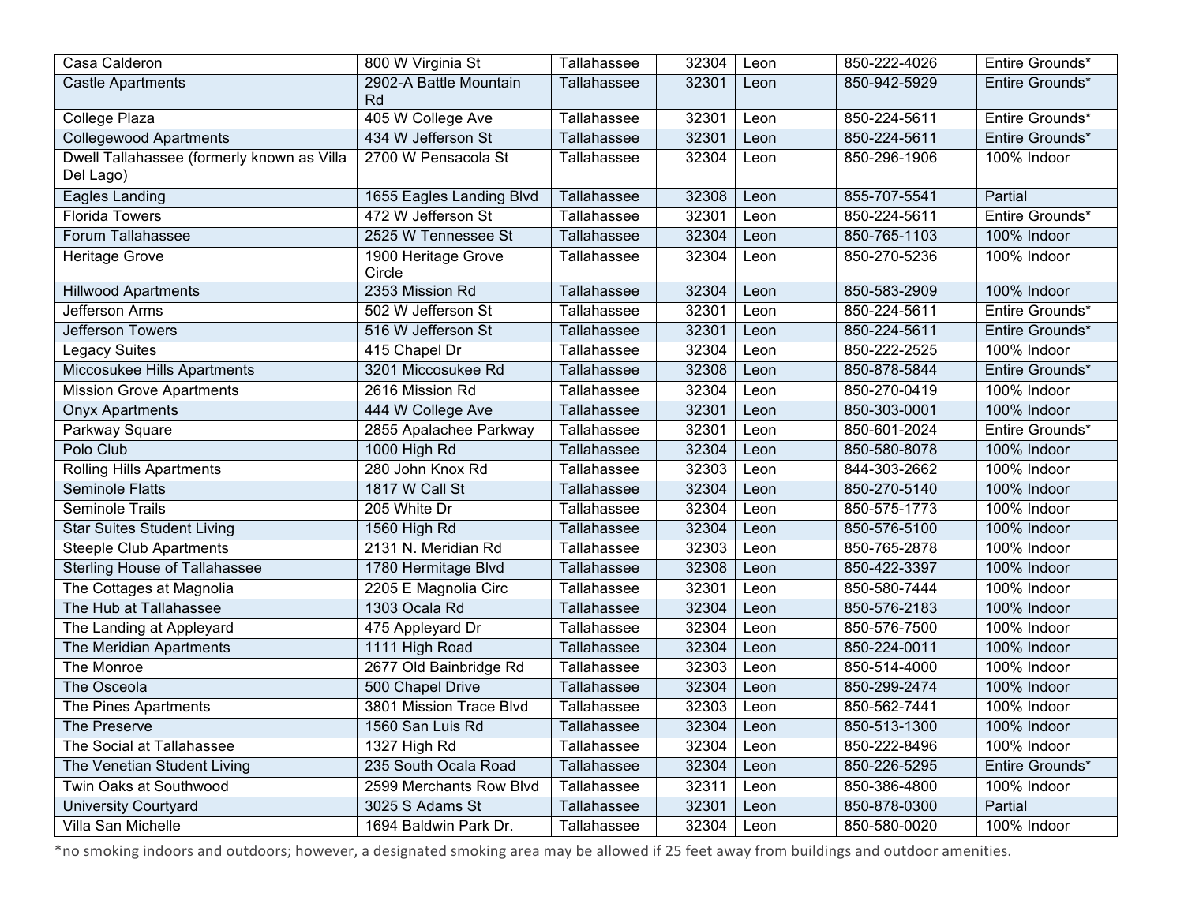| | | | | | | |
|---|---|---|---|---|---|---|
| Casa Calderon | 800 W Virginia St | Tallahassee | 32304 | Leon | 850-222-4026 | Entire Grounds* |
| Castle Apartments | 2902-A Battle Mountain Rd | Tallahassee | 32301 | Leon | 850-942-5929 | Entire Grounds* |
| College Plaza | 405 W College Ave | Tallahassee | 32301 | Leon | 850-224-5611 | Entire Grounds* |
| Collegewood Apartments | 434 W Jefferson St | Tallahassee | 32301 | Leon | 850-224-5611 | Entire Grounds* |
| Dwell Tallahassee (formerly known as Villa Del Lago) | 2700 W Pensacola St | Tallahassee | 32304 | Leon | 850-296-1906 | 100% Indoor |
| Eagles Landing | 1655 Eagles Landing Blvd | Tallahassee | 32308 | Leon | 855-707-5541 | Partial |
| Florida Towers | 472 W Jefferson St | Tallahassee | 32301 | Leon | 850-224-5611 | Entire Grounds* |
| Forum Tallahassee | 2525 W Tennessee St | Tallahassee | 32304 | Leon | 850-765-1103 | 100% Indoor |
| Heritage Grove | 1900 Heritage Grove Circle | Tallahassee | 32304 | Leon | 850-270-5236 | 100% Indoor |
| Hillwood Apartments | 2353 Mission Rd | Tallahassee | 32304 | Leon | 850-583-2909 | 100% Indoor |
| Jefferson Arms | 502 W Jefferson St | Tallahassee | 32301 | Leon | 850-224-5611 | Entire Grounds* |
| Jefferson Towers | 516 W Jefferson St | Tallahassee | 32301 | Leon | 850-224-5611 | Entire Grounds* |
| Legacy Suites | 415 Chapel Dr | Tallahassee | 32304 | Leon | 850-222-2525 | 100% Indoor |
| Miccosukee Hills Apartments | 3201 Miccosukee Rd | Tallahassee | 32308 | Leon | 850-878-5844 | Entire Grounds* |
| Mission Grove Apartments | 2616 Mission Rd | Tallahassee | 32304 | Leon | 850-270-0419 | 100% Indoor |
| Onyx Apartments | 444 W College Ave | Tallahassee | 32301 | Leon | 850-303-0001 | 100% Indoor |
| Parkway Square | 2855 Apalachee Parkway | Tallahassee | 32301 | Leon | 850-601-2024 | Entire Grounds* |
| Polo Club | 1000 High Rd | Tallahassee | 32304 | Leon | 850-580-8078 | 100% Indoor |
| Rolling Hills Apartments | 280 John Knox Rd | Tallahassee | 32303 | Leon | 844-303-2662 | 100% Indoor |
| Seminole Flatts | 1817 W Call St | Tallahassee | 32304 | Leon | 850-270-5140 | 100% Indoor |
| Seminole Trails | 205 White Dr | Tallahassee | 32304 | Leon | 850-575-1773 | 100% Indoor |
| Star Suites Student Living | 1560 High Rd | Tallahassee | 32304 | Leon | 850-576-5100 | 100% Indoor |
| Steeple Club Apartments | 2131 N. Meridian Rd | Tallahassee | 32303 | Leon | 850-765-2878 | 100% Indoor |
| Sterling House of Tallahassee | 1780 Hermitage Blvd | Tallahassee | 32308 | Leon | 850-422-3397 | 100% Indoor |
| The Cottages at Magnolia | 2205 E Magnolia Circ | Tallahassee | 32301 | Leon | 850-580-7444 | 100% Indoor |
| The Hub at Tallahassee | 1303 Ocala Rd | Tallahassee | 32304 | Leon | 850-576-2183 | 100% Indoor |
| The Landing at Appleyard | 475 Appleyard Dr | Tallahassee | 32304 | Leon | 850-576-7500 | 100% Indoor |
| The Meridian Apartments | 1111 High Road | Tallahassee | 32304 | Leon | 850-224-0011 | 100% Indoor |
| The Monroe | 2677 Old Bainbridge Rd | Tallahassee | 32303 | Leon | 850-514-4000 | 100% Indoor |
| The Osceola | 500 Chapel Drive | Tallahassee | 32304 | Leon | 850-299-2474 | 100% Indoor |
| The Pines Apartments | 3801 Mission Trace Blvd | Tallahassee | 32303 | Leon | 850-562-7441 | 100% Indoor |
| The Preserve | 1560 San Luis Rd | Tallahassee | 32304 | Leon | 850-513-1300 | 100% Indoor |
| The Social at Tallahassee | 1327 High Rd | Tallahassee | 32304 | Leon | 850-222-8496 | 100% Indoor |
| The Venetian Student Living | 235 South Ocala Road | Tallahassee | 32304 | Leon | 850-226-5295 | Entire Grounds* |
| Twin Oaks at Southwood | 2599 Merchants Row Blvd | Tallahassee | 32311 | Leon | 850-386-4800 | 100% Indoor |
| University Courtyard | 3025 S Adams St | Tallahassee | 32301 | Leon | 850-878-0300 | Partial |
| Villa San Michelle | 1694 Baldwin Park Dr. | Tallahassee | 32304 | Leon | 850-580-0020 | 100% Indoor |

*no smoking indoors and outdoors; however, a designated smoking area may be allowed if 25 feet away from buildings and outdoor amenities.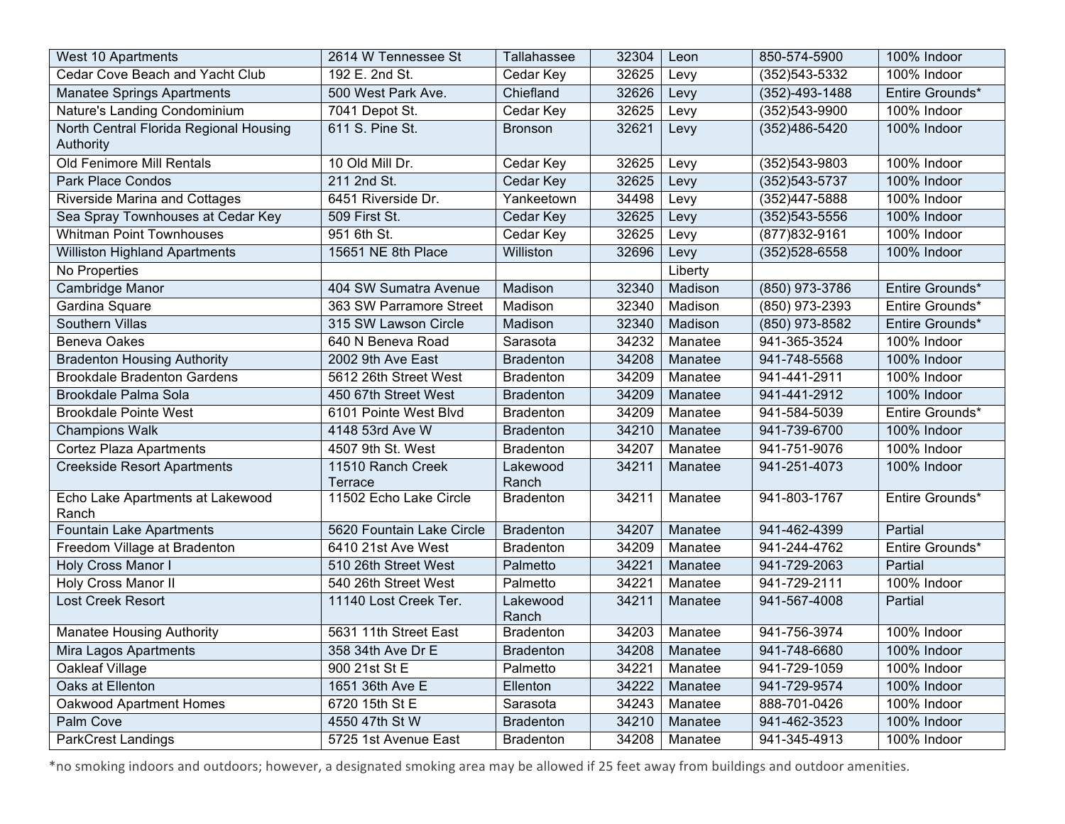| | | | | | | |
|---|---|---|---|---|---|---|
| West 10 Apartments | 2614 W Tennessee St | Tallahassee | 32304 | Leon | 850-574-5900 | 100% Indoor |
| Cedar Cove Beach and Yacht Club | 192 E. 2nd St. | Cedar Key | 32625 | Levy | (352)543-5332 | 100% Indoor |
| Manatee Springs Apartments | 500 West Park Ave. | Chiefland | 32626 | Levy | (352)-493-1488 | Entire Grounds* |
| Nature's Landing Condominium | 7041 Depot St. | Cedar Key | 32625 | Levy | (352)543-9900 | 100% Indoor |
| North Central Florida Regional Housing Authority | 611 S. Pine St. | Bronson | 32621 | Levy | (352)486-5420 | 100% Indoor |
| Old Fenimore Mill Rentals | 10 Old Mill Dr. | Cedar Key | 32625 | Levy | (352)543-9803 | 100% Indoor |
| Park Place Condos | 211 2nd St. | Cedar Key | 32625 | Levy | (352)543-5737 | 100% Indoor |
| Riverside Marina and Cottages | 6451 Riverside Dr. | Yankeetown | 34498 | Levy | (352)447-5888 | 100% Indoor |
| Sea Spray Townhouses at Cedar Key | 509 First St. | Cedar Key | 32625 | Levy | (352)543-5556 | 100% Indoor |
| Whitman Point Townhouses | 951 6th St. | Cedar Key | 32625 | Levy | (877)832-9161 | 100% Indoor |
| Williston Highland Apartments | 15651 NE 8th Place | Williston | 32696 | Levy | (352)528-6558 | 100% Indoor |
| No Properties | | | | Liberty | | |
| Cambridge Manor | 404 SW Sumatra Avenue | Madison | 32340 | Madison | (850) 973-3786 | Entire Grounds* |
| Gardina Square | 363 SW Parramore Street | Madison | 32340 | Madison | (850) 973-2393 | Entire Grounds* |
| Southern Villas | 315 SW Lawson Circle | Madison | 32340 | Madison | (850) 973-8582 | Entire Grounds* |
| Beneva Oakes | 640 N Beneva Road | Sarasota | 34232 | Manatee | 941-365-3524 | 100% Indoor |
| Bradenton Housing Authority | 2002 9th Ave East | Bradenton | 34208 | Manatee | 941-748-5568 | 100% Indoor |
| Brookdale Bradenton Gardens | 5612 26th Street West | Bradenton | 34209 | Manatee | 941-441-2911 | 100% Indoor |
| Brookdale Palma Sola | 450 67th Street West | Bradenton | 34209 | Manatee | 941-441-2912 | 100% Indoor |
| Brookdale Pointe West | 6101 Pointe West Blvd | Bradenton | 34209 | Manatee | 941-584-5039 | Entire Grounds* |
| Champions Walk | 4148 53rd Ave W | Bradenton | 34210 | Manatee | 941-739-6700 | 100% Indoor |
| Cortez Plaza Apartments | 4507 9th St. West | Bradenton | 34207 | Manatee | 941-751-9076 | 100% Indoor |
| Creekside Resort Apartments | 11510 Ranch Creek Terrace | Lakewood Ranch | 34211 | Manatee | 941-251-4073 | 100% Indoor |
| Echo Lake Apartments at Lakewood Ranch | 11502 Echo Lake Circle | Bradenton | 34211 | Manatee | 941-803-1767 | Entire Grounds* |
| Fountain Lake Apartments | 5620 Fountain Lake Circle | Bradenton | 34207 | Manatee | 941-462-4399 | Partial |
| Freedom Village at Bradenton | 6410 21st Ave West | Bradenton | 34209 | Manatee | 941-244-4762 | Entire Grounds* |
| Holy Cross Manor I | 510 26th Street West | Palmetto | 34221 | Manatee | 941-729-2063 | Partial |
| Holy Cross Manor II | 540 26th Street West | Palmetto | 34221 | Manatee | 941-729-2111 | 100% Indoor |
| Lost Creek Resort | 11140 Lost Creek Ter. | Lakewood Ranch | 34211 | Manatee | 941-567-4008 | Partial |
| Manatee Housing Authority | 5631 11th Street East | Bradenton | 34203 | Manatee | 941-756-3974 | 100% Indoor |
| Mira Lagos Apartments | 358 34th Ave Dr E | Bradenton | 34208 | Manatee | 941-748-6680 | 100% Indoor |
| Oakleaf Village | 900 21st St E | Palmetto | 34221 | Manatee | 941-729-1059 | 100% Indoor |
| Oaks at Ellenton | 1651 36th Ave E | Ellenton | 34222 | Manatee | 941-729-9574 | 100% Indoor |
| Oakwood Apartment Homes | 6720 15th St E | Sarasota | 34243 | Manatee | 888-701-0426 | 100% Indoor |
| Palm Cove | 4550 47th St W | Bradenton | 34210 | Manatee | 941-462-3523 | 100% Indoor |
| ParkCrest Landings | 5725 1st Avenue East | Bradenton | 34208 | Manatee | 941-345-4913 | 100% Indoor |

*no smoking indoors and outdoors; however, a designated smoking area may be allowed if 25 feet away from buildings and outdoor amenities.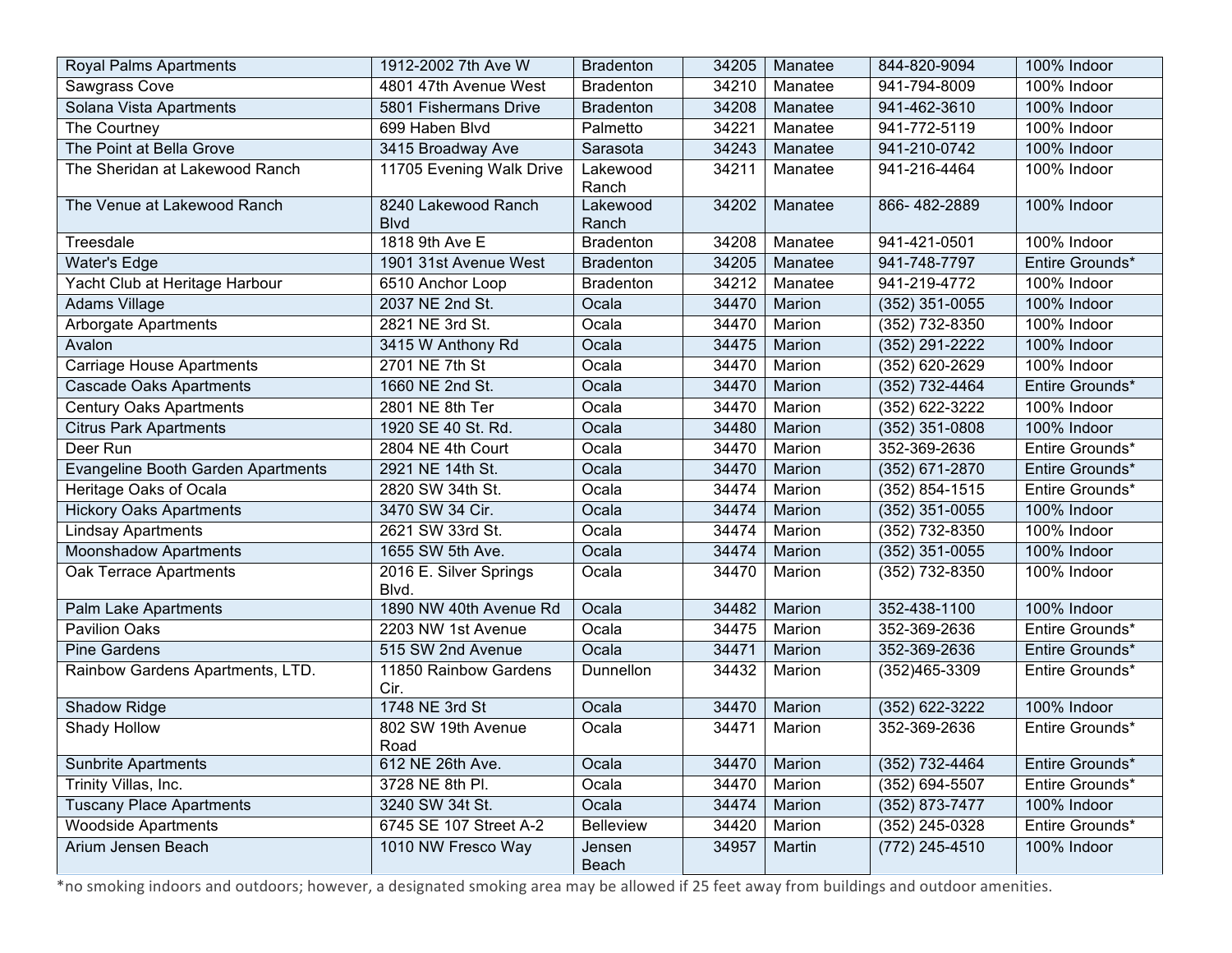| | | | | | | |
|---|---|---|---|---|---|---|
| Royal Palms Apartments | 1912-2002 7th Ave W | Bradenton | 34205 | Manatee | 844-820-9094 | 100% Indoor |
| Sawgrass Cove | 4801 47th Avenue West | Bradenton | 34210 | Manatee | 941-794-8009 | 100% Indoor |
| Solana Vista Apartments | 5801 Fishermans Drive | Bradenton | 34208 | Manatee | 941-462-3610 | 100% Indoor |
| The Courtney | 699 Haben Blvd | Palmetto | 34221 | Manatee | 941-772-5119 | 100% Indoor |
| The Point at Bella Grove | 3415 Broadway Ave | Sarasota | 34243 | Manatee | 941-210-0742 | 100% Indoor |
| The Sheridan at Lakewood Ranch | 11705 Evening Walk Drive | Lakewood Ranch | 34211 | Manatee | 941-216-4464 | 100% Indoor |
| The Venue at Lakewood Ranch | 8240 Lakewood Ranch Blvd | Lakewood Ranch | 34202 | Manatee | 866- 482-2889 | 100% Indoor |
| Treesdale | 1818 9th Ave E | Bradenton | 34208 | Manatee | 941-421-0501 | 100% Indoor |
| Water's Edge | 1901 31st Avenue West | Bradenton | 34205 | Manatee | 941-748-7797 | Entire Grounds* |
| Yacht Club at Heritage Harbour | 6510 Anchor Loop | Bradenton | 34212 | Manatee | 941-219-4772 | 100% Indoor |
| Adams Village | 2037 NE 2nd St. | Ocala | 34470 | Marion | (352) 351-0055 | 100% Indoor |
| Arborgate Apartments | 2821 NE 3rd St. | Ocala | 34470 | Marion | (352) 732-8350 | 100% Indoor |
| Avalon | 3415 W Anthony Rd | Ocala | 34475 | Marion | (352) 291-2222 | 100% Indoor |
| Carriage House Apartments | 2701 NE 7th St | Ocala | 34470 | Marion | (352) 620-2629 | 100% Indoor |
| Cascade Oaks Apartments | 1660 NE 2nd St. | Ocala | 34470 | Marion | (352) 732-4464 | Entire Grounds* |
| Century Oaks Apartments | 2801 NE 8th Ter | Ocala | 34470 | Marion | (352) 622-3222 | 100% Indoor |
| Citrus Park Apartments | 1920 SE 40 St. Rd. | Ocala | 34480 | Marion | (352) 351-0808 | 100% Indoor |
| Deer Run | 2804 NE 4th Court | Ocala | 34470 | Marion | 352-369-2636 | Entire Grounds* |
| Evangeline Booth Garden Apartments | 2921 NE 14th St. | Ocala | 34470 | Marion | (352) 671-2870 | Entire Grounds* |
| Heritage Oaks of Ocala | 2820 SW 34th St. | Ocala | 34474 | Marion | (352) 854-1515 | Entire Grounds* |
| Hickory Oaks Apartments | 3470 SW 34 Cir. | Ocala | 34474 | Marion | (352) 351-0055 | 100% Indoor |
| Lindsay Apartments | 2621 SW 33rd St. | Ocala | 34474 | Marion | (352) 732-8350 | 100% Indoor |
| Moonshadow Apartments | 1655 SW 5th Ave. | Ocala | 34474 | Marion | (352) 351-0055 | 100% Indoor |
| Oak Terrace Apartments | 2016 E. Silver Springs Blvd. | Ocala | 34470 | Marion | (352) 732-8350 | 100% Indoor |
| Palm Lake Apartments | 1890 NW 40th Avenue Rd | Ocala | 34482 | Marion | 352-438-1100 | 100% Indoor |
| Pavilion Oaks | 2203 NW 1st Avenue | Ocala | 34475 | Marion | 352-369-2636 | Entire Grounds* |
| Pine Gardens | 515 SW 2nd Avenue | Ocala | 34471 | Marion | 352-369-2636 | Entire Grounds* |
| Rainbow Gardens Apartments, LTD. | 11850 Rainbow Gardens Cir. | Dunnellon | 34432 | Marion | (352)465-3309 | Entire Grounds* |
| Shadow Ridge | 1748 NE 3rd St | Ocala | 34470 | Marion | (352) 622-3222 | 100% Indoor |
| Shady Hollow | 802 SW 19th Avenue Road | Ocala | 34471 | Marion | 352-369-2636 | Entire Grounds* |
| Sunbrite Apartments | 612 NE 26th Ave. | Ocala | 34470 | Marion | (352) 732-4464 | Entire Grounds* |
| Trinity Villas, Inc. | 3728 NE 8th Pl. | Ocala | 34470 | Marion | (352) 694-5507 | Entire Grounds* |
| Tuscany Place Apartments | 3240 SW 34t St. | Ocala | 34474 | Marion | (352) 873-7477 | 100% Indoor |
| Woodside Apartments | 6745 SE 107 Street A-2 | Belleview | 34420 | Marion | (352) 245-0328 | Entire Grounds* |
| Arium Jensen Beach | 1010 NW Fresco Way | Jensen Beach | 34957 | Martin | (772) 245-4510 | 100% Indoor |

*no smoking indoors and outdoors; however, a designated smoking area may be allowed if 25 feet away from buildings and outdoor amenities.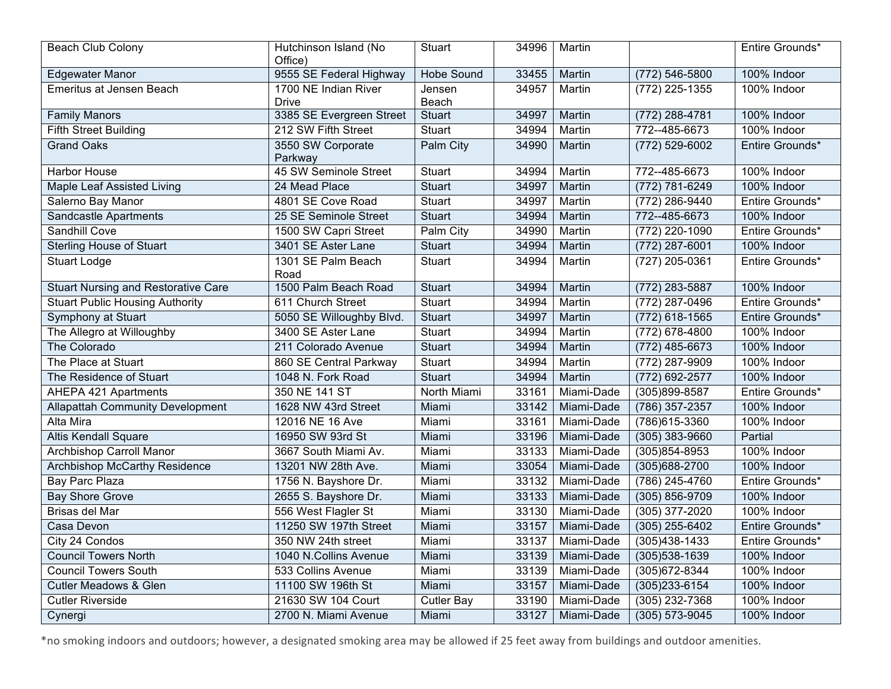| | | | | | | |
|---|---|---|---|---|---|---|
| Beach Club Colony | Hutchinson Island (No Office) | Stuart | 34996 | Martin | | Entire Grounds* |
| Edgewater Manor | 9555 SE Federal Highway | Hobe Sound | 33455 | Martin | (772) 546-5800 | 100% Indoor |
| Emeritus at Jensen Beach | 1700 NE Indian River Drive | Jensen Beach | 34957 | Martin | (772) 225-1355 | 100% Indoor |
| Family Manors | 3385 SE Evergreen Street | Stuart | 34997 | Martin | (772) 288-4781 | 100% Indoor |
| Fifth Street Building | 212 SW Fifth Street | Stuart | 34994 | Martin | 772--485-6673 | 100% Indoor |
| Grand Oaks | 3550 SW Corporate Parkway | Palm City | 34990 | Martin | (772) 529-6002 | Entire Grounds* |
| Harbor House | 45 SW Seminole Street | Stuart | 34994 | Martin | 772--485-6673 | 100% Indoor |
| Maple Leaf Assisted Living | 24 Mead Place | Stuart | 34997 | Martin | (772) 781-6249 | 100% Indoor |
| Salerno Bay Manor | 4801 SE Cove Road | Stuart | 34997 | Martin | (772) 286-9440 | Entire Grounds* |
| Sandcastle Apartments | 25 SE Seminole Street | Stuart | 34994 | Martin | 772--485-6673 | 100% Indoor |
| Sandhill Cove | 1500 SW Capri Street | Palm City | 34990 | Martin | (772) 220-1090 | Entire Grounds* |
| Sterling House of Stuart | 3401 SE Aster Lane | Stuart | 34994 | Martin | (772) 287-6001 | 100% Indoor |
| Stuart Lodge | 1301 SE Palm Beach Road | Stuart | 34994 | Martin | (727) 205-0361 | Entire Grounds* |
| Stuart Nursing and Restorative Care | 1500 Palm Beach Road | Stuart | 34994 | Martin | (772) 283-5887 | 100% Indoor |
| Stuart Public Housing Authority | 611 Church Street | Stuart | 34994 | Martin | (772) 287-0496 | Entire Grounds* |
| Symphony at Stuart | 5050 SE Willoughby Blvd. | Stuart | 34997 | Martin | (772) 618-1565 | Entire Grounds* |
| The Allegro at Willoughby | 3400 SE Aster Lane | Stuart | 34994 | Martin | (772) 678-4800 | 100% Indoor |
| The Colorado | 211 Colorado Avenue | Stuart | 34994 | Martin | (772) 485-6673 | 100% Indoor |
| The Place at Stuart | 860 SE Central Parkway | Stuart | 34994 | Martin | (772) 287-9909 | 100% Indoor |
| The Residence of Stuart | 1048 N. Fork Road | Stuart | 34994 | Martin | (772) 692-2577 | 100% Indoor |
| AHEPA 421 Apartments | 350 NE 141 ST | North Miami | 33161 | Miami-Dade | (305)899-8587 | Entire Grounds* |
| Allapattah Community Development | 1628 NW 43rd Street | Miami | 33142 | Miami-Dade | (786) 357-2357 | 100% Indoor |
| Alta Mira | 12016 NE 16 Ave | Miami | 33161 | Miami-Dade | (786)615-3360 | 100% Indoor |
| Altis Kendall Square | 16950 SW 93rd St | Miami | 33196 | Miami-Dade | (305) 383-9660 | Partial |
| Archbishop Carroll Manor | 3667 South Miami Av. | Miami | 33133 | Miami-Dade | (305)854-8953 | 100% Indoor |
| Archbishop McCarthy Residence | 13201 NW 28th Ave. | Miami | 33054 | Miami-Dade | (305)688-2700 | 100% Indoor |
| Bay Parc Plaza | 1756 N. Bayshore Dr. | Miami | 33132 | Miami-Dade | (786) 245-4760 | Entire Grounds* |
| Bay Shore Grove | 2655 S. Bayshore Dr. | Miami | 33133 | Miami-Dade | (305) 856-9709 | 100% Indoor |
| Brisas del Mar | 556 West Flagler St | Miami | 33130 | Miami-Dade | (305) 377-2020 | 100% Indoor |
| Casa Devon | 11250 SW 197th Street | Miami | 33157 | Miami-Dade | (305) 255-6402 | Entire Grounds* |
| City 24 Condos | 350 NW 24th street | Miami | 33137 | Miami-Dade | (305)438-1433 | Entire Grounds* |
| Council Towers North | 1040 N.Collins Avenue | Miami | 33139 | Miami-Dade | (305)538-1639 | 100% Indoor |
| Council Towers South | 533 Collins Avenue | Miami | 33139 | Miami-Dade | (305)672-8344 | 100% Indoor |
| Cutler Meadows & Glen | 11100 SW 196th St | Miami | 33157 | Miami-Dade | (305)233-6154 | 100% Indoor |
| Cutler Riverside | 21630 SW 104 Court | Cutler Bay | 33190 | Miami-Dade | (305) 232-7368 | 100% Indoor |
| Cynergi | 2700 N. Miami Avenue | Miami | 33127 | Miami-Dade | (305) 573-9045 | 100% Indoor |

*no smoking indoors and outdoors; however, a designated smoking area may be allowed if 25 feet away from buildings and outdoor amenities.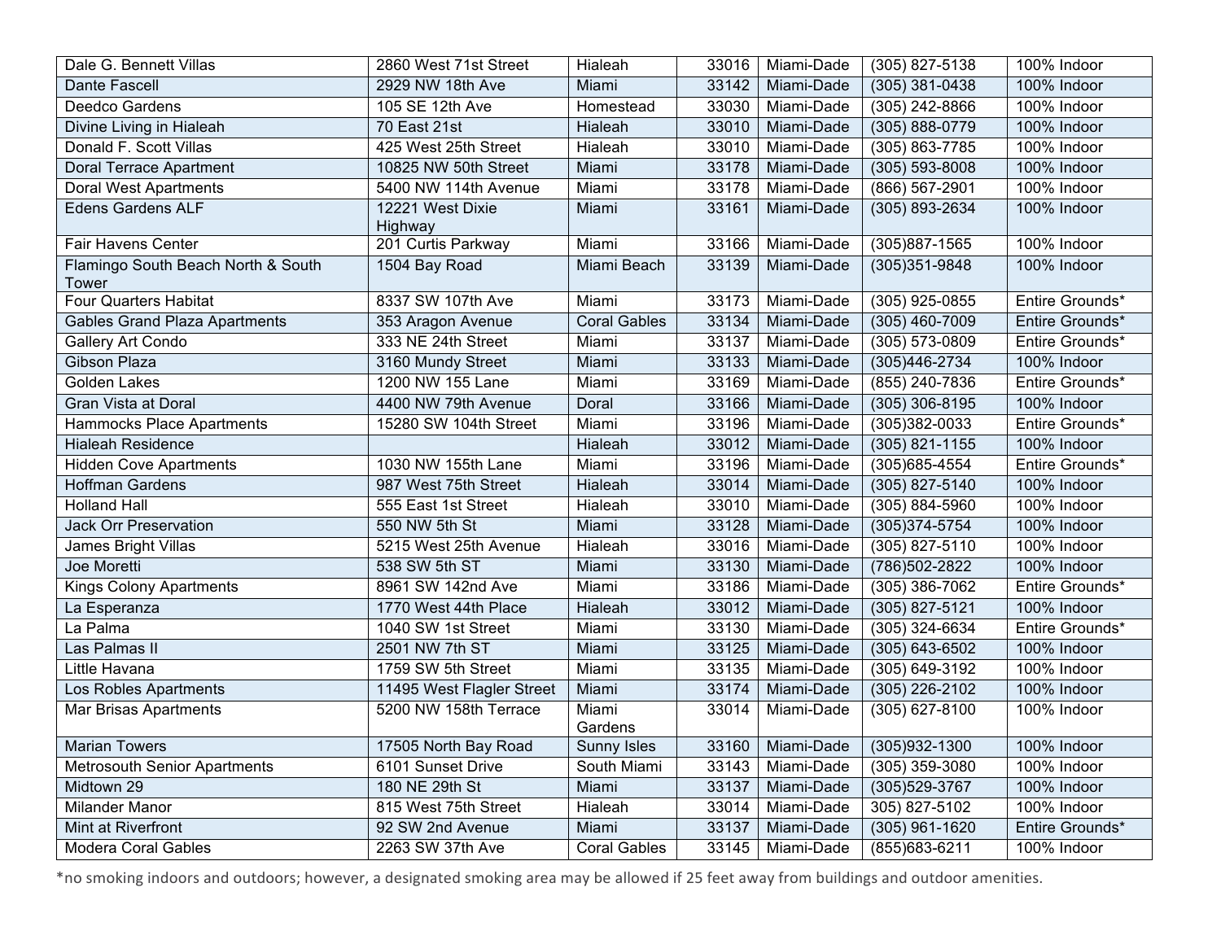| | | | | | | |
|---|---|---|---|---|---|---|
| Dale G. Bennett Villas | 2860 West 71st Street | Hialeah | 33016 | Miami-Dade | (305) 827-5138 | 100% Indoor |
| Dante Fascell | 2929 NW 18th Ave | Miami | 33142 | Miami-Dade | (305) 381-0438 | 100% Indoor |
| Deedco Gardens | 105 SE 12th Ave | Homestead | 33030 | Miami-Dade | (305) 242-8866 | 100% Indoor |
| Divine Living in Hialeah | 70 East 21st | Hialeah | 33010 | Miami-Dade | (305) 888-0779 | 100% Indoor |
| Donald F. Scott Villas | 425 West 25th Street | Hialeah | 33010 | Miami-Dade | (305) 863-7785 | 100% Indoor |
| Doral Terrace Apartment | 10825 NW 50th Street | Miami | 33178 | Miami-Dade | (305) 593-8008 | 100% Indoor |
| Doral West Apartments | 5400 NW 114th Avenue | Miami | 33178 | Miami-Dade | (866) 567-2901 | 100% Indoor |
| Edens Gardens ALF | 12221 West Dixie Highway | Miami | 33161 | Miami-Dade | (305) 893-2634 | 100% Indoor |
| Fair Havens Center | 201 Curtis Parkway | Miami | 33166 | Miami-Dade | (305)887-1565 | 100% Indoor |
| Flamingo South Beach North & South Tower | 1504 Bay Road | Miami Beach | 33139 | Miami-Dade | (305)351-9848 | 100% Indoor |
| Four Quarters Habitat | 8337 SW 107th Ave | Miami | 33173 | Miami-Dade | (305) 925-0855 | Entire Grounds* |
| Gables Grand Plaza Apartments | 353 Aragon Avenue | Coral Gables | 33134 | Miami-Dade | (305) 460-7009 | Entire Grounds* |
| Gallery Art Condo | 333 NE 24th Street | Miami | 33137 | Miami-Dade | (305) 573-0809 | Entire Grounds* |
| Gibson Plaza | 3160 Mundy Street | Miami | 33133 | Miami-Dade | (305)446-2734 | 100% Indoor |
| Golden Lakes | 1200 NW 155 Lane | Miami | 33169 | Miami-Dade | (855) 240-7836 | Entire Grounds* |
| Gran Vista at Doral | 4400 NW 79th Avenue | Doral | 33166 | Miami-Dade | (305) 306-8195 | 100% Indoor |
| Hammocks Place Apartments | 15280 SW 104th Street | Miami | 33196 | Miami-Dade | (305)382-0033 | Entire Grounds* |
| Hialeah Residence | | Hialeah | 33012 | Miami-Dade | (305) 821-1155 | 100% Indoor |
| Hidden Cove Apartments | 1030 NW 155th Lane | Miami | 33196 | Miami-Dade | (305)685-4554 | Entire Grounds* |
| Hoffman Gardens | 987 West 75th Street | Hialeah | 33014 | Miami-Dade | (305) 827-5140 | 100% Indoor |
| Holland Hall | 555 East 1st Street | Hialeah | 33010 | Miami-Dade | (305) 884-5960 | 100% Indoor |
| Jack Orr Preservation | 550 NW 5th St | Miami | 33128 | Miami-Dade | (305)374-5754 | 100% Indoor |
| James Bright Villas | 5215 West 25th Avenue | Hialeah | 33016 | Miami-Dade | (305) 827-5110 | 100% Indoor |
| Joe Moretti | 538 SW 5th ST | Miami | 33130 | Miami-Dade | (786)502-2822 | 100% Indoor |
| Kings Colony Apartments | 8961 SW 142nd Ave | Miami | 33186 | Miami-Dade | (305) 386-7062 | Entire Grounds* |
| La Esperanza | 1770 West 44th Place | Hialeah | 33012 | Miami-Dade | (305) 827-5121 | 100% Indoor |
| La Palma | 1040 SW 1st Street | Miami | 33130 | Miami-Dade | (305) 324-6634 | Entire Grounds* |
| Las Palmas II | 2501 NW 7th ST | Miami | 33125 | Miami-Dade | (305) 643-6502 | 100% Indoor |
| Little Havana | 1759 SW 5th Street | Miami | 33135 | Miami-Dade | (305) 649-3192 | 100% Indoor |
| Los Robles Apartments | 11495 West Flagler Street | Miami | 33174 | Miami-Dade | (305) 226-2102 | 100% Indoor |
| Mar Brisas Apartments | 5200 NW 158th Terrace | Miami Gardens | 33014 | Miami-Dade | (305) 627-8100 | 100% Indoor |
| Marian Towers | 17505 North Bay Road | Sunny Isles | 33160 | Miami-Dade | (305)932-1300 | 100% Indoor |
| Metrosouth Senior Apartments | 6101 Sunset Drive | South Miami | 33143 | Miami-Dade | (305) 359-3080 | 100% Indoor |
| Midtown 29 | 180 NE 29th St | Miami | 33137 | Miami-Dade | (305)529-3767 | 100% Indoor |
| Milander Manor | 815 West 75th Street | Hialeah | 33014 | Miami-Dade | 305) 827-5102 | 100% Indoor |
| Mint at Riverfront | 92 SW 2nd Avenue | Miami | 33137 | Miami-Dade | (305) 961-1620 | Entire Grounds* |
| Modera Coral Gables | 2263 SW 37th Ave | Coral Gables | 33145 | Miami-Dade | (855)683-6211 | 100% Indoor |

*no smoking indoors and outdoors; however, a designated smoking area may be allowed if 25 feet away from buildings and outdoor amenities.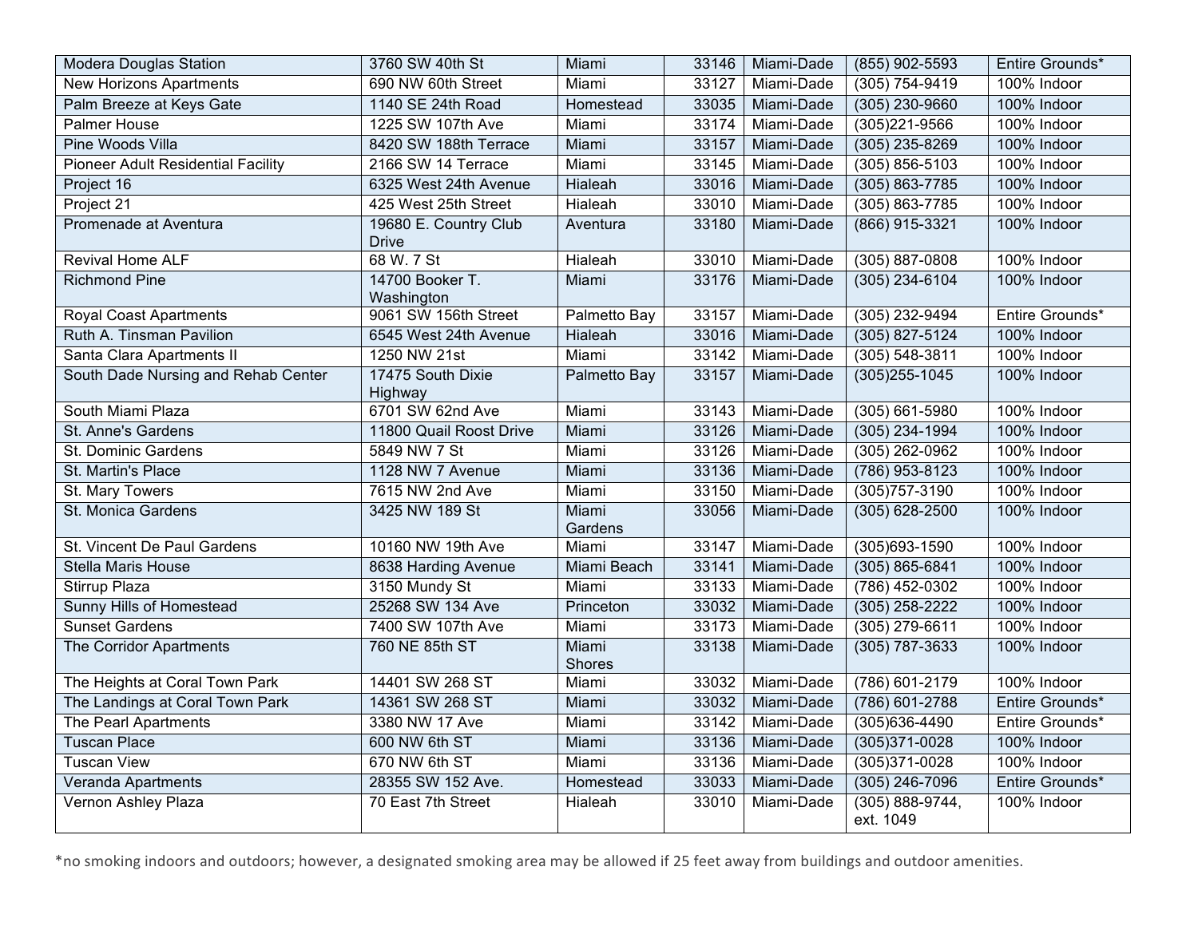| Modera Douglas Station | 3760 SW 40th St | Miami | 33146 | Miami-Dade | (855) 902-5593 | Entire Grounds* |
|---|---|---|---|---|---|---|
| New Horizons Apartments | 690 NW 60th Street | Miami | 33127 | Miami-Dade | (305) 754-9419 | 100% Indoor |
| Palm Breeze at Keys Gate | 1140 SE 24th Road | Homestead | 33035 | Miami-Dade | (305) 230-9660 | 100% Indoor |
| Palmer House | 1225 SW 107th Ave | Miami | 33174 | Miami-Dade | (305)221-9566 | 100% Indoor |
| Pine Woods Villa | 8420 SW 188th Terrace | Miami | 33157 | Miami-Dade | (305) 235-8269 | 100% Indoor |
| Pioneer Adult Residential Facility | 2166 SW 14 Terrace | Miami | 33145 | Miami-Dade | (305) 856-5103 | 100% Indoor |
| Project 16 | 6325 West 24th Avenue | Hialeah | 33016 | Miami-Dade | (305) 863-7785 | 100% Indoor |
| Project 21 | 425 West 25th Street | Hialeah | 33010 | Miami-Dade | (305) 863-7785 | 100% Indoor |
| Promenade at Aventura | 19680 E. Country Club Drive | Aventura | 33180 | Miami-Dade | (866) 915-3321 | 100% Indoor |
| Revival Home ALF | 68 W. 7 St | Hialeah | 33010 | Miami-Dade | (305) 887-0808 | 100% Indoor |
| Richmond Pine | 14700 Booker T. Washington | Miami | 33176 | Miami-Dade | (305) 234-6104 | 100% Indoor |
| Royal Coast Apartments | 9061 SW 156th Street | Palmetto Bay | 33157 | Miami-Dade | (305) 232-9494 | Entire Grounds* |
| Ruth A. Tinsman Pavilion | 6545 West 24th Avenue | Hialeah | 33016 | Miami-Dade | (305) 827-5124 | 100% Indoor |
| Santa Clara Apartments II | 1250 NW 21st | Miami | 33142 | Miami-Dade | (305) 548-3811 | 100% Indoor |
| South Dade Nursing and Rehab Center | 17475 South Dixie Highway | Palmetto Bay | 33157 | Miami-Dade | (305)255-1045 | 100% Indoor |
| South Miami Plaza | 6701 SW 62nd Ave | Miami | 33143 | Miami-Dade | (305) 661-5980 | 100% Indoor |
| St. Anne's Gardens | 11800 Quail Roost Drive | Miami | 33126 | Miami-Dade | (305) 234-1994 | 100% Indoor |
| St. Dominic Gardens | 5849 NW 7 St | Miami | 33126 | Miami-Dade | (305) 262-0962 | 100% Indoor |
| St. Martin's Place | 1128 NW 7 Avenue | Miami | 33136 | Miami-Dade | (786) 953-8123 | 100% Indoor |
| St. Mary Towers | 7615 NW 2nd Ave | Miami | 33150 | Miami-Dade | (305)757-3190 | 100% Indoor |
| St. Monica Gardens | 3425 NW 189 St | Miami Gardens | 33056 | Miami-Dade | (305) 628-2500 | 100% Indoor |
| St. Vincent De Paul Gardens | 10160 NW 19th Ave | Miami | 33147 | Miami-Dade | (305)693-1590 | 100% Indoor |
| Stella Maris House | 8638 Harding Avenue | Miami Beach | 33141 | Miami-Dade | (305) 865-6841 | 100% Indoor |
| Stirrup Plaza | 3150 Mundy St | Miami | 33133 | Miami-Dade | (786) 452-0302 | 100% Indoor |
| Sunny Hills of Homestead | 25268 SW 134 Ave | Princeton | 33032 | Miami-Dade | (305) 258-2222 | 100% Indoor |
| Sunset Gardens | 7400 SW 107th Ave | Miami | 33173 | Miami-Dade | (305) 279-6611 | 100% Indoor |
| The Corridor Apartments | 760 NE 85th ST | Miami Shores | 33138 | Miami-Dade | (305) 787-3633 | 100% Indoor |
| The Heights at Coral Town Park | 14401 SW 268 ST | Miami | 33032 | Miami-Dade | (786) 601-2179 | 100% Indoor |
| The Landings at Coral Town Park | 14361 SW 268 ST | Miami | 33032 | Miami-Dade | (786) 601-2788 | Entire Grounds* |
| The Pearl Apartments | 3380 NW 17 Ave | Miami | 33142 | Miami-Dade | (305)636-4490 | Entire Grounds* |
| Tuscan Place | 600 NW 6th ST | Miami | 33136 | Miami-Dade | (305)371-0028 | 100% Indoor |
| Tuscan View | 670 NW 6th ST | Miami | 33136 | Miami-Dade | (305)371-0028 | 100% Indoor |
| Veranda Apartments | 28355 SW 152 Ave. | Homestead | 33033 | Miami-Dade | (305) 246-7096 | Entire Grounds* |
| Vernon Ashley Plaza | 70 East 7th Street | Hialeah | 33010 | Miami-Dade | (305) 888-9744, ext. 1049 | 100% Indoor |

*no smoking indoors and outdoors; however, a designated smoking area may be allowed if 25 feet away from buildings and outdoor amenities.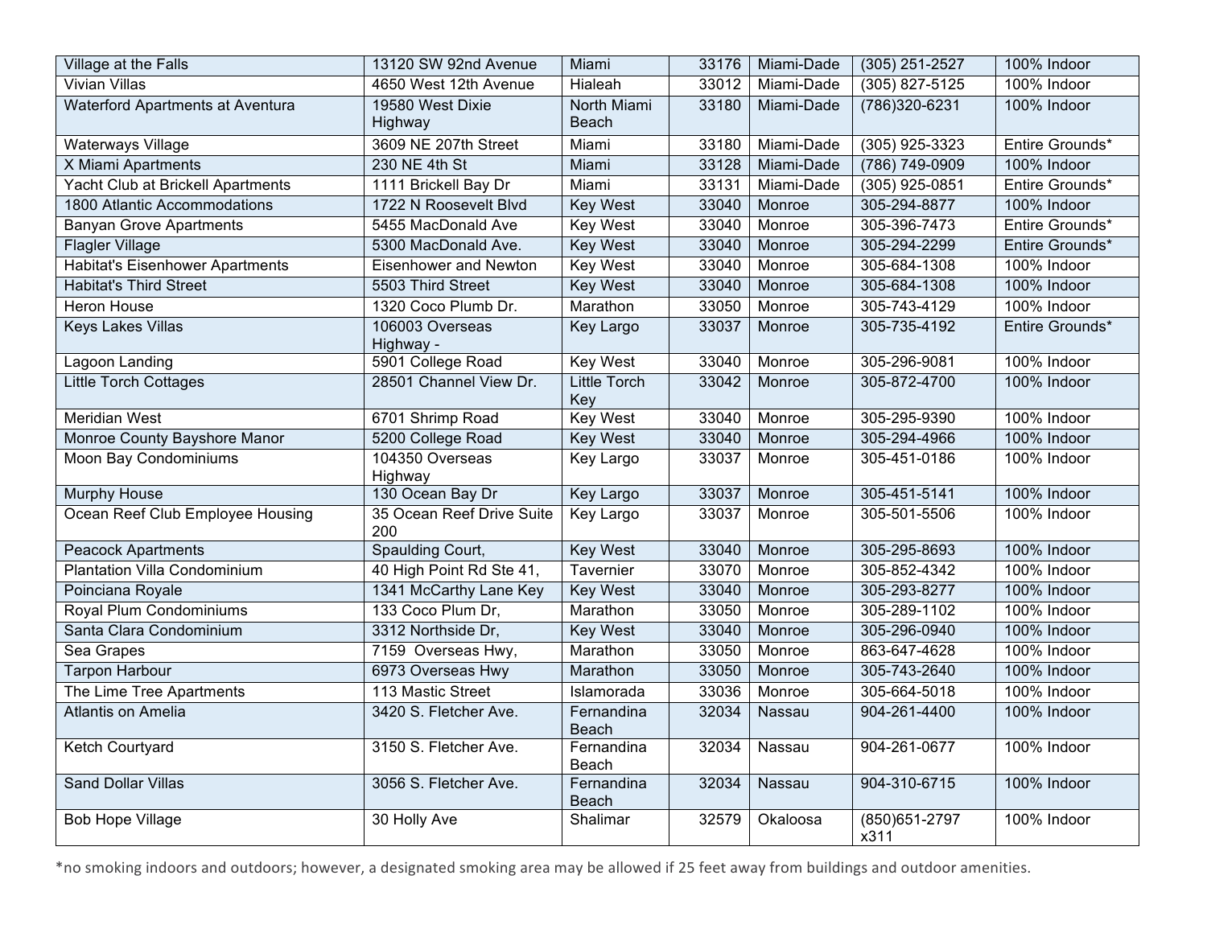| | | | | | | |
|---|---|---|---|---|---|---|
| Village at the Falls | 13120 SW 92nd Avenue | Miami | 33176 | Miami-Dade | (305) 251-2527 | 100% Indoor |
| Vivian Villas | 4650 West 12th Avenue | Hialeah | 33012 | Miami-Dade | (305) 827-5125 | 100% Indoor |
| Waterford Apartments at Aventura | 19580 West Dixie Highway | North Miami Beach | 33180 | Miami-Dade | (786)320-6231 | 100% Indoor |
| Waterways Village | 3609 NE 207th Street | Miami | 33180 | Miami-Dade | (305) 925-3323 | Entire Grounds* |
| X Miami Apartments | 230 NE 4th St | Miami | 33128 | Miami-Dade | (786) 749-0909 | 100% Indoor |
| Yacht Club at Brickell Apartments | 1111 Brickell Bay Dr | Miami | 33131 | Miami-Dade | (305) 925-0851 | Entire Grounds* |
| 1800 Atlantic Accommodations | 1722 N Roosevelt Blvd | Key West | 33040 | Monroe | 305-294-8877 | 100% Indoor |
| Banyan Grove Apartments | 5455 MacDonald Ave | Key West | 33040 | Monroe | 305-396-7473 | Entire Grounds* |
| Flagler Village | 5300 MacDonald Ave. | Key West | 33040 | Monroe | 305-294-2299 | Entire Grounds* |
| Habitat's Eisenhower Apartments | Eisenhower and Newton | Key West | 33040 | Monroe | 305-684-1308 | 100% Indoor |
| Habitat's Third Street | 5503 Third Street | Key West | 33040 | Monroe | 305-684-1308 | 100% Indoor |
| Heron House | 1320 Coco Plumb Dr. | Marathon | 33050 | Monroe | 305-743-4129 | 100% Indoor |
| Keys Lakes Villas | 106003 Overseas Highway - | Key Largo | 33037 | Monroe | 305-735-4192 | Entire Grounds* |
| Lagoon Landing | 5901 College Road | Key West | 33040 | Monroe | 305-296-9081 | 100% Indoor |
| Little Torch Cottages | 28501 Channel View Dr. | Little Torch Key | 33042 | Monroe | 305-872-4700 | 100% Indoor |
| Meridian West | 6701 Shrimp Road | Key West | 33040 | Monroe | 305-295-9390 | 100% Indoor |
| Monroe County Bayshore Manor | 5200 College Road | Key West | 33040 | Monroe | 305-294-4966 | 100% Indoor |
| Moon Bay Condominiums | 104350 Overseas Highway | Key Largo | 33037 | Monroe | 305-451-0186 | 100% Indoor |
| Murphy House | 130 Ocean Bay Dr | Key Largo | 33037 | Monroe | 305-451-5141 | 100% Indoor |
| Ocean Reef Club Employee Housing | 35 Ocean Reef Drive Suite 200 | Key Largo | 33037 | Monroe | 305-501-5506 | 100% Indoor |
| Peacock Apartments | Spaulding Court, | Key West | 33040 | Monroe | 305-295-8693 | 100% Indoor |
| Plantation Villa Condominium | 40 High Point Rd Ste 41, | Tavernier | 33070 | Monroe | 305-852-4342 | 100% Indoor |
| Poinciana Royale | 1341 McCarthy Lane Key | Key West | 33040 | Monroe | 305-293-8277 | 100% Indoor |
| Royal Plum Condominiums | 133 Coco Plum Dr, | Marathon | 33050 | Monroe | 305-289-1102 | 100% Indoor |
| Santa Clara Condominium | 3312 Northside Dr, | Key West | 33040 | Monroe | 305-296-0940 | 100% Indoor |
| Sea Grapes | 7159 Overseas Hwy, | Marathon | 33050 | Monroe | 863-647-4628 | 100% Indoor |
| Tarpon Harbour | 6973 Overseas Hwy | Marathon | 33050 | Monroe | 305-743-2640 | 100% Indoor |
| The Lime Tree Apartments | 113 Mastic Street | Islamorada | 33036 | Monroe | 305-664-5018 | 100% Indoor |
| Atlantis on Amelia | 3420 S. Fletcher Ave. | Fernandina Beach | 32034 | Nassau | 904-261-4400 | 100% Indoor |
| Ketch Courtyard | 3150 S. Fletcher Ave. | Fernandina Beach | 32034 | Nassau | 904-261-0677 | 100% Indoor |
| Sand Dollar Villas | 3056 S. Fletcher Ave. | Fernandina Beach | 32034 | Nassau | 904-310-6715 | 100% Indoor |
| Bob Hope Village | 30 Holly Ave | Shalimar | 32579 | Okaloosa | (850)651-2797 x311 | 100% Indoor |

*no smoking indoors and outdoors; however, a designated smoking area may be allowed if 25 feet away from buildings and outdoor amenities.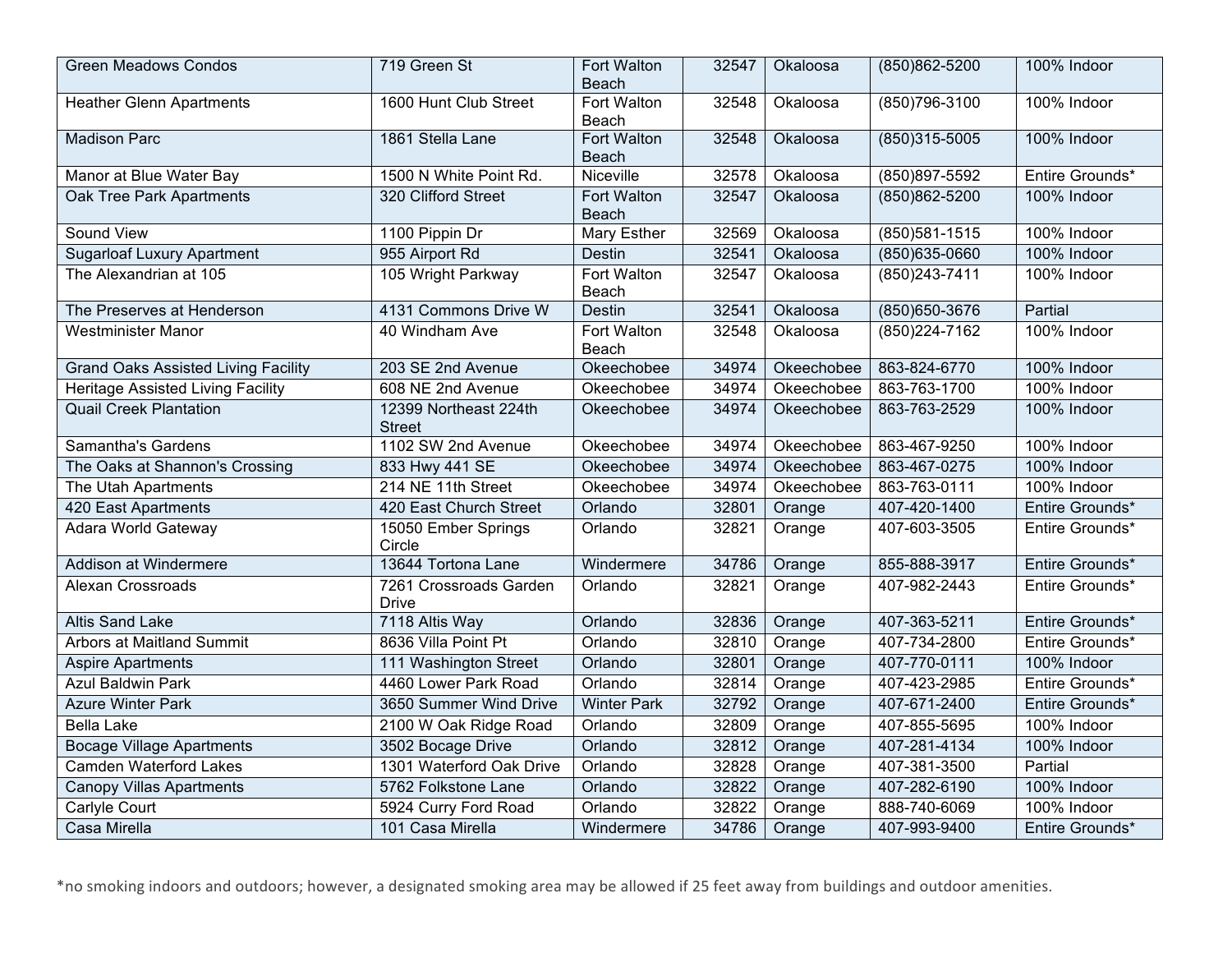| | | | | | | |
|---|---|---|---|---|---|---|
| Green Meadows Condos | 719 Green St | Fort Walton Beach | 32547 | Okaloosa | (850)862-5200 | 100% Indoor |
| Heather Glenn Apartments | 1600 Hunt Club Street | Fort Walton Beach | 32548 | Okaloosa | (850)796-3100 | 100% Indoor |
| Madison Parc | 1861 Stella Lane | Fort Walton Beach | 32548 | Okaloosa | (850)315-5005 | 100% Indoor |
| Manor at Blue Water Bay | 1500 N White Point Rd. | Niceville | 32578 | Okaloosa | (850)897-5592 | Entire Grounds* |
| Oak Tree Park Apartments | 320 Clifford Street | Fort Walton Beach | 32547 | Okaloosa | (850)862-5200 | 100% Indoor |
| Sound View | 1100 Pippin Dr | Mary Esther | 32569 | Okaloosa | (850)581-1515 | 100% Indoor |
| Sugarloaf Luxury Apartment | 955 Airport Rd | Destin | 32541 | Okaloosa | (850)635-0660 | 100% Indoor |
| The Alexandrian at 105 | 105 Wright Parkway | Fort Walton Beach | 32547 | Okaloosa | (850)243-7411 | 100% Indoor |
| The Preserves at Henderson | 4131 Commons Drive W | Destin | 32541 | Okaloosa | (850)650-3676 | Partial |
| Westminister Manor | 40 Windham Ave | Fort Walton Beach | 32548 | Okaloosa | (850)224-7162 | 100% Indoor |
| Grand Oaks Assisted Living Facility | 203 SE 2nd Avenue | Okeechobee | 34974 | Okeechobee | 863-824-6770 | 100% Indoor |
| Heritage Assisted Living Facility | 608 NE 2nd Avenue | Okeechobee | 34974 | Okeechobee | 863-763-1700 | 100% Indoor |
| Quail Creek Plantation | 12399 Northeast 224th Street | Okeechobee | 34974 | Okeechobee | 863-763-2529 | 100% Indoor |
| Samantha's Gardens | 1102 SW 2nd Avenue | Okeechobee | 34974 | Okeechobee | 863-467-9250 | 100% Indoor |
| The Oaks at Shannon's Crossing | 833 Hwy 441 SE | Okeechobee | 34974 | Okeechobee | 863-467-0275 | 100% Indoor |
| The Utah Apartments | 214 NE 11th Street | Okeechobee | 34974 | Okeechobee | 863-763-0111 | 100% Indoor |
| 420 East Apartments | 420 East Church Street | Orlando | 32801 | Orange | 407-420-1400 | Entire Grounds* |
| Adara World Gateway | 15050 Ember Springs Circle | Orlando | 32821 | Orange | 407-603-3505 | Entire Grounds* |
| Addison at Windermere | 13644 Tortona Lane | Windermere | 34786 | Orange | 855-888-3917 | Entire Grounds* |
| Alexan Crossroads | 7261 Crossroads Garden Drive | Orlando | 32821 | Orange | 407-982-2443 | Entire Grounds* |
| Altis Sand Lake | 7118 Altis Way | Orlando | 32836 | Orange | 407-363-5211 | Entire Grounds* |
| Arbors at Maitland Summit | 8636 Villa Point Pt | Orlando | 32810 | Orange | 407-734-2800 | Entire Grounds* |
| Aspire Apartments | 111 Washington Street | Orlando | 32801 | Orange | 407-770-0111 | 100% Indoor |
| Azul Baldwin Park | 4460 Lower Park Road | Orlando | 32814 | Orange | 407-423-2985 | Entire Grounds* |
| Azure Winter Park | 3650 Summer Wind Drive | Winter Park | 32792 | Orange | 407-671-2400 | Entire Grounds* |
| Bella Lake | 2100 W Oak Ridge Road | Orlando | 32809 | Orange | 407-855-5695 | 100% Indoor |
| Bocage Village Apartments | 3502 Bocage Drive | Orlando | 32812 | Orange | 407-281-4134 | 100% Indoor |
| Camden Waterford Lakes | 1301 Waterford Oak Drive | Orlando | 32828 | Orange | 407-381-3500 | Partial |
| Canopy Villas Apartments | 5762 Folkstone Lane | Orlando | 32822 | Orange | 407-282-6190 | 100% Indoor |
| Carlyle Court | 5924 Curry Ford Road | Orlando | 32822 | Orange | 888-740-6069 | 100% Indoor |
| Casa Mirella | 101 Casa Mirella | Windermere | 34786 | Orange | 407-993-9400 | Entire Grounds* |

*no smoking indoors and outdoors; however, a designated smoking area may be allowed if 25 feet away from buildings and outdoor amenities.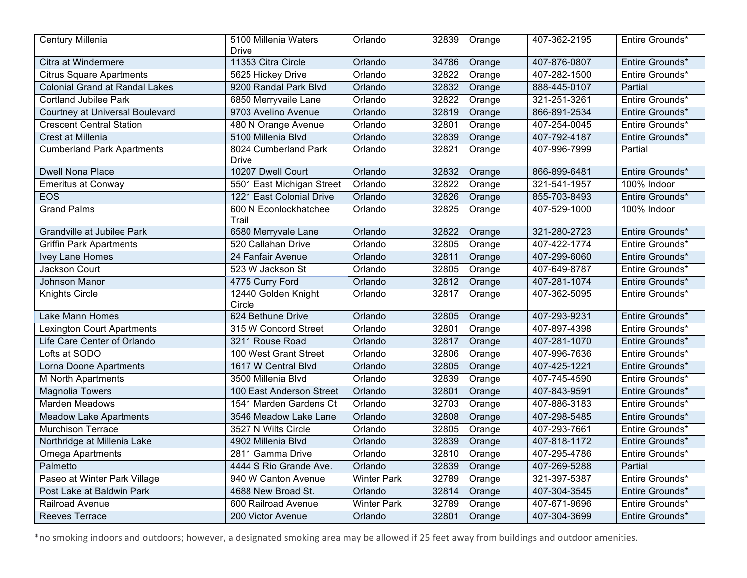| | | | | | | |
|---|---|---|---|---|---|---|
| Century Millenia | 5100 Millenia Waters Drive | Orlando | 32839 | Orange | 407-362-2195 | Entire Grounds* |
| Citra at Windermere | 11353 Citra Circle | Orlando | 34786 | Orange | 407-876-0807 | Entire Grounds* |
| Citrus Square Apartments | 5625 Hickey Drive | Orlando | 32822 | Orange | 407-282-1500 | Entire Grounds* |
| Colonial Grand at Randal Lakes | 9200 Randal Park Blvd | Orlando | 32832 | Orange | 888-445-0107 | Partial |
| Cortland Jubilee Park | 6850 Merryvaile Lane | Orlando | 32822 | Orange | 321-251-3261 | Entire Grounds* |
| Courtney at Universal Boulevard | 9703 Avelino Avenue | Orlando | 32819 | Orange | 866-891-2534 | Entire Grounds* |
| Crescent Central Station | 480 N Orange Avenue | Orlando | 32801 | Orange | 407-254-0045 | Entire Grounds* |
| Crest at Millenia | 5100 Millenia Blvd | Orlando | 32839 | Orange | 407-792-4187 | Entire Grounds* |
| Cumberland Park Apartments | 8024 Cumberland Park Drive | Orlando | 32821 | Orange | 407-996-7999 | Partial |
| Dwell Nona Place | 10207 Dwell Court | Orlando | 32832 | Orange | 866-899-6481 | Entire Grounds* |
| Emeritus at Conway | 5501 East Michigan Street | Orlando | 32822 | Orange | 321-541-1957 | 100% Indoor |
| EOS | 1221 East Colonial Drive | Orlando | 32826 | Orange | 855-703-8493 | Entire Grounds* |
| Grand Palms | 600 N Econlockhatchee Trail | Orlando | 32825 | Orange | 407-529-1000 | 100% Indoor |
| Grandville at Jubilee Park | 6580 Merryvale Lane | Orlando | 32822 | Orange | 321-280-2723 | Entire Grounds* |
| Griffin Park Apartments | 520 Callahan Drive | Orlando | 32805 | Orange | 407-422-1774 | Entire Grounds* |
| Ivey Lane Homes | 24 Fanfair Avenue | Orlando | 32811 | Orange | 407-299-6060 | Entire Grounds* |
| Jackson Court | 523 W Jackson St | Orlando | 32805 | Orange | 407-649-8787 | Entire Grounds* |
| Johnson Manor | 4775 Curry Ford | Orlando | 32812 | Orange | 407-281-1074 | Entire Grounds* |
| Knights Circle | 12440 Golden Knight Circle | Orlando | 32817 | Orange | 407-362-5095 | Entire Grounds* |
| Lake Mann Homes | 624 Bethune Drive | Orlando | 32805 | Orange | 407-293-9231 | Entire Grounds* |
| Lexington Court Apartments | 315 W Concord Street | Orlando | 32801 | Orange | 407-897-4398 | Entire Grounds* |
| Life Care Center of Orlando | 3211 Rouse Road | Orlando | 32817 | Orange | 407-281-1070 | Entire Grounds* |
| Lofts at SODO | 100 West Grant Street | Orlando | 32806 | Orange | 407-996-7636 | Entire Grounds* |
| Lorna Doone Apartments | 1617 W Central Blvd | Orlando | 32805 | Orange | 407-425-1221 | Entire Grounds* |
| M North Apartments | 3500 Millenia Blvd | Orlando | 32839 | Orange | 407-745-4590 | Entire Grounds* |
| Magnolia Towers | 100 East Anderson Street | Orlando | 32801 | Orange | 407-843-9591 | Entire Grounds* |
| Marden Meadows | 1541 Marden Gardens Ct | Orlando | 32703 | Orange | 407-886-3183 | Entire Grounds* |
| Meadow Lake Apartments | 3546 Meadow Lake Lane | Orlando | 32808 | Orange | 407-298-5485 | Entire Grounds* |
| Murchison Terrace | 3527 N Wilts Circle | Orlando | 32805 | Orange | 407-293-7661 | Entire Grounds* |
| Northridge at Millenia Lake | 4902 Millenia Blvd | Orlando | 32839 | Orange | 407-818-1172 | Entire Grounds* |
| Omega Apartments | 2811 Gamma Drive | Orlando | 32810 | Orange | 407-295-4786 | Entire Grounds* |
| Palmetto | 4444 S Rio Grande Ave. | Orlando | 32839 | Orange | 407-269-5288 | Partial |
| Paseo at Winter Park Village | 940 W Canton Avenue | Winter Park | 32789 | Orange | 321-397-5387 | Entire Grounds* |
| Post Lake at Baldwin Park | 4688 New Broad St. | Orlando | 32814 | Orange | 407-304-3545 | Entire Grounds* |
| Railroad Avenue | 600 Railroad Avenue | Winter Park | 32789 | Orange | 407-671-9696 | Entire Grounds* |
| Reeves Terrace | 200 Victor Avenue | Orlando | 32801 | Orange | 407-304-3699 | Entire Grounds* |

*no smoking indoors and outdoors; however, a designated smoking area may be allowed if 25 feet away from buildings and outdoor amenities.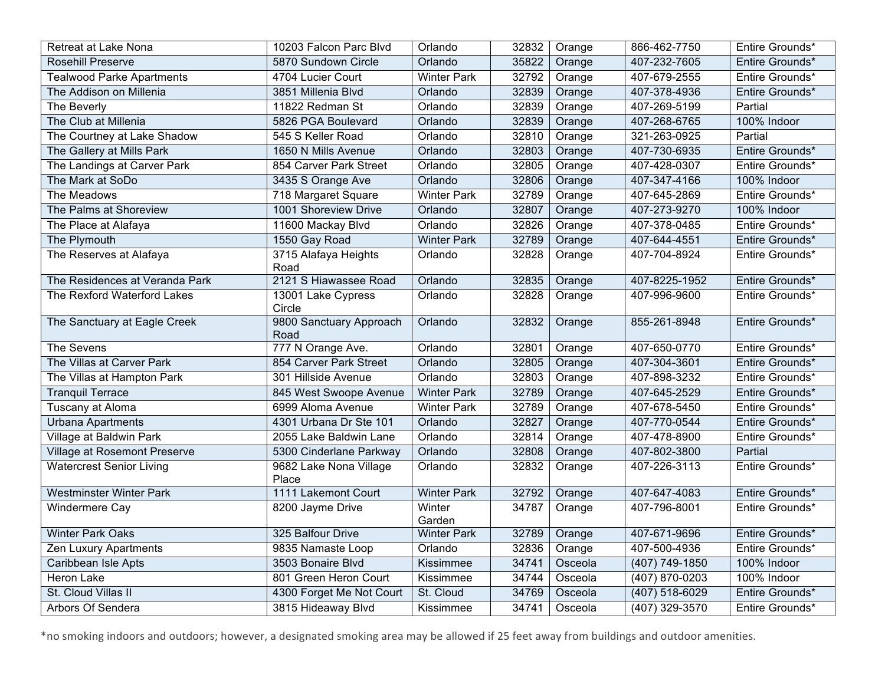| | | | | | | |
|---|---|---|---|---|---|---|
| Retreat at Lake Nona | 10203 Falcon Parc Blvd | Orlando | 32832 | Orange | 866-462-7750 | Entire Grounds* |
| Rosehill Preserve | 5870 Sundown Circle | Orlando | 35822 | Orange | 407-232-7605 | Entire Grounds* |
| Tealwood Parke Apartments | 4704 Lucier Court | Winter Park | 32792 | Orange | 407-679-2555 | Entire Grounds* |
| The Addison on Millenia | 3851 Millenia Blvd | Orlando | 32839 | Orange | 407-378-4936 | Entire Grounds* |
| The Beverly | 11822 Redman St | Orlando | 32839 | Orange | 407-269-5199 | Partial |
| The Club at Millenia | 5826 PGA Boulevard | Orlando | 32839 | Orange | 407-268-6765 | 100% Indoor |
| The Courtney at Lake Shadow | 545 S Keller Road | Orlando | 32810 | Orange | 321-263-0925 | Partial |
| The Gallery at Mills Park | 1650 N Mills Avenue | Orlando | 32803 | Orange | 407-730-6935 | Entire Grounds* |
| The Landings at Carver Park | 854 Carver Park Street | Orlando | 32805 | Orange | 407-428-0307 | Entire Grounds* |
| The Mark at SoDo | 3435 S Orange Ave | Orlando | 32806 | Orange | 407-347-4166 | 100% Indoor |
| The Meadows | 718 Margaret Square | Winter Park | 32789 | Orange | 407-645-2869 | Entire Grounds* |
| The Palms at Shoreview | 1001 Shoreview Drive | Orlando | 32807 | Orange | 407-273-9270 | 100% Indoor |
| The Place at Alafaya | 11600 Mackay Blvd | Orlando | 32826 | Orange | 407-378-0485 | Entire Grounds* |
| The Plymouth | 1550 Gay Road | Winter Park | 32789 | Orange | 407-644-4551 | Entire Grounds* |
| The Reserves at Alafaya | 3715 Alafaya Heights Road | Orlando | 32828 | Orange | 407-704-8924 | Entire Grounds* |
| The Residences at Veranda Park | 2121 S Hiawassee Road | Orlando | 32835 | Orange | 407-8225-1952 | Entire Grounds* |
| The Rexford Waterford Lakes | 13001 Lake Cypress Circle | Orlando | 32828 | Orange | 407-996-9600 | Entire Grounds* |
| The Sanctuary at Eagle Creek | 9800 Sanctuary Approach Road | Orlando | 32832 | Orange | 855-261-8948 | Entire Grounds* |
| The Sevens | 777 N Orange Ave. | Orlando | 32801 | Orange | 407-650-0770 | Entire Grounds* |
| The Villas at Carver Park | 854 Carver Park Street | Orlando | 32805 | Orange | 407-304-3601 | Entire Grounds* |
| The Villas at Hampton Park | 301 Hillside Avenue | Orlando | 32803 | Orange | 407-898-3232 | Entire Grounds* |
| Tranquil Terrace | 845 West Swoope Avenue | Winter Park | 32789 | Orange | 407-645-2529 | Entire Grounds* |
| Tuscany at Aloma | 6999 Aloma Avenue | Winter Park | 32789 | Orange | 407-678-5450 | Entire Grounds* |
| Urbana Apartments | 4301 Urbana Dr Ste 101 | Orlando | 32827 | Orange | 407-770-0544 | Entire Grounds* |
| Village at Baldwin Park | 2055 Lake Baldwin Lane | Orlando | 32814 | Orange | 407-478-8900 | Entire Grounds* |
| Village at Rosemont Preserve | 5300 Cinderlane Parkway | Orlando | 32808 | Orange | 407-802-3800 | Partial |
| Watercrest Senior Living | 9682 Lake Nona Village Place | Orlando | 32832 | Orange | 407-226-3113 | Entire Grounds* |
| Westminster Winter Park | 1111 Lakemont Court | Winter Park | 32792 | Orange | 407-647-4083 | Entire Grounds* |
| Windermere Cay | 8200 Jayme Drive | Winter Garden | 34787 | Orange | 407-796-8001 | Entire Grounds* |
| Winter Park Oaks | 325 Balfour Drive | Winter Park | 32789 | Orange | 407-671-9696 | Entire Grounds* |
| Zen Luxury Apartments | 9835 Namaste Loop | Orlando | 32836 | Orange | 407-500-4936 | Entire Grounds* |
| Caribbean Isle Apts | 3503 Bonaire Blvd | Kissimmee | 34741 | Osceola | (407) 749-1850 | 100% Indoor |
| Heron Lake | 801 Green Heron Court | Kissimmee | 34744 | Osceola | (407) 870-0203 | 100% Indoor |
| St. Cloud Villas II | 4300 Forget Me Not Court | St. Cloud | 34769 | Osceola | (407) 518-6029 | Entire Grounds* |
| Arbors Of Sendera | 3815 Hideaway Blvd | Kissimmee | 34741 | Osceola | (407) 329-3570 | Entire Grounds* |

*no smoking indoors and outdoors; however, a designated smoking area may be allowed if 25 feet away from buildings and outdoor amenities.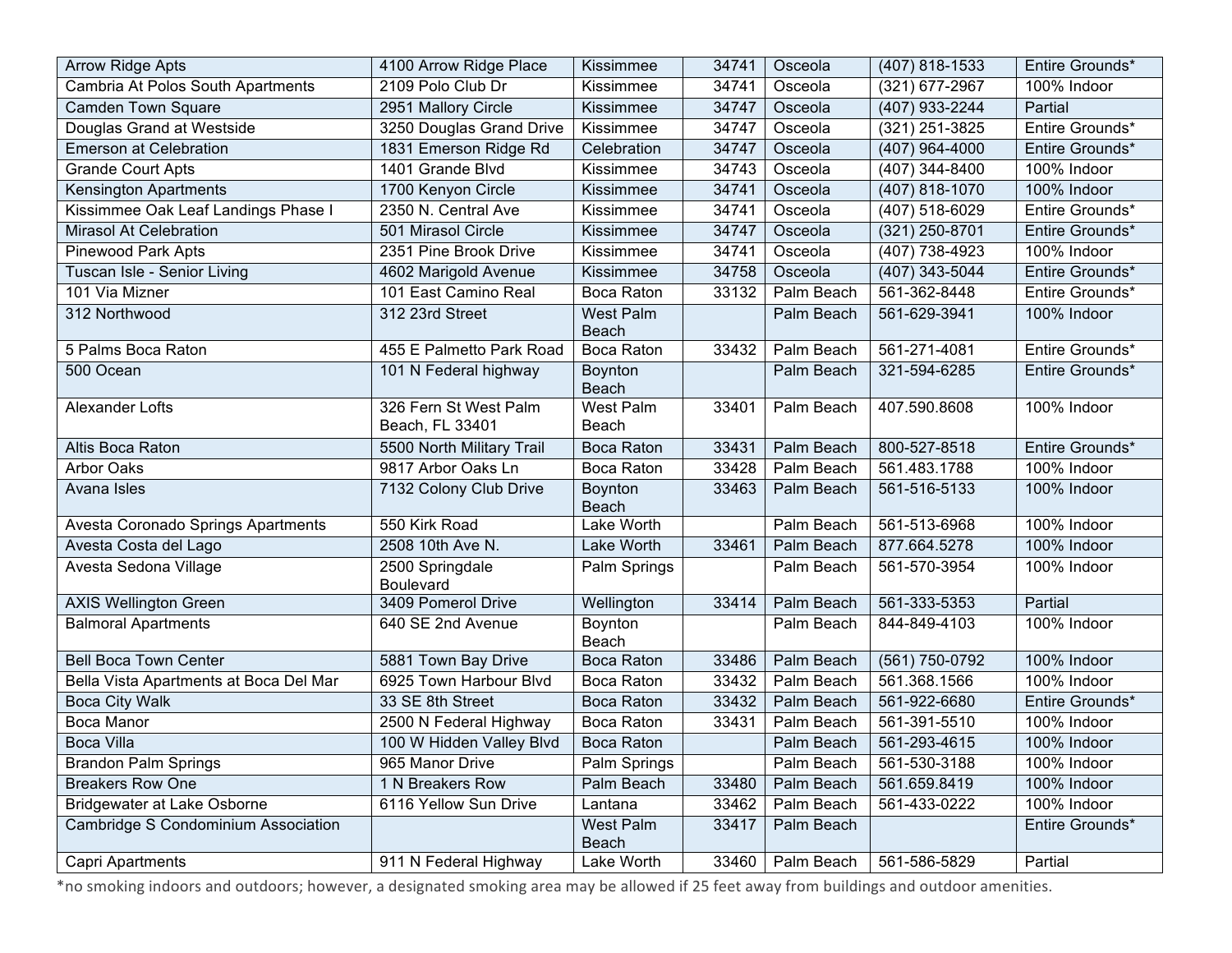| | | | | | | |
|---|---|---|---|---|---|---|
| Arrow Ridge Apts | 4100 Arrow Ridge Place | Kissimmee | 34741 | Osceola | (407) 818-1533 | Entire Grounds* |
| Cambria At Polos South Apartments | 2109 Polo Club Dr | Kissimmee | 34741 | Osceola | (321) 677-2967 | 100% Indoor |
| Camden Town Square | 2951 Mallory Circle | Kissimmee | 34747 | Osceola | (407) 933-2244 | Partial |
| Douglas Grand at Westside | 3250 Douglas Grand Drive | Kissimmee | 34747 | Osceola | (321) 251-3825 | Entire Grounds* |
| Emerson at Celebration | 1831 Emerson Ridge Rd | Celebration | 34747 | Osceola | (407) 964-4000 | Entire Grounds* |
| Grande Court Apts | 1401 Grande Blvd | Kissimmee | 34743 | Osceola | (407) 344-8400 | 100% Indoor |
| Kensington Apartments | 1700 Kenyon Circle | Kissimmee | 34741 | Osceola | (407) 818-1070 | 100% Indoor |
| Kissimmee Oak Leaf Landings Phase I | 2350 N. Central Ave | Kissimmee | 34741 | Osceola | (407) 518-6029 | Entire Grounds* |
| Mirasol At Celebration | 501 Mirasol Circle | Kissimmee | 34747 | Osceola | (321) 250-8701 | Entire Grounds* |
| Pinewood Park Apts | 2351 Pine Brook Drive | Kissimmee | 34741 | Osceola | (407) 738-4923 | 100% Indoor |
| Tuscan Isle - Senior Living | 4602 Marigold Avenue | Kissimmee | 34758 | Osceola | (407) 343-5044 | Entire Grounds* |
| 101 Via Mizner | 101 East Camino Real | Boca Raton | 33132 | Palm Beach | 561-362-8448 | Entire Grounds* |
| 312 Northwood | 312 23rd Street | West Palm Beach | | Palm Beach | 561-629-3941 | 100% Indoor |
| 5 Palms Boca Raton | 455 E Palmetto Park Road | Boca Raton | 33432 | Palm Beach | 561-271-4081 | Entire Grounds* |
| 500 Ocean | 101 N Federal highway | Boynton Beach | | Palm Beach | 321-594-6285 | Entire Grounds* |
| Alexander Lofts | 326 Fern St West Palm Beach, FL 33401 | West Palm Beach | 33401 | Palm Beach | 407.590.8608 | 100% Indoor |
| Altis Boca Raton | 5500 North Military Trail | Boca Raton | 33431 | Palm Beach | 800-527-8518 | Entire Grounds* |
| Arbor Oaks | 9817 Arbor Oaks Ln | Boca Raton | 33428 | Palm Beach | 561.483.1788 | 100% Indoor |
| Avana Isles | 7132 Colony Club Drive | Boynton Beach | 33463 | Palm Beach | 561-516-5133 | 100% Indoor |
| Avesta Coronado Springs Apartments | 550 Kirk Road | Lake Worth | | Palm Beach | 561-513-6968 | 100% Indoor |
| Avesta Costa del Lago | 2508 10th Ave N. | Lake Worth | 33461 | Palm Beach | 877.664.5278 | 100% Indoor |
| Avesta Sedona Village | 2500 Springdale Boulevard | Palm Springs | | Palm Beach | 561-570-3954 | 100% Indoor |
| AXIS Wellington Green | 3409 Pomerol Drive | Wellington | 33414 | Palm Beach | 561-333-5353 | Partial |
| Balmoral Apartments | 640 SE 2nd Avenue | Boynton Beach | | Palm Beach | 844-849-4103 | 100% Indoor |
| Bell Boca Town Center | 5881 Town Bay Drive | Boca Raton | 33486 | Palm Beach | (561) 750-0792 | 100% Indoor |
| Bella Vista Apartments at Boca Del Mar | 6925 Town Harbour Blvd | Boca Raton | 33432 | Palm Beach | 561.368.1566 | 100% Indoor |
| Boca City Walk | 33 SE 8th Street | Boca Raton | 33432 | Palm Beach | 561-922-6680 | Entire Grounds* |
| Boca Manor | 2500 N Federal Highway | Boca Raton | 33431 | Palm Beach | 561-391-5510 | 100% Indoor |
| Boca Villa | 100 W Hidden Valley Blvd | Boca Raton | | Palm Beach | 561-293-4615 | 100% Indoor |
| Brandon Palm Springs | 965 Manor Drive | Palm Springs | | Palm Beach | 561-530-3188 | 100% Indoor |
| Breakers Row One | 1 N Breakers Row | Palm Beach | 33480 | Palm Beach | 561.659.8419 | 100% Indoor |
| Bridgewater at Lake Osborne | 6116 Yellow Sun Drive | Lantana | 33462 | Palm Beach | 561-433-0222 | 100% Indoor |
| Cambridge S Condominium Association | | West Palm Beach | 33417 | Palm Beach | | Entire Grounds* |
| Capri Apartments | 911 N Federal Highway | Lake Worth | 33460 | Palm Beach | 561-586-5829 | Partial |

*no smoking indoors and outdoors; however, a designated smoking area may be allowed if 25 feet away from buildings and outdoor amenities.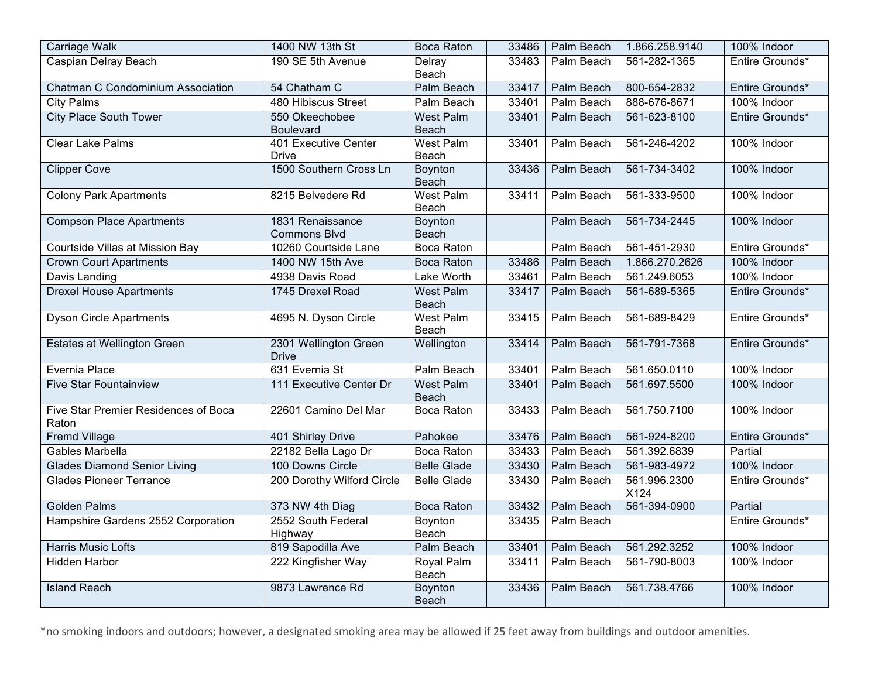| Carriage Walk | 1400 NW 13th St | Boca Raton | 33486 | Palm Beach | 1.866.258.9140 | 100% Indoor |
|---|---|---|---|---|---|---|
| Caspian Delray Beach | 190 SE 5th Avenue | Delray Beach | 33483 | Palm Beach | 561-282-1365 | Entire Grounds* |
| Chatman C Condominium Association | 54 Chatham C | Palm Beach | 33417 | Palm Beach | 800-654-2832 | Entire Grounds* |
| City Palms | 480 Hibiscus Street | Palm Beach | 33401 | Palm Beach | 888-676-8671 | 100% Indoor |
| City Place South Tower | 550 Okeechobee Boulevard | West Palm Beach | 33401 | Palm Beach | 561-623-8100 | Entire Grounds* |
| Clear Lake Palms | 401 Executive Center Drive | West Palm Beach | 33401 | Palm Beach | 561-246-4202 | 100% Indoor |
| Clipper Cove | 1500 Southern Cross Ln | Boynton Beach | 33436 | Palm Beach | 561-734-3402 | 100% Indoor |
| Colony Park Apartments | 8215 Belvedere Rd | West Palm Beach | 33411 | Palm Beach | 561-333-9500 | 100% Indoor |
| Compson Place Apartments | 1831 Renaissance Commons Blvd | Boynton Beach | | Palm Beach | 561-734-2445 | 100% Indoor |
| Courtside Villas at Mission Bay | 10260 Courtside Lane | Boca Raton | | Palm Beach | 561-451-2930 | Entire Grounds* |
| Crown Court Apartments | 1400 NW 15th Ave | Boca Raton | 33486 | Palm Beach | 1.866.270.2626 | 100% Indoor |
| Davis Landing | 4938 Davis Road | Lake Worth | 33461 | Palm Beach | 561.249.6053 | 100% Indoor |
| Drexel House Apartments | 1745 Drexel Road | West Palm Beach | 33417 | Palm Beach | 561-689-5365 | Entire Grounds* |
| Dyson Circle Apartments | 4695 N. Dyson Circle | West Palm Beach | 33415 | Palm Beach | 561-689-8429 | Entire Grounds* |
| Estates at Wellington Green | 2301 Wellington Green Drive | Wellington | 33414 | Palm Beach | 561-791-7368 | Entire Grounds* |
| Evernia Place | 631 Evernia St | Palm Beach | 33401 | Palm Beach | 561.650.0110 | 100% Indoor |
| Five Star Fountainview | 111 Executive Center Dr | West Palm Beach | 33401 | Palm Beach | 561.697.5500 | 100% Indoor |
| Five Star Premier Residences of Boca Raton | 22601 Camino Del Mar | Boca Raton | 33433 | Palm Beach | 561.750.7100 | 100% Indoor |
| Fremd Village | 401 Shirley Drive | Pahokee | 33476 | Palm Beach | 561-924-8200 | Entire Grounds* |
| Gables Marbella | 22182 Bella Lago Dr | Boca Raton | 33433 | Palm Beach | 561.392.6839 | Partial |
| Glades Diamond Senior Living | 100 Downs Circle | Belle Glade | 33430 | Palm Beach | 561-983-4972 | 100% Indoor |
| Glades Pioneer Terrance | 200 Dorothy Wilford Circle | Belle Glade | 33430 | Palm Beach | 561.996.2300 X124 | Entire Grounds* |
| Golden Palms | 373 NW 4th Diag | Boca Raton | 33432 | Palm Beach | 561-394-0900 | Partial |
| Hampshire Gardens 2552 Corporation | 2552 South Federal Highway | Boynton Beach | 33435 | Palm Beach | | Entire Grounds* |
| Harris Music Lofts | 819 Sapodilla Ave | Palm Beach | 33401 | Palm Beach | 561.292.3252 | 100% Indoor |
| Hidden Harbor | 222 Kingfisher Way | Royal Palm Beach | 33411 | Palm Beach | 561-790-8003 | 100% Indoor |
| Island Reach | 9873 Lawrence Rd | Boynton Beach | 33436 | Palm Beach | 561.738.4766 | 100% Indoor |

*no smoking indoors and outdoors; however, a designated smoking area may be allowed if 25 feet away from buildings and outdoor amenities.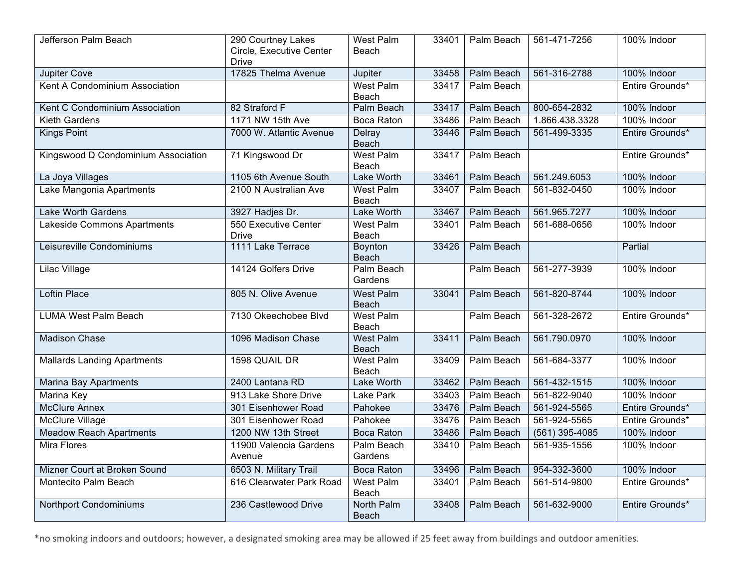| | | | | | | |
|---|---|---|---|---|---|---|
| Jefferson Palm Beach | 290 Courtney Lakes Circle, Executive Center Drive | West Palm Beach | 33401 | Palm Beach | 561-471-7256 | 100% Indoor |
| Jupiter Cove | 17825 Thelma Avenue | Jupiter | 33458 | Palm Beach | 561-316-2788 | 100% Indoor |
| Kent A Condominium Association | | West Palm Beach | 33417 | Palm Beach | | Entire Grounds* |
| Kent C Condominium Association | 82 Straford F | Palm Beach | 33417 | Palm Beach | 800-654-2832 | 100% Indoor |
| Kieth Gardens | 1171 NW 15th Ave | Boca Raton | 33486 | Palm Beach | 1.866.438.3328 | 100% Indoor |
| Kings Point | 7000 W. Atlantic Avenue | Delray Beach | 33446 | Palm Beach | 561-499-3335 | Entire Grounds* |
| Kingswood D Condominium Association | 71 Kingswood Dr | West Palm Beach | 33417 | Palm Beach | | Entire Grounds* |
| La Joya Villages | 1105 6th Avenue South | Lake Worth | 33461 | Palm Beach | 561.249.6053 | 100% Indoor |
| Lake Mangonia Apartments | 2100 N Australian Ave | West Palm Beach | 33407 | Palm Beach | 561-832-0450 | 100% Indoor |
| Lake Worth Gardens | 3927 Hadjes Dr. | Lake Worth | 33467 | Palm Beach | 561.965.7277 | 100% Indoor |
| Lakeside Commons Apartments | 550 Executive Center Drive | West Palm Beach | 33401 | Palm Beach | 561-688-0656 | 100% Indoor |
| Leisureville Condominiums | 1111 Lake Terrace | Boynton Beach | 33426 | Palm Beach | | Partial |
| Lilac Village | 14124 Golfers Drive | Palm Beach Gardens | | Palm Beach | 561-277-3939 | 100% Indoor |
| Loftin Place | 805 N. Olive Avenue | West Palm Beach | 33041 | Palm Beach | 561-820-8744 | 100% Indoor |
| LUMA West Palm Beach | 7130 Okeechobee Blvd | West Palm Beach | | Palm Beach | 561-328-2672 | Entire Grounds* |
| Madison Chase | 1096 Madison Chase | West Palm Beach | 33411 | Palm Beach | 561.790.0970 | 100% Indoor |
| Mallards Landing Apartments | 1598 QUAIL DR | West Palm Beach | 33409 | Palm Beach | 561-684-3377 | 100% Indoor |
| Marina Bay Apartments | 2400 Lantana RD | Lake Worth | 33462 | Palm Beach | 561-432-1515 | 100% Indoor |
| Marina Key | 913 Lake Shore Drive | Lake Park | 33403 | Palm Beach | 561-822-9040 | 100% Indoor |
| McClure Annex | 301 Eisenhower Road | Pahokee | 33476 | Palm Beach | 561-924-5565 | Entire Grounds* |
| McClure Village | 301 Eisenhower Road | Pahokee | 33476 | Palm Beach | 561-924-5565 | Entire Grounds* |
| Meadow Reach Apartments | 1200 NW 13th Street | Boca Raton | 33486 | Palm Beach | (561) 395-4085 | 100% Indoor |
| Mira Flores | 11900 Valencia Gardens Avenue | Palm Beach Gardens | 33410 | Palm Beach | 561-935-1556 | 100% Indoor |
| Mizner Court at Broken Sound | 6503 N. Military Trail | Boca Raton | 33496 | Palm Beach | 954-332-3600 | 100% Indoor |
| Montecito Palm Beach | 616 Clearwater Park Road | West Palm Beach | 33401 | Palm Beach | 561-514-9800 | Entire Grounds* |
| Northport Condominiums | 236 Castlewood Drive | North Palm Beach | 33408 | Palm Beach | 561-632-9000 | Entire Grounds* |

*no smoking indoors and outdoors; however, a designated smoking area may be allowed if 25 feet away from buildings and outdoor amenities.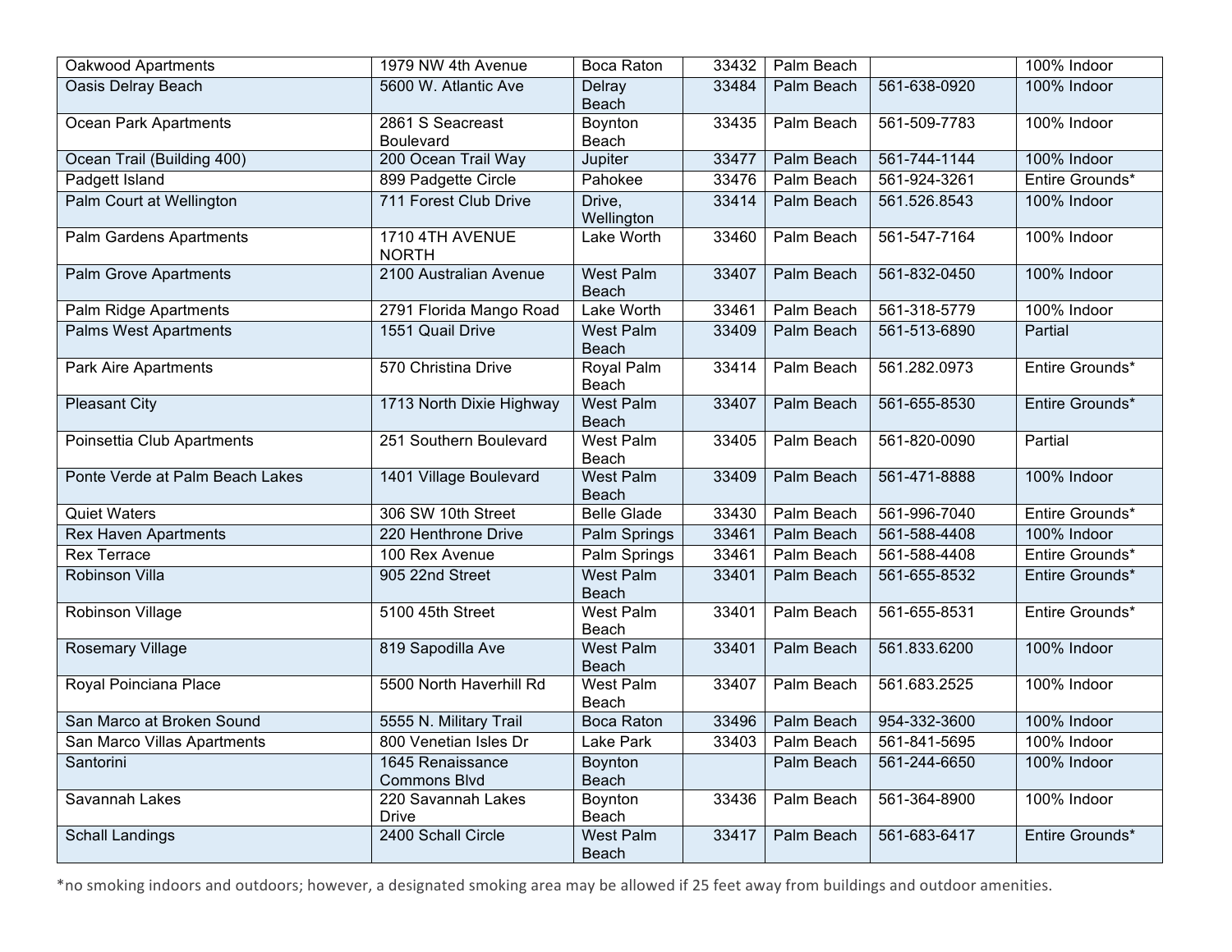| | | | | | | |
|---|---|---|---|---|---|---|
| Oakwood Apartments | 1979 NW 4th Avenue | Boca Raton | 33432 | Palm Beach | | 100% Indoor |
| Oasis Delray Beach | 5600 W. Atlantic Ave | Delray Beach | 33484 | Palm Beach | 561-638-0920 | 100% Indoor |
| Ocean Park Apartments | 2861 S Seacreast Boulevard | Boynton Beach | 33435 | Palm Beach | 561-509-7783 | 100% Indoor |
| Ocean Trail (Building 400) | 200 Ocean Trail Way | Jupiter | 33477 | Palm Beach | 561-744-1144 | 100% Indoor |
| Padgett Island | 899 Padgette Circle | Pahokee | 33476 | Palm Beach | 561-924-3261 | Entire Grounds* |
| Palm Court at Wellington | 711 Forest Club Drive | Drive, Wellington | 33414 | Palm Beach | 561.526.8543 | 100% Indoor |
| Palm Gardens Apartments | 1710 4TH AVENUE NORTH | Lake Worth | 33460 | Palm Beach | 561-547-7164 | 100% Indoor |
| Palm Grove Apartments | 2100 Australian Avenue | West Palm Beach | 33407 | Palm Beach | 561-832-0450 | 100% Indoor |
| Palm Ridge Apartments | 2791 Florida Mango Road | Lake Worth | 33461 | Palm Beach | 561-318-5779 | 100% Indoor |
| Palms West Apartments | 1551 Quail Drive | West Palm Beach | 33409 | Palm Beach | 561-513-6890 | Partial |
| Park Aire Apartments | 570 Christina Drive | Royal Palm Beach | 33414 | Palm Beach | 561.282.0973 | Entire Grounds* |
| Pleasant City | 1713 North Dixie Highway | West Palm Beach | 33407 | Palm Beach | 561-655-8530 | Entire Grounds* |
| Poinsettia Club Apartments | 251 Southern Boulevard | West Palm Beach | 33405 | Palm Beach | 561-820-0090 | Partial |
| Ponte Verde at Palm Beach Lakes | 1401 Village Boulevard | West Palm Beach | 33409 | Palm Beach | 561-471-8888 | 100% Indoor |
| Quiet Waters | 306 SW 10th Street | Belle Glade | 33430 | Palm Beach | 561-996-7040 | Entire Grounds* |
| Rex Haven Apartments | 220 Henthrone Drive | Palm Springs | 33461 | Palm Beach | 561-588-4408 | 100% Indoor |
| Rex Terrace | 100 Rex Avenue | Palm Springs | 33461 | Palm Beach | 561-588-4408 | Entire Grounds* |
| Robinson Villa | 905 22nd Street | West Palm Beach | 33401 | Palm Beach | 561-655-8532 | Entire Grounds* |
| Robinson Village | 5100 45th Street | West Palm Beach | 33401 | Palm Beach | 561-655-8531 | Entire Grounds* |
| Rosemary Village | 819 Sapodilla Ave | West Palm Beach | 33401 | Palm Beach | 561.833.6200 | 100% Indoor |
| Royal Poinciana Place | 5500 North Haverhill Rd | West Palm Beach | 33407 | Palm Beach | 561.683.2525 | 100% Indoor |
| San Marco at Broken Sound | 5555 N. Military Trail | Boca Raton | 33496 | Palm Beach | 954-332-3600 | 100% Indoor |
| San Marco Villas Apartments | 800 Venetian Isles Dr | Lake Park | 33403 | Palm Beach | 561-841-5695 | 100% Indoor |
| Santorini | 1645 Renaissance Commons Blvd | Boynton Beach | | Palm Beach | 561-244-6650 | 100% Indoor |
| Savannah Lakes | 220 Savannah Lakes Drive | Boynton Beach | 33436 | Palm Beach | 561-364-8900 | 100% Indoor |
| Schall Landings | 2400 Schall Circle | West Palm Beach | 33417 | Palm Beach | 561-683-6417 | Entire Grounds* |

*no smoking indoors and outdoors; however, a designated smoking area may be allowed if 25 feet away from buildings and outdoor amenities.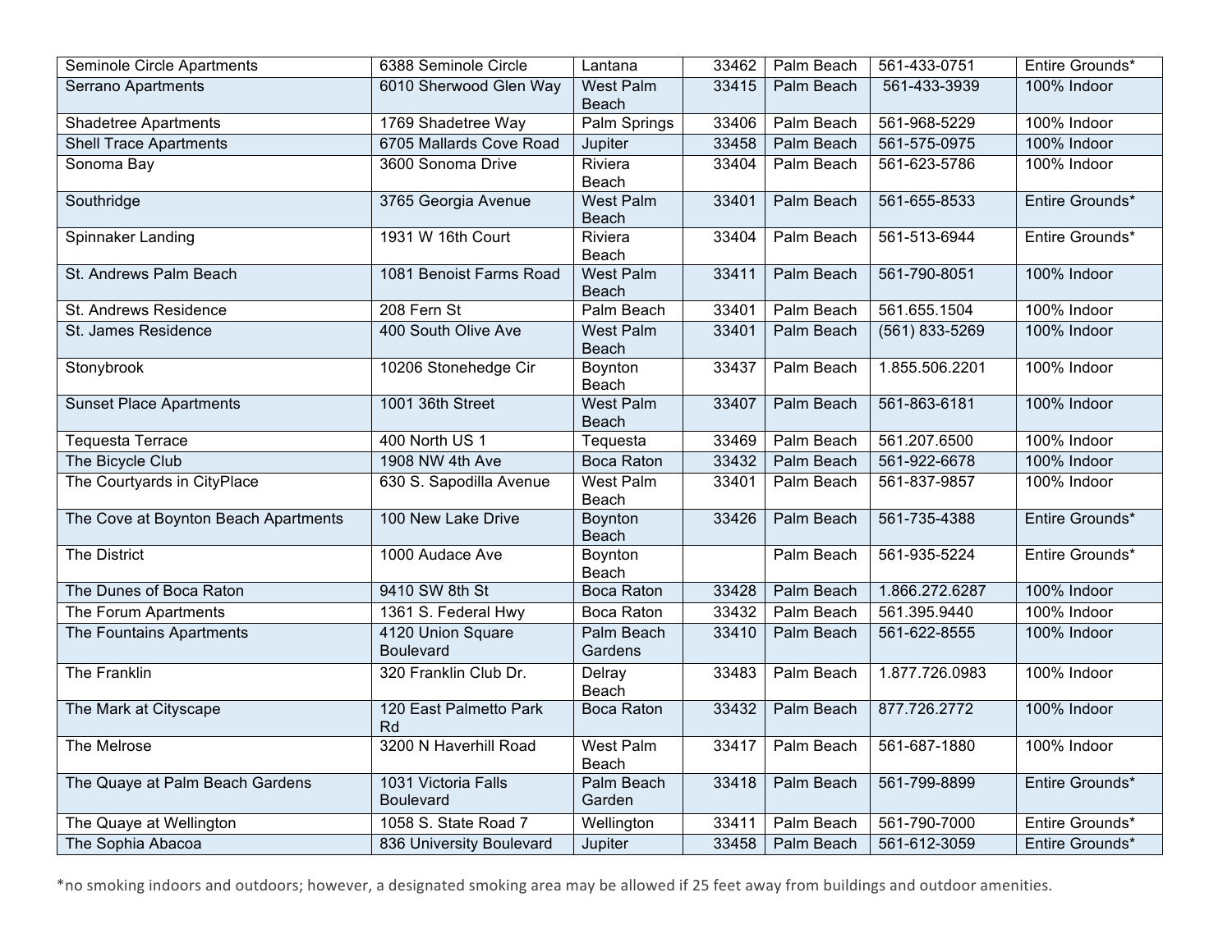| Seminole Circle Apartments | 6388 Seminole Circle | Lantana | 33462 | Palm Beach | 561-433-0751 | Entire Grounds* |
|---|---|---|---|---|---|---|
| Serrano Apartments | 6010 Sherwood Glen Way | West Palm Beach | 33415 | Palm Beach | 561-433-3939 | 100% Indoor |
| Shadetree Apartments | 1769 Shadetree Way | Palm Springs | 33406 | Palm Beach | 561-968-5229 | 100% Indoor |
| Shell Trace Apartments | 6705 Mallards Cove Road | Jupiter | 33458 | Palm Beach | 561-575-0975 | 100% Indoor |
| Sonoma Bay | 3600 Sonoma Drive | Riviera Beach | 33404 | Palm Beach | 561-623-5786 | 100% Indoor |
| Southridge | 3765 Georgia Avenue | West Palm Beach | 33401 | Palm Beach | 561-655-8533 | Entire Grounds* |
| Spinnaker Landing | 1931 W 16th Court | Riviera Beach | 33404 | Palm Beach | 561-513-6944 | Entire Grounds* |
| St. Andrews Palm Beach | 1081 Benoist Farms Road | West Palm Beach | 33411 | Palm Beach | 561-790-8051 | 100% Indoor |
| St. Andrews Residence | 208 Fern St | Palm Beach | 33401 | Palm Beach | 561.655.1504 | 100% Indoor |
| St. James Residence | 400 South Olive Ave | West Palm Beach | 33401 | Palm Beach | (561) 833-5269 | 100% Indoor |
| Stonybrook | 10206 Stonehedge Cir | Boynton Beach | 33437 | Palm Beach | 1.855.506.2201 | 100% Indoor |
| Sunset Place Apartments | 1001 36th Street | West Palm Beach | 33407 | Palm Beach | 561-863-6181 | 100% Indoor |
| Tequesta Terrace | 400 North US 1 | Tequesta | 33469 | Palm Beach | 561.207.6500 | 100% Indoor |
| The Bicycle Club | 1908 NW 4th Ave | Boca Raton | 33432 | Palm Beach | 561-922-6678 | 100% Indoor |
| The Courtyards in CityPlace | 630 S. Sapodilla Avenue | West Palm Beach | 33401 | Palm Beach | 561-837-9857 | 100% Indoor |
| The Cove at Boynton Beach Apartments | 100 New Lake Drive | Boynton Beach | 33426 | Palm Beach | 561-735-4388 | Entire Grounds* |
| The District | 1000 Audace Ave | Boynton Beach | | Palm Beach | 561-935-5224 | Entire Grounds* |
| The Dunes of Boca Raton | 9410 SW 8th St | Boca Raton | 33428 | Palm Beach | 1.866.272.6287 | 100% Indoor |
| The Forum Apartments | 1361 S. Federal Hwy | Boca Raton | 33432 | Palm Beach | 561.395.9440 | 100% Indoor |
| The Fountains Apartments | 4120 Union Square Boulevard | Palm Beach Gardens | 33410 | Palm Beach | 561-622-8555 | 100% Indoor |
| The Franklin | 320 Franklin Club Dr. | Delray Beach | 33483 | Palm Beach | 1.877.726.0983 | 100% Indoor |
| The Mark at Cityscape | 120 East Palmetto Park Rd | Boca Raton | 33432 | Palm Beach | 877.726.2772 | 100% Indoor |
| The Melrose | 3200 N Haverhill Road | West Palm Beach | 33417 | Palm Beach | 561-687-1880 | 100% Indoor |
| The Quaye at Palm Beach Gardens | 1031 Victoria Falls Boulevard | Palm Beach Garden | 33418 | Palm Beach | 561-799-8899 | Entire Grounds* |
| The Quaye at Wellington | 1058 S. State Road 7 | Wellington | 33411 | Palm Beach | 561-790-7000 | Entire Grounds* |
| The Sophia Abacoa | 836 University Boulevard | Jupiter | 33458 | Palm Beach | 561-612-3059 | Entire Grounds* |

*no smoking indoors and outdoors; however, a designated smoking area may be allowed if 25 feet away from buildings and outdoor amenities.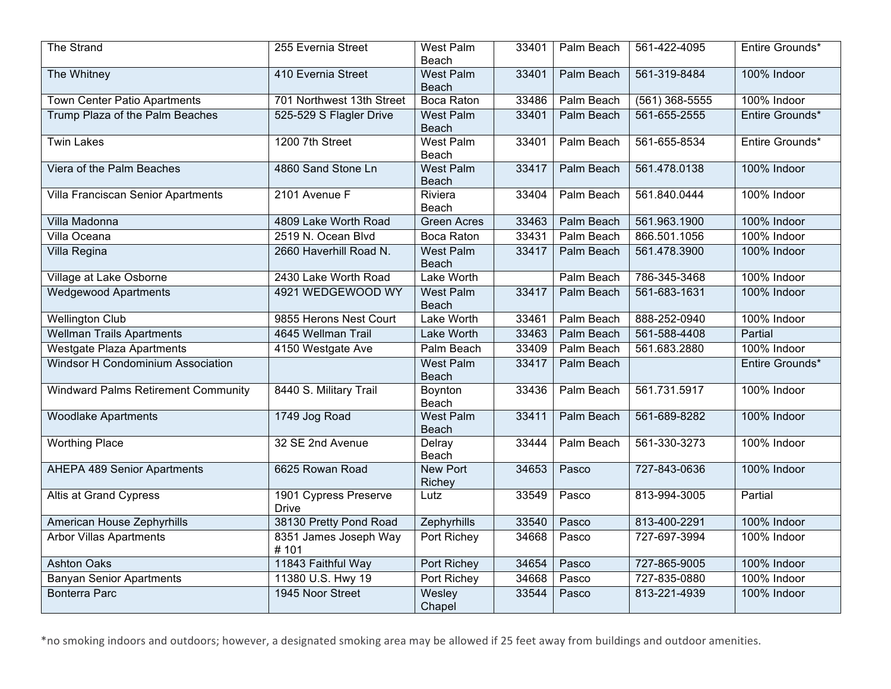| The Strand | 255 Evernia Street | West Palm Beach | 33401 | Palm Beach | 561-422-4095 | Entire Grounds* |
|---|---|---|---|---|---|---|
| The Whitney | 410 Evernia Street | West Palm Beach | 33401 | Palm Beach | 561-319-8484 | 100% Indoor |
| Town Center Patio Apartments | 701 Northwest 13th Street | Boca Raton | 33486 | Palm Beach | (561) 368-5555 | 100% Indoor |
| Trump Plaza of the Palm Beaches | 525-529 S Flagler Drive | West Palm Beach | 33401 | Palm Beach | 561-655-2555 | Entire Grounds* |
| Twin Lakes | 1200 7th Street | West Palm Beach | 33401 | Palm Beach | 561-655-8534 | Entire Grounds* |
| Viera of the Palm Beaches | 4860 Sand Stone Ln | West Palm Beach | 33417 | Palm Beach | 561.478.0138 | 100% Indoor |
| Villa Franciscan Senior Apartments | 2101 Avenue F | Riviera Beach | 33404 | Palm Beach | 561.840.0444 | 100% Indoor |
| Villa Madonna | 4809 Lake Worth Road | Green Acres | 33463 | Palm Beach | 561.963.1900 | 100% Indoor |
| Villa Oceana | 2519 N. Ocean Blvd | Boca Raton | 33431 | Palm Beach | 866.501.1056 | 100% Indoor |
| Villa Regina | 2660 Haverhill Road N. | West Palm Beach | 33417 | Palm Beach | 561.478.3900 | 100% Indoor |
| Village at Lake Osborne | 2430 Lake Worth Road | Lake Worth | | Palm Beach | 786-345-3468 | 100% Indoor |
| Wedgewood Apartments | 4921 WEDGEWOOD WY | West Palm Beach | 33417 | Palm Beach | 561-683-1631 | 100% Indoor |
| Wellington Club | 9855 Herons Nest Court | Lake Worth | 33461 | Palm Beach | 888-252-0940 | 100% Indoor |
| Wellman Trails Apartments | 4645 Wellman Trail | Lake Worth | 33463 | Palm Beach | 561-588-4408 | Partial |
| Westgate Plaza Apartments | 4150 Westgate Ave | Palm Beach | 33409 | Palm Beach | 561.683.2880 | 100% Indoor |
| Windsor H Condominium Association | | West Palm Beach | 33417 | Palm Beach | | Entire Grounds* |
| Windward Palms Retirement Community | 8440 S. Military Trail | Boynton Beach | 33436 | Palm Beach | 561.731.5917 | 100% Indoor |
| Woodlake Apartments | 1749 Jog Road | West Palm Beach | 33411 | Palm Beach | 561-689-8282 | 100% Indoor |
| Worthing Place | 32 SE 2nd Avenue | Delray Beach | 33444 | Palm Beach | 561-330-3273 | 100% Indoor |
| AHEPA 489 Senior Apartments | 6625 Rowan Road | New Port Richey | 34653 | Pasco | 727-843-0636 | 100% Indoor |
| Altis at Grand Cypress | 1901 Cypress Preserve Drive | Lutz | 33549 | Pasco | 813-994-3005 | Partial |
| American House Zephyrhills | 38130 Pretty Pond Road | Zephyrhills | 33540 | Pasco | 813-400-2291 | 100% Indoor |
| Arbor Villas Apartments | 8351 James Joseph Way # 101 | Port Richey | 34668 | Pasco | 727-697-3994 | 100% Indoor |
| Ashton Oaks | 11843 Faithful Way | Port Richey | 34654 | Pasco | 727-865-9005 | 100% Indoor |
| Banyan Senior Apartments | 11380 U.S. Hwy 19 | Port Richey | 34668 | Pasco | 727-835-0880 | 100% Indoor |
| Bonterra Parc | 1945 Noor Street | Wesley Chapel | 33544 | Pasco | 813-221-4939 | 100% Indoor |

*no smoking indoors and outdoors; however, a designated smoking area may be allowed if 25 feet away from buildings and outdoor amenities.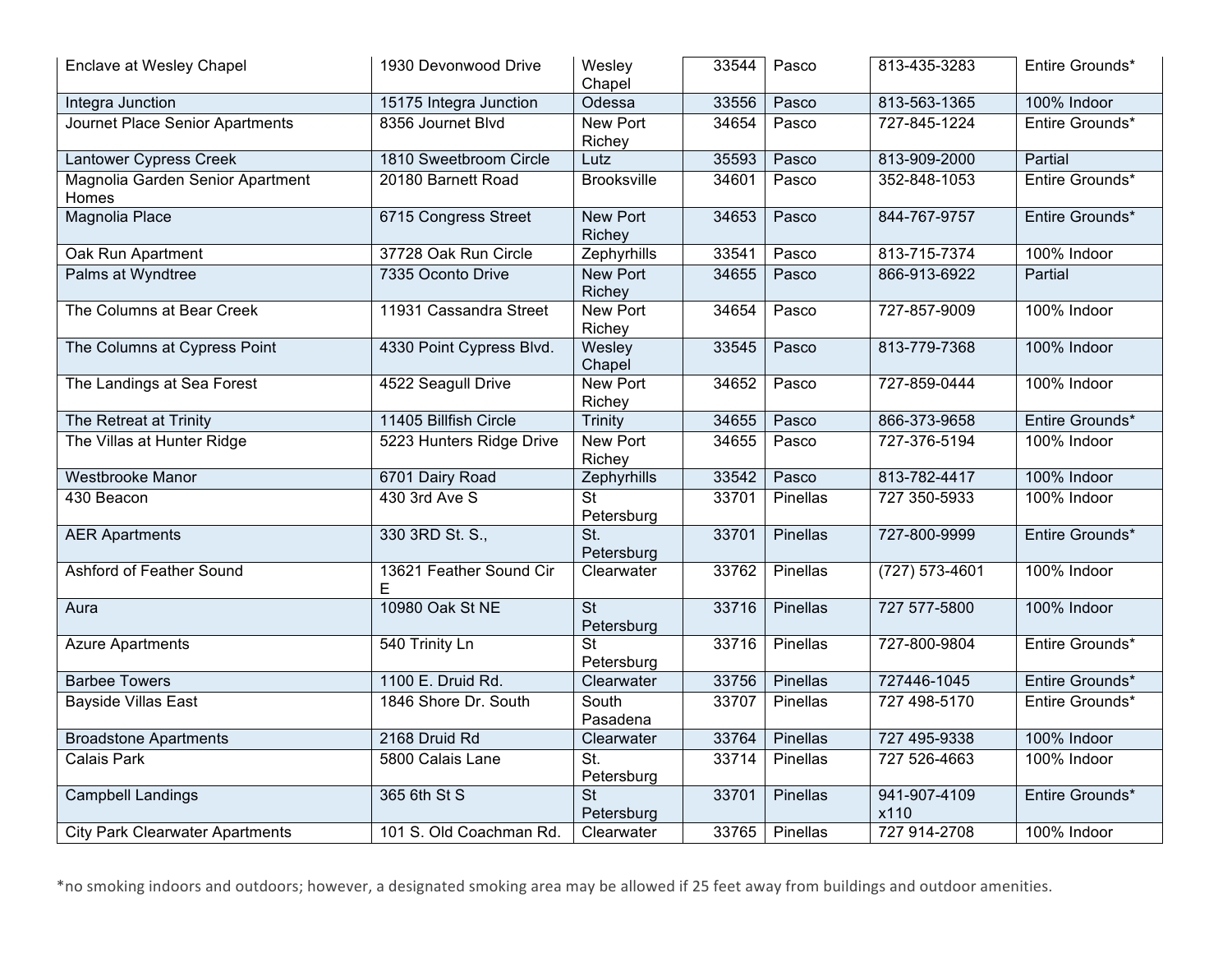| | | | | | | |
|---|---|---|---|---|---|---|
| Enclave at Wesley Chapel | 1930 Devonwood Drive | Wesley Chapel | 33544 | Pasco | 813-435-3283 | Entire Grounds* |
| Integra Junction | 15175 Integra Junction | Odessa | 33556 | Pasco | 813-563-1365 | 100% Indoor |
| Journet Place Senior Apartments | 8356 Journet Blvd | New Port Richey | 34654 | Pasco | 727-845-1224 | Entire Grounds* |
| Lantower Cypress Creek | 1810 Sweetbroom Circle | Lutz | 35593 | Pasco | 813-909-2000 | Partial |
| Magnolia Garden Senior Apartment Homes | 20180 Barnett Road | Brooksville | 34601 | Pasco | 352-848-1053 | Entire Grounds* |
| Magnolia Place | 6715 Congress Street | New Port Richey | 34653 | Pasco | 844-767-9757 | Entire Grounds* |
| Oak Run Apartment | 37728 Oak Run Circle | Zephyrhills | 33541 | Pasco | 813-715-7374 | 100% Indoor |
| Palms at Wyndtree | 7335 Oconto Drive | New Port Richey | 34655 | Pasco | 866-913-6922 | Partial |
| The Columns at Bear Creek | 11931 Cassandra Street | New Port Richey | 34654 | Pasco | 727-857-9009 | 100% Indoor |
| The Columns at Cypress Point | 4330 Point Cypress Blvd. | Wesley Chapel | 33545 | Pasco | 813-779-7368 | 100% Indoor |
| The Landings at Sea Forest | 4522 Seagull Drive | New Port Richey | 34652 | Pasco | 727-859-0444 | 100% Indoor |
| The Retreat at Trinity | 11405 Billfish Circle | Trinity | 34655 | Pasco | 866-373-9658 | Entire Grounds* |
| The Villas at Hunter Ridge | 5223 Hunters Ridge Drive | New Port Richey | 34655 | Pasco | 727-376-5194 | 100% Indoor |
| Westbrooke Manor | 6701 Dairy Road | Zephyrhills | 33542 | Pasco | 813-782-4417 | 100% Indoor |
| 430 Beacon | 430 3rd Ave S | St Petersburg | 33701 | Pinellas | 727 350-5933 | 100% Indoor |
| AER Apartments | 330 3RD St. S., | St. Petersburg | 33701 | Pinellas | 727-800-9999 | Entire Grounds* |
| Ashford of Feather Sound | 13621 Feather Sound Cir E | Clearwater | 33762 | Pinellas | (727) 573-4601 | 100% Indoor |
| Aura | 10980 Oak St NE | St Petersburg | 33716 | Pinellas | 727 577-5800 | 100% Indoor |
| Azure Apartments | 540 Trinity Ln | St Petersburg | 33716 | Pinellas | 727-800-9804 | Entire Grounds* |
| Barbee Towers | 1100 E. Druid Rd. | Clearwater | 33756 | Pinellas | 727446-1045 | Entire Grounds* |
| Bayside Villas East | 1846 Shore Dr. South | South Pasadena | 33707 | Pinellas | 727 498-5170 | Entire Grounds* |
| Broadstone Apartments | 2168 Druid Rd | Clearwater | 33764 | Pinellas | 727 495-9338 | 100% Indoor |
| Calais Park | 5800 Calais Lane | St. Petersburg | 33714 | Pinellas | 727 526-4663 | 100% Indoor |
| Campbell Landings | 365 6th St S | St Petersburg | 33701 | Pinellas | 941-907-4109 x110 | Entire Grounds* |
| City Park Clearwater Apartments | 101 S. Old Coachman Rd. | Clearwater | 33765 | Pinellas | 727 914-2708 | 100% Indoor |

*no smoking indoors and outdoors; however, a designated smoking area may be allowed if 25 feet away from buildings and outdoor amenities.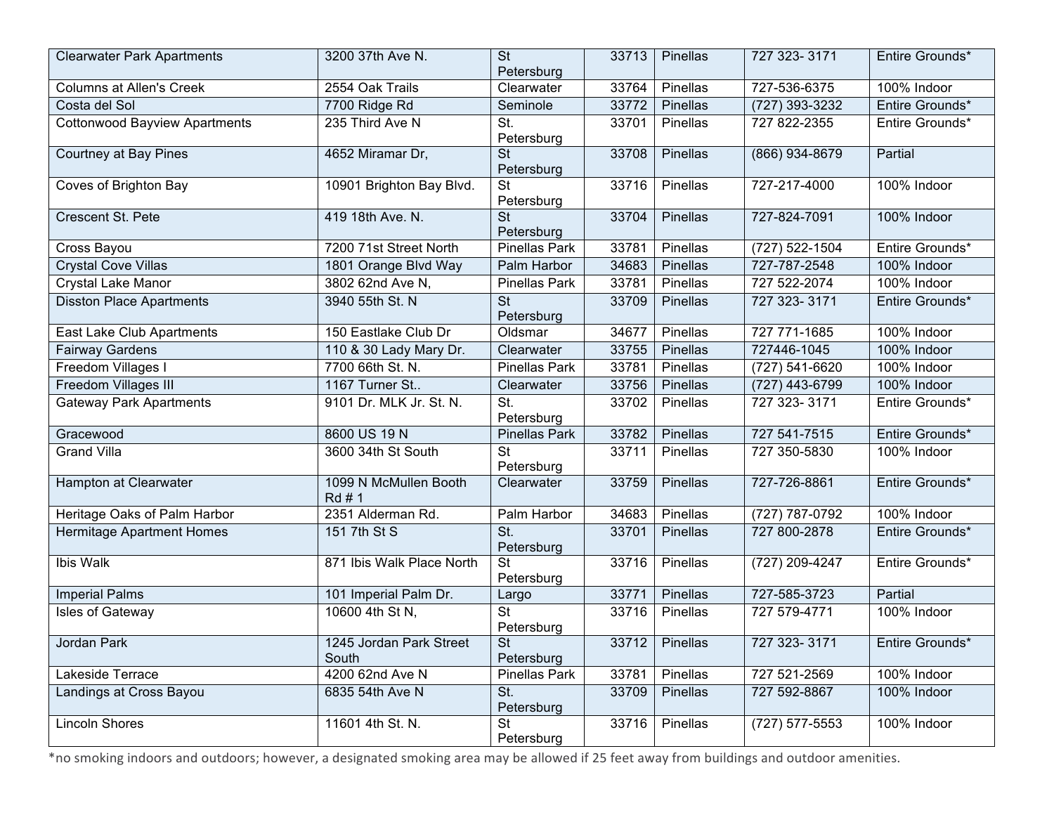| | | | | | | |
|---|---|---|---|---|---|---|
| Clearwater Park Apartments | 3200 37th Ave N. | St Petersburg | 33713 | Pinellas | 727 323- 3171 | Entire Grounds* |
| Columns at Allen's Creek | 2554 Oak Trails | Clearwater | 33764 | Pinellas | 727-536-6375 | 100% Indoor |
| Costa del Sol | 7700 Ridge Rd | Seminole | 33772 | Pinellas | (727) 393-3232 | Entire Grounds* |
| Cottonwood Bayview Apartments | 235 Third Ave N | St. Petersburg | 33701 | Pinellas | 727 822-2355 | Entire Grounds* |
| Courtney at Bay Pines | 4652 Miramar Dr, | St Petersburg | 33708 | Pinellas | (866) 934-8679 | Partial |
| Coves of Brighton Bay | 10901 Brighton Bay Blvd. | St Petersburg | 33716 | Pinellas | 727-217-4000 | 100% Indoor |
| Crescent St. Pete | 419 18th Ave. N. | St Petersburg | 33704 | Pinellas | 727-824-7091 | 100% Indoor |
| Cross Bayou | 7200 71st Street North | Pinellas Park | 33781 | Pinellas | (727) 522-1504 | Entire Grounds* |
| Crystal Cove Villas | 1801 Orange Blvd Way | Palm Harbor | 34683 | Pinellas | 727-787-2548 | 100% Indoor |
| Crystal Lake Manor | 3802 62nd Ave N, | Pinellas Park | 33781 | Pinellas | 727 522-2074 | 100% Indoor |
| Disston Place Apartments | 3940 55th St. N | St Petersburg | 33709 | Pinellas | 727 323- 3171 | Entire Grounds* |
| East Lake Club Apartments | 150 Eastlake Club Dr | Oldsmar | 34677 | Pinellas | 727 771-1685 | 100% Indoor |
| Fairway Gardens | 110 & 30 Lady Mary Dr. | Clearwater | 33755 | Pinellas | 727446-1045 | 100% Indoor |
| Freedom Villages I | 7700 66th St. N. | Pinellas Park | 33781 | Pinellas | (727) 541-6620 | 100% Indoor |
| Freedom Villages III | 1167 Turner St.. | Clearwater | 33756 | Pinellas | (727) 443-6799 | 100% Indoor |
| Gateway Park Apartments | 9101 Dr. MLK Jr. St. N. | St. Petersburg | 33702 | Pinellas | 727 323- 3171 | Entire Grounds* |
| Gracewood | 8600 US 19 N | Pinellas Park | 33782 | Pinellas | 727 541-7515 | Entire Grounds* |
| Grand Villa | 3600 34th St South | St Petersburg | 33711 | Pinellas | 727 350-5830 | 100% Indoor |
| Hampton at Clearwater | 1099 N McMullen Booth Rd # 1 | Clearwater | 33759 | Pinellas | 727-726-8861 | Entire Grounds* |
| Heritage Oaks of Palm Harbor | 2351 Alderman Rd. | Palm Harbor | 34683 | Pinellas | (727) 787-0792 | 100% Indoor |
| Hermitage Apartment Homes | 151 7th St S | St. Petersburg | 33701 | Pinellas | 727 800-2878 | Entire Grounds* |
| Ibis Walk | 871 Ibis Walk Place North | St Petersburg | 33716 | Pinellas | (727) 209-4247 | Entire Grounds* |
| Imperial Palms | 101 Imperial Palm Dr. | Largo | 33771 | Pinellas | 727-585-3723 | Partial |
| Isles of Gateway | 10600 4th St N, | St Petersburg | 33716 | Pinellas | 727 579-4771 | 100% Indoor |
| Jordan Park | 1245 Jordan Park Street South | St Petersburg | 33712 | Pinellas | 727 323- 3171 | Entire Grounds* |
| Lakeside Terrace | 4200 62nd Ave N | Pinellas Park | 33781 | Pinellas | 727 521-2569 | 100% Indoor |
| Landings at Cross Bayou | 6835 54th Ave N | St. Petersburg | 33709 | Pinellas | 727 592-8867 | 100% Indoor |
| Lincoln Shores | 11601 4th St. N. | St Petersburg | 33716 | Pinellas | (727) 577-5553 | 100% Indoor |

*no smoking indoors and outdoors; however, a designated smoking area may be allowed if 25 feet away from buildings and outdoor amenities.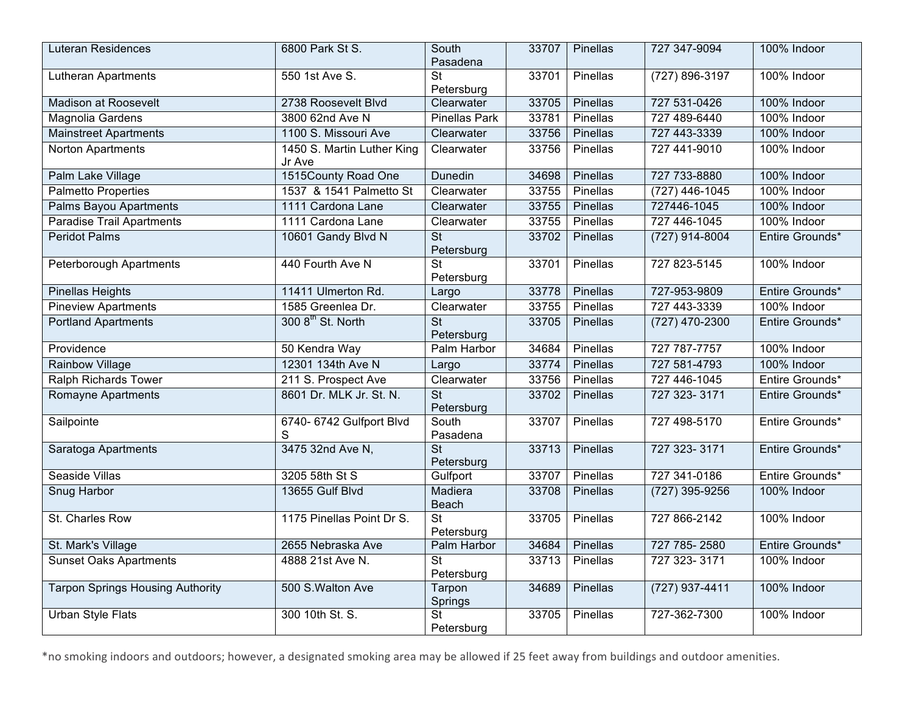| Luteran Residences | 6800 Park St S. | South Pasadena | 33707 | Pinellas | 727 347-9094 | 100% Indoor |
|---|---|---|---|---|---|---|
| Lutheran Apartments | 550 1st Ave S. | St Petersburg | 33701 | Pinellas | (727) 896-3197 | 100% Indoor |
| Madison at Roosevelt | 2738 Roosevelt Blvd | Clearwater | 33705 | Pinellas | 727 531-0426 | 100% Indoor |
| Magnolia Gardens | 3800 62nd Ave N | Pinellas Park | 33781 | Pinellas | 727 489-6440 | 100% Indoor |
| Mainstreet Apartments | 1100 S. Missouri Ave | Clearwater | 33756 | Pinellas | 727 443-3339 | 100% Indoor |
| Norton Apartments | 1450 S. Martin Luther King Jr Ave | Clearwater | 33756 | Pinellas | 727 441-9010 | 100% Indoor |
| Palm Lake Village | 1515County Road One | Dunedin | 34698 | Pinellas | 727 733-8880 | 100% Indoor |
| Palmetto Properties | 1537 & 1541 Palmetto St | Clearwater | 33755 | Pinellas | (727) 446-1045 | 100% Indoor |
| Palms Bayou Apartments | 1111 Cardona Lane | Clearwater | 33755 | Pinellas | 727446-1045 | 100% Indoor |
| Paradise Trail Apartments | 1111 Cardona Lane | Clearwater | 33755 | Pinellas | 727 446-1045 | 100% Indoor |
| Peridot Palms | 10601 Gandy Blvd N | St Petersburg | 33702 | Pinellas | (727) 914-8004 | Entire Grounds* |
| Peterborough Apartments | 440 Fourth Ave N | St Petersburg | 33701 | Pinellas | 727 823-5145 | 100% Indoor |
| Pinellas Heights | 11411 Ulmerton Rd. | Largo | 33778 | Pinellas | 727-953-9809 | Entire Grounds* |
| Pineview Apartments | 1585 Greenlea Dr. | Clearwater | 33755 | Pinellas | 727 443-3339 | 100% Indoor |
| Portland Apartments | 300 8th St. North | St Petersburg | 33705 | Pinellas | (727) 470-2300 | Entire Grounds* |
| Providence | 50 Kendra Way | Palm Harbor | 34684 | Pinellas | 727 787-7757 | 100% Indoor |
| Rainbow Village | 12301 134th Ave N | Largo | 33774 | Pinellas | 727 581-4793 | 100% Indoor |
| Ralph Richards Tower | 211 S. Prospect Ave | Clearwater | 33756 | Pinellas | 727 446-1045 | Entire Grounds* |
| Romayne Apartments | 8601 Dr. MLK Jr. St. N. | St Petersburg | 33702 | Pinellas | 727 323- 3171 | Entire Grounds* |
| Sailpointe | 6740- 6742 Gulfport Blvd S | South Pasadena | 33707 | Pinellas | 727 498-5170 | Entire Grounds* |
| Saratoga Apartments | 3475 32nd Ave N, | St Petersburg | 33713 | Pinellas | 727 323- 3171 | Entire Grounds* |
| Seaside Villas | 3205 58th St S | Gulfport | 33707 | Pinellas | 727 341-0186 | Entire Grounds* |
| Snug Harbor | 13655 Gulf Blvd | Madiera Beach | 33708 | Pinellas | (727) 395-9256 | 100% Indoor |
| St. Charles Row | 1175 Pinellas Point Dr S. | St Petersburg | 33705 | Pinellas | 727 866-2142 | 100% Indoor |
| St. Mark's Village | 2655 Nebraska Ave | Palm Harbor | 34684 | Pinellas | 727 785- 2580 | Entire Grounds* |
| Sunset Oaks Apartments | 4888 21st Ave N. | St Petersburg | 33713 | Pinellas | 727 323- 3171 | 100% Indoor |
| Tarpon Springs Housing Authority | 500 S.Walton Ave | Tarpon Springs | 34689 | Pinellas | (727) 937-4411 | 100% Indoor |
| Urban Style Flats | 300 10th St. S. | St Petersburg | 33705 | Pinellas | 727-362-7300 | 100% Indoor |

*no smoking indoors and outdoors; however, a designated smoking area may be allowed if 25 feet away from buildings and outdoor amenities.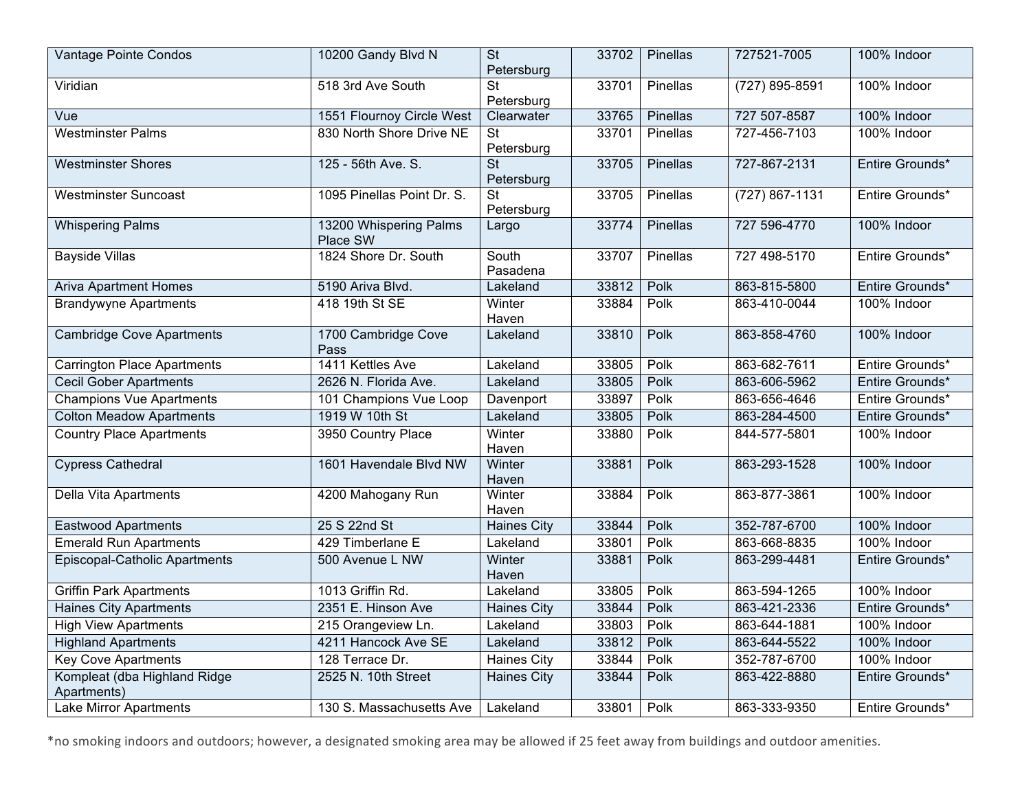| Vantage Pointe Condos | 10200 Gandy Blvd N | St Petersburg | 33702 | Pinellas | 727521-7005 | 100% Indoor |
|---|---|---|---|---|---|---|
| Viridian | 518 3rd Ave South | St Petersburg | 33701 | Pinellas | (727) 895-8591 | 100% Indoor |
| Vue | 1551 Flournoy Circle West | Clearwater | 33765 | Pinellas | 727 507-8587 | 100% Indoor |
| Westminster Palms | 830 North Shore Drive NE | St Petersburg | 33701 | Pinellas | 727-456-7103 | 100% Indoor |
| Westminster Shores | 125 - 56th Ave. S. | St Petersburg | 33705 | Pinellas | 727-867-2131 | Entire Grounds* |
| Westminster Suncoast | 1095 Pinellas Point Dr. S. | St Petersburg | 33705 | Pinellas | (727) 867-1131 | Entire Grounds* |
| Whispering Palms | 13200 Whispering Palms Place SW | Largo | 33774 | Pinellas | 727 596-4770 | 100% Indoor |
| Bayside Villas | 1824 Shore Dr. South | South Pasadena | 33707 | Pinellas | 727 498-5170 | Entire Grounds* |
| Ariva Apartment Homes | 5190 Ariva Blvd. | Lakeland | 33812 | Polk | 863-815-5800 | Entire Grounds* |
| Brandywyne Apartments | 418 19th St SE | Winter Haven | 33884 | Polk | 863-410-0044 | 100% Indoor |
| Cambridge Cove Apartments | 1700 Cambridge Cove Pass | Lakeland | 33810 | Polk | 863-858-4760 | 100% Indoor |
| Carrington Place Apartments | 1411 Kettles Ave | Lakeland | 33805 | Polk | 863-682-7611 | Entire Grounds* |
| Cecil Gober Apartments | 2626 N. Florida Ave. | Lakeland | 33805 | Polk | 863-606-5962 | Entire Grounds* |
| Champions Vue Apartments | 101 Champions Vue Loop | Davenport | 33897 | Polk | 863-656-4646 | Entire Grounds* |
| Colton Meadow Apartments | 1919 W 10th St | Lakeland | 33805 | Polk | 863-284-4500 | Entire Grounds* |
| Country Place Apartments | 3950 Country Place | Winter Haven | 33880 | Polk | 844-577-5801 | 100% Indoor |
| Cypress Cathedral | 1601 Havendale Blvd NW | Winter Haven | 33881 | Polk | 863-293-1528 | 100% Indoor |
| Della Vita Apartments | 4200 Mahogany Run | Winter Haven | 33884 | Polk | 863-877-3861 | 100% Indoor |
| Eastwood Apartments | 25 S 22nd St | Haines City | 33844 | Polk | 352-787-6700 | 100% Indoor |
| Emerald Run Apartments | 429 Timberlane E | Lakeland | 33801 | Polk | 863-668-8835 | 100% Indoor |
| Episcopal-Catholic Apartments | 500 Avenue L NW | Winter Haven | 33881 | Polk | 863-299-4481 | Entire Grounds* |
| Griffin Park Apartments | 1013 Griffin Rd. | Lakeland | 33805 | Polk | 863-594-1265 | 100% Indoor |
| Haines City Apartments | 2351 E. Hinson Ave | Haines City | 33844 | Polk | 863-421-2336 | Entire Grounds* |
| High View Apartments | 215 Orangeview Ln. | Lakeland | 33803 | Polk | 863-644-1881 | 100% Indoor |
| Highland Apartments | 4211 Hancock Ave SE | Lakeland | 33812 | Polk | 863-644-5522 | 100% Indoor |
| Key Cove Apartments | 128 Terrace Dr. | Haines City | 33844 | Polk | 352-787-6700 | 100% Indoor |
| Kompleat (dba Highland Ridge Apartments) | 2525 N. 10th Street | Haines City | 33844 | Polk | 863-422-8880 | Entire Grounds* |
| Lake Mirror Apartments | 130 S. Massachusetts Ave | Lakeland | 33801 | Polk | 863-333-9350 | Entire Grounds* |

*no smoking indoors and outdoors; however, a designated smoking area may be allowed if 25 feet away from buildings and outdoor amenities.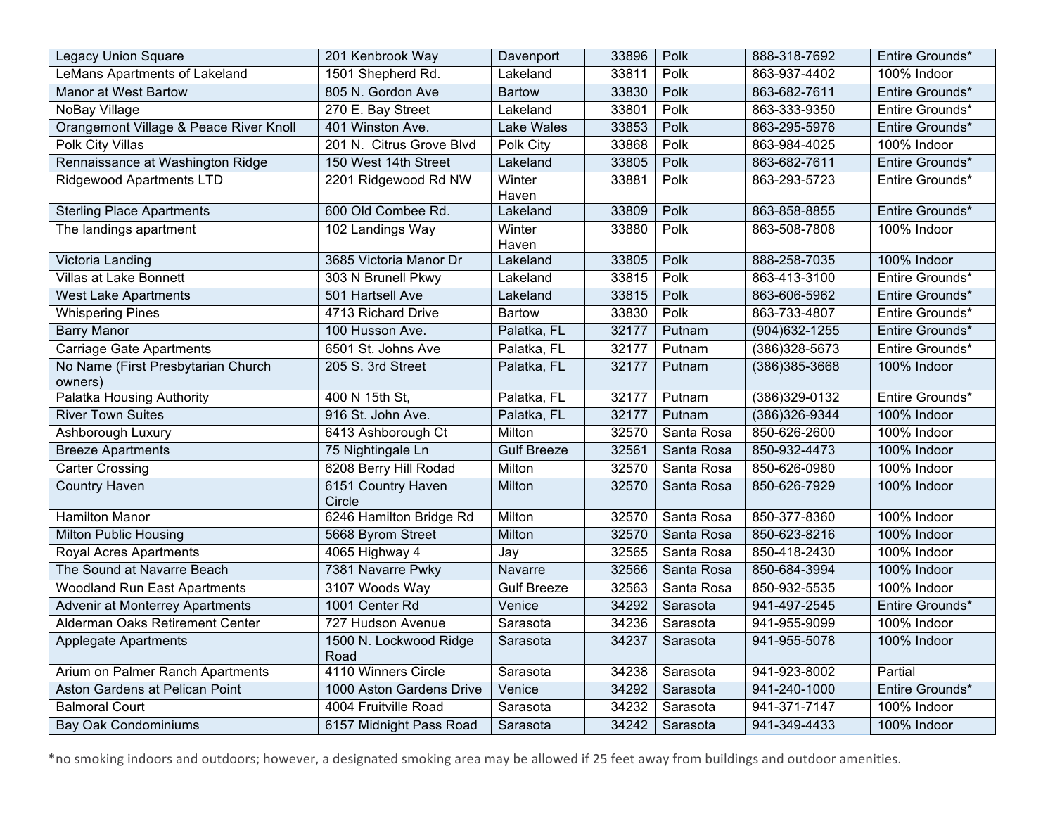| Legacy Union Square | 201 Kenbrook Way | Davenport | 33896 | Polk | 888-318-7692 | Entire Grounds* |
|---|---|---|---|---|---|---|
| LeMans Apartments of Lakeland | 1501 Shepherd Rd. | Lakeland | 33811 | Polk | 863-937-4402 | 100% Indoor |
| Manor at West Bartow | 805 N. Gordon Ave | Bartow | 33830 | Polk | 863-682-7611 | Entire Grounds* |
| NoBay Village | 270 E. Bay Street | Lakeland | 33801 | Polk | 863-333-9350 | Entire Grounds* |
| Orangemont Village & Peace River Knoll | 401 Winston Ave. | Lake Wales | 33853 | Polk | 863-295-5976 | Entire Grounds* |
| Polk City Villas | 201 N. Citrus Grove Blvd | Polk City | 33868 | Polk | 863-984-4025 | 100% Indoor |
| Rennaissance at Washington Ridge | 150 West 14th Street | Lakeland | 33805 | Polk | 863-682-7611 | Entire Grounds* |
| Ridgewood Apartments LTD | 2201 Ridgewood Rd NW | Winter Haven | 33881 | Polk | 863-293-5723 | Entire Grounds* |
| Sterling Place Apartments | 600 Old Combee Rd. | Lakeland | 33809 | Polk | 863-858-8855 | Entire Grounds* |
| The landings apartment | 102 Landings Way | Winter Haven | 33880 | Polk | 863-508-7808 | 100% Indoor |
| Victoria Landing | 3685 Victoria Manor Dr | Lakeland | 33805 | Polk | 888-258-7035 | 100% Indoor |
| Villas at Lake Bonnett | 303 N Brunell Pkwy | Lakeland | 33815 | Polk | 863-413-3100 | Entire Grounds* |
| West Lake Apartments | 501 Hartsell Ave | Lakeland | 33815 | Polk | 863-606-5962 | Entire Grounds* |
| Whispering Pines | 4713 Richard Drive | Bartow | 33830 | Polk | 863-733-4807 | Entire Grounds* |
| Barry Manor | 100 Husson Ave. | Palatka, FL | 32177 | Putnam | (904)632-1255 | Entire Grounds* |
| Carriage Gate Apartments | 6501 St. Johns Ave | Palatka, FL | 32177 | Putnam | (386)328-5673 | Entire Grounds* |
| No Name (First Presbytarian Church owners) | 205 S. 3rd Street | Palatka, FL | 32177 | Putnam | (386)385-3668 | 100% Indoor |
| Palatka Housing Authority | 400 N 15th St, | Palatka, FL | 32177 | Putnam | (386)329-0132 | Entire Grounds* |
| River Town Suites | 916 St. John Ave. | Palatka, FL | 32177 | Putnam | (386)326-9344 | 100% Indoor |
| Ashborough Luxury | 6413 Ashborough Ct | Milton | 32570 | Santa Rosa | 850-626-2600 | 100% Indoor |
| Breeze Apartments | 75 Nightingale Ln | Gulf Breeze | 32561 | Santa Rosa | 850-932-4473 | 100% Indoor |
| Carter Crossing | 6208 Berry Hill Rodad | Milton | 32570 | Santa Rosa | 850-626-0980 | 100% Indoor |
| Country Haven | 6151 Country Haven Circle | Milton | 32570 | Santa Rosa | 850-626-7929 | 100% Indoor |
| Hamilton Manor | 6246 Hamilton Bridge Rd | Milton | 32570 | Santa Rosa | 850-377-8360 | 100% Indoor |
| Milton Public Housing | 5668 Byrom Street | Milton | 32570 | Santa Rosa | 850-623-8216 | 100% Indoor |
| Royal Acres Apartments | 4065 Highway 4 | Jay | 32565 | Santa Rosa | 850-418-2430 | 100% Indoor |
| The Sound at Navarre Beach | 7381 Navarre Pwky | Navarre | 32566 | Santa Rosa | 850-684-3994 | 100% Indoor |
| Woodland Run East Apartments | 3107 Woods Way | Gulf Breeze | 32563 | Santa Rosa | 850-932-5535 | 100% Indoor |
| Advenir at Monterrey Apartments | 1001 Center Rd | Venice | 34292 | Sarasota | 941-497-2545 | Entire Grounds* |
| Alderman Oaks Retirement Center | 727 Hudson Avenue | Sarasota | 34236 | Sarasota | 941-955-9099 | 100% Indoor |
| Applegate Apartments | 1500 N. Lockwood Ridge Road | Sarasota | 34237 | Sarasota | 941-955-5078 | 100% Indoor |
| Arium on Palmer Ranch Apartments | 4110 Winners Circle | Sarasota | 34238 | Sarasota | 941-923-8002 | Partial |
| Aston Gardens at Pelican Point | 1000 Aston Gardens Drive | Venice | 34292 | Sarasota | 941-240-1000 | Entire Grounds* |
| Balmoral Court | 4004 Fruitville Road | Sarasota | 34232 | Sarasota | 941-371-7147 | 100% Indoor |
| Bay Oak Condominiums | 6157 Midnight Pass Road | Sarasota | 34242 | Sarasota | 941-349-4433 | 100% Indoor |

*no smoking indoors and outdoors; however, a designated smoking area may be allowed if 25 feet away from buildings and outdoor amenities.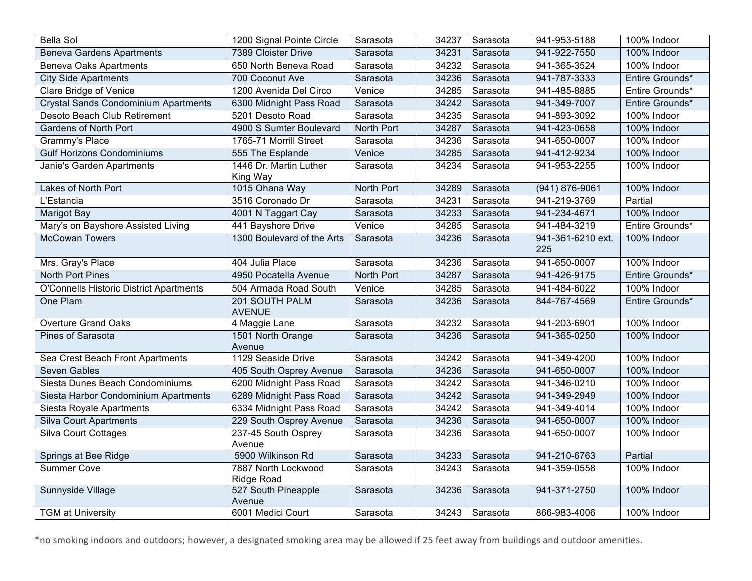| Bella Sol | 1200 Signal Pointe Circle | Sarasota | 34237 | Sarasota | 941-953-5188 | 100% Indoor |
|---|---|---|---|---|---|---|
| Beneva Gardens Apartments | 7389 Cloister Drive | Sarasota | 34231 | Sarasota | 941-922-7550 | 100% Indoor |
| Beneva Oaks Apartments | 650 North Beneva Road | Sarasota | 34232 | Sarasota | 941-365-3524 | 100% Indoor |
| City Side Apartments | 700 Coconut Ave | Sarasota | 34236 | Sarasota | 941-787-3333 | Entire Grounds* |
| Clare Bridge of Venice | 1200 Avenida Del Circo | Venice | 34285 | Sarasota | 941-485-8885 | Entire Grounds* |
| Crystal Sands Condominium Apartments | 6300 Midnight Pass Road | Sarasota | 34242 | Sarasota | 941-349-7007 | Entire Grounds* |
| Desoto Beach Club Retirement | 5201 Desoto Road | Sarasota | 34235 | Sarasota | 941-893-3092 | 100% Indoor |
| Gardens of North Port | 4900 S Sumter Boulevard | North Port | 34287 | Sarasota | 941-423-0658 | 100% Indoor |
| Grammy's Place | 1765-71 Morrill Street | Sarasota | 34236 | Sarasota | 941-650-0007 | 100% Indoor |
| Gulf Horizons Condominiums | 555 The Esplande | Venice | 34285 | Sarasota | 941-412-9234 | 100% Indoor |
| Janie's Garden Apartments | 1446 Dr. Martin Luther King Way | Sarasota | 34234 | Sarasota | 941-953-2255 | 100% Indoor |
| Lakes of North Port | 1015 Ohana Way | North Port | 34289 | Sarasota | (941) 876-9061 | 100% Indoor |
| L'Estancia | 3516 Coronado Dr | Sarasota | 34231 | Sarasota | 941-219-3769 | Partial |
| Marigot Bay | 4001 N Taggart Cay | Sarasota | 34233 | Sarasota | 941-234-4671 | 100% Indoor |
| Mary's on Bayshore Assisted Living | 441 Bayshore Drive | Venice | 34285 | Sarasota | 941-484-3219 | Entire Grounds* |
| McCowan Towers | 1300 Boulevard of the Arts | Sarasota | 34236 | Sarasota | 941-361-6210 ext. 225 | 100% Indoor |
| Mrs. Gray's Place | 404 Julia Place | Sarasota | 34236 | Sarasota | 941-650-0007 | 100% Indoor |
| North Port Pines | 4950 Pocatella Avenue | North Port | 34287 | Sarasota | 941-426-9175 | Entire Grounds* |
| O'Connells Historic District Apartments | 504 Armada Road South | Venice | 34285 | Sarasota | 941-484-6022 | 100% Indoor |
| One Plam | 201 SOUTH PALM AVENUE | Sarasota | 34236 | Sarasota | 844-767-4569 | Entire Grounds* |
| Overture Grand Oaks | 4 Maggie Lane | Sarasota | 34232 | Sarasota | 941-203-6901 | 100% Indoor |
| Pines of Sarasota | 1501 North Orange Avenue | Sarasota | 34236 | Sarasota | 941-365-0250 | 100% Indoor |
| Sea Crest Beach Front Apartments | 1129 Seaside Drive | Sarasota | 34242 | Sarasota | 941-349-4200 | 100% Indoor |
| Seven Gables | 405 South Osprey Avenue | Sarasota | 34236 | Sarasota | 941-650-0007 | 100% Indoor |
| Siesta Dunes Beach Condominiums | 6200 Midnight Pass Road | Sarasota | 34242 | Sarasota | 941-346-0210 | 100% Indoor |
| Siesta Harbor Condominium Apartments | 6289 Midnight Pass Road | Sarasota | 34242 | Sarasota | 941-349-2949 | 100% Indoor |
| Siesta Royale Apartments | 6334 Midnight Pass Road | Sarasota | 34242 | Sarasota | 941-349-4014 | 100% Indoor |
| Silva Court Apartments | 229 South Osprey Avenue | Sarasota | 34236 | Sarasota | 941-650-0007 | 100% Indoor |
| Silva Court Cottages | 237-45 South Osprey Avenue | Sarasota | 34236 | Sarasota | 941-650-0007 | 100% Indoor |
| Springs at Bee Ridge | 5900 Wilkinson Rd | Sarasota | 34233 | Sarasota | 941-210-6763 | Partial |
| Summer Cove | 7887 North Lockwood Ridge Road | Sarasota | 34243 | Sarasota | 941-359-0558 | 100% Indoor |
| Sunnyside Village | 527 South Pineapple Avenue | Sarasota | 34236 | Sarasota | 941-371-2750 | 100% Indoor |
| TGM at University | 6001 Medici Court | Sarasota | 34243 | Sarasota | 866-983-4006 | 100% Indoor |

*no smoking indoors and outdoors; however, a designated smoking area may be allowed if 25 feet away from buildings and outdoor amenities.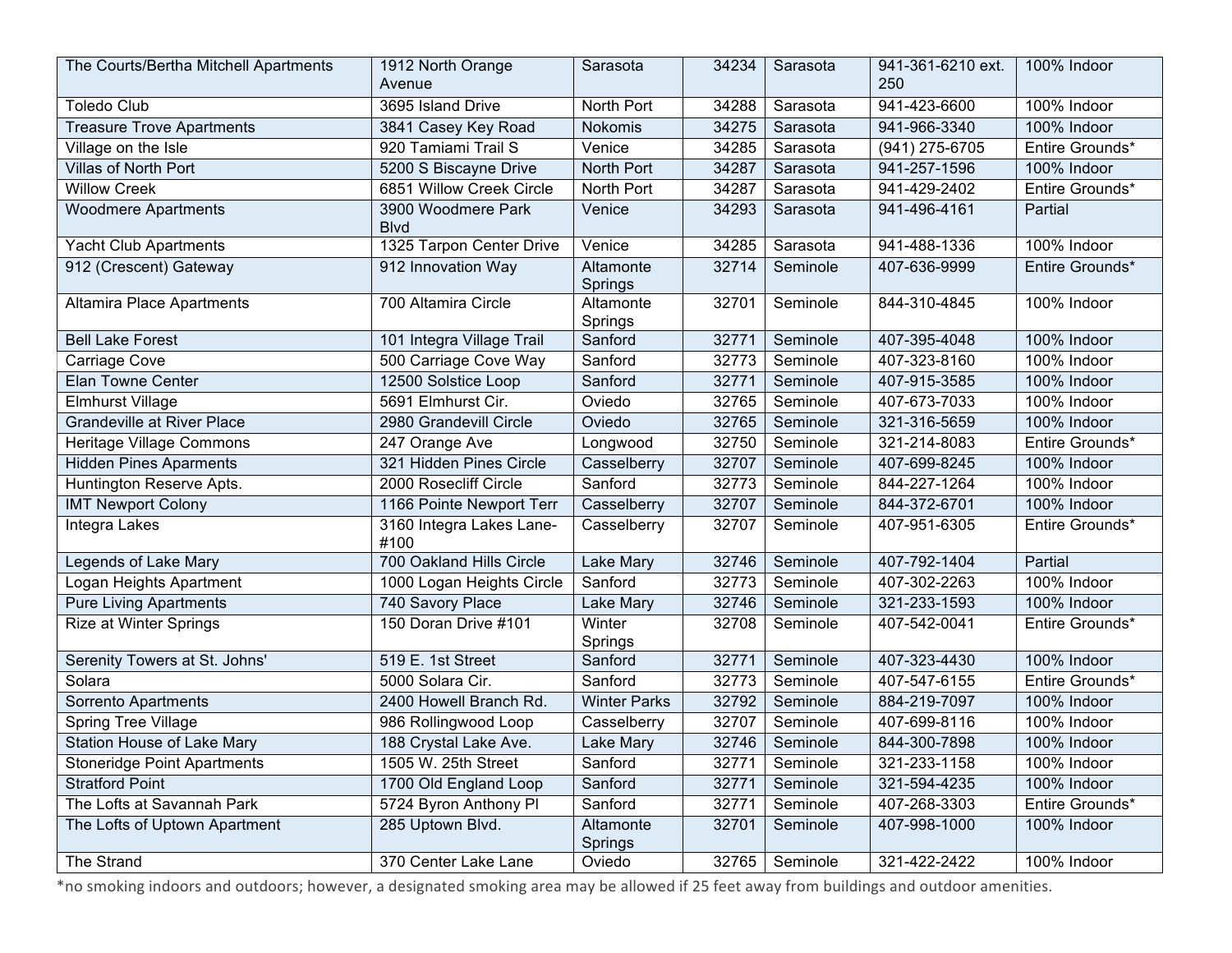| | | | | | | |
|---|---|---|---|---|---|---|
| The Courts/Bertha Mitchell Apartments | 1912 North Orange Avenue | Sarasota | 34234 | Sarasota | 941-361-6210 ext. 250 | 100% Indoor |
| Toledo Club | 3695 Island Drive | North Port | 34288 | Sarasota | 941-423-6600 | 100% Indoor |
| Treasure Trove Apartments | 3841 Casey Key Road | Nokomis | 34275 | Sarasota | 941-966-3340 | 100% Indoor |
| Village on the Isle | 920 Tamiami Trail S | Venice | 34285 | Sarasota | (941) 275-6705 | Entire Grounds* |
| Villas of North Port | 5200 S Biscayne Drive | North Port | 34287 | Sarasota | 941-257-1596 | 100% Indoor |
| Willow Creek | 6851 Willow Creek Circle | North Port | 34287 | Sarasota | 941-429-2402 | Entire Grounds* |
| Woodmere Apartments | 3900 Woodmere Park Blvd | Venice | 34293 | Sarasota | 941-496-4161 | Partial |
| Yacht Club Apartments | 1325 Tarpon Center Drive | Venice | 34285 | Sarasota | 941-488-1336 | 100% Indoor |
| 912 (Crescent) Gateway | 912 Innovation Way | Altamonte Springs | 32714 | Seminole | 407-636-9999 | Entire Grounds* |
| Altamira Place Apartments | 700 Altamira Circle | Altamonte Springs | 32701 | Seminole | 844-310-4845 | 100% Indoor |
| Bell Lake Forest | 101 Integra Village Trail | Sanford | 32771 | Seminole | 407-395-4048 | 100% Indoor |
| Carriage Cove | 500 Carriage Cove Way | Sanford | 32773 | Seminole | 407-323-8160 | 100% Indoor |
| Elan Towne Center | 12500 Solstice Loop | Sanford | 32771 | Seminole | 407-915-3585 | 100% Indoor |
| Elmhurst Village | 5691 Elmhurst Cir. | Oviedo | 32765 | Seminole | 407-673-7033 | 100% Indoor |
| Grandeville at River Place | 2980 Grandevill Circle | Oviedo | 32765 | Seminole | 321-316-5659 | 100% Indoor |
| Heritage Village Commons | 247 Orange Ave | Longwood | 32750 | Seminole | 321-214-8083 | Entire Grounds* |
| Hidden Pines Aparments | 321 Hidden Pines Circle | Casselberry | 32707 | Seminole | 407-699-8245 | 100% Indoor |
| Huntington Reserve Apts. | 2000 Rosecliff Circle | Sanford | 32773 | Seminole | 844-227-1264 | 100% Indoor |
| IMT Newport Colony | 1166 Pointe Newport Terr | Casselberry | 32707 | Seminole | 844-372-6701 | 100% Indoor |
| Integra Lakes | 3160 Integra Lakes Lane-#100 | Casselberry | 32707 | Seminole | 407-951-6305 | Entire Grounds* |
| Legends of Lake Mary | 700 Oakland Hills Circle | Lake Mary | 32746 | Seminole | 407-792-1404 | Partial |
| Logan Heights Apartment | 1000 Logan Heights Circle | Sanford | 32773 | Seminole | 407-302-2263 | 100% Indoor |
| Pure Living Apartments | 740 Savory Place | Lake Mary | 32746 | Seminole | 321-233-1593 | 100% Indoor |
| Rize at Winter Springs | 150 Doran Drive #101 | Winter Springs | 32708 | Seminole | 407-542-0041 | Entire Grounds* |
| Serenity Towers at St. Johns' | 519 E. 1st Street | Sanford | 32771 | Seminole | 407-323-4430 | 100% Indoor |
| Solara | 5000 Solara Cir. | Sanford | 32773 | Seminole | 407-547-6155 | Entire Grounds* |
| Sorrento Apartments | 2400 Howell Branch Rd. | Winter Parks | 32792 | Seminole | 884-219-7097 | 100% Indoor |
| Spring Tree Village | 986 Rollingwood Loop | Casselberry | 32707 | Seminole | 407-699-8116 | 100% Indoor |
| Station House of Lake Mary | 188 Crystal Lake Ave. | Lake Mary | 32746 | Seminole | 844-300-7898 | 100% Indoor |
| Stoneridge Point Apartments | 1505 W. 25th Street | Sanford | 32771 | Seminole | 321-233-1158 | 100% Indoor |
| Stratford Point | 1700 Old England Loop | Sanford | 32771 | Seminole | 321-594-4235 | 100% Indoor |
| The Lofts at Savannah Park | 5724 Byron Anthony Pl | Sanford | 32771 | Seminole | 407-268-3303 | Entire Grounds* |
| The Lofts of Uptown Apartment | 285 Uptown Blvd. | Altamonte Springs | 32701 | Seminole | 407-998-1000 | 100% Indoor |
| The Strand | 370 Center Lake Lane | Oviedo | 32765 | Seminole | 321-422-2422 | 100% Indoor |

*no smoking indoors and outdoors; however, a designated smoking area may be allowed if 25 feet away from buildings and outdoor amenities.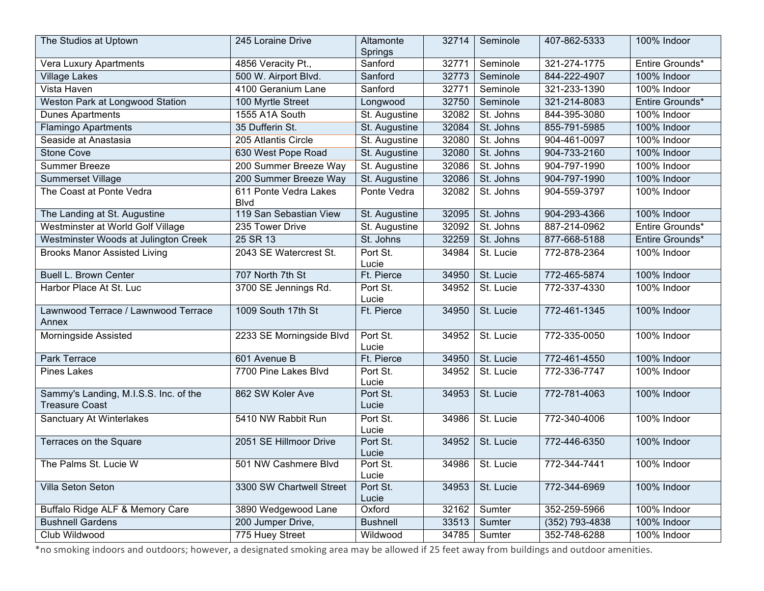| The Studios at Uptown | 245 Loraine Drive | Altamonte Springs | 32714 | Seminole | 407-862-5333 | 100% Indoor |
|---|---|---|---|---|---|---|
| Vera Luxury Apartments | 4856 Veracity Pt., | Sanford | 32771 | Seminole | 321-274-1775 | Entire Grounds* |
| Village Lakes | 500 W. Airport Blvd. | Sanford | 32773 | Seminole | 844-222-4907 | 100% Indoor |
| Vista Haven | 4100 Geranium Lane | Sanford | 32771 | Seminole | 321-233-1390 | 100% Indoor |
| Weston Park at Longwood Station | 100 Myrtle Street | Longwood | 32750 | Seminole | 321-214-8083 | Entire Grounds* |
| Dunes Apartments | 1555 A1A South | St. Augustine | 32082 | St. Johns | 844-395-3080 | 100% Indoor |
| Flamingo Apartments | 35 Dufferin St. | St. Augustine | 32084 | St. Johns | 855-791-5985 | 100% Indoor |
| Seaside at Anastasia | 205 Atlantis Circle | St. Augustine | 32080 | St. Johns | 904-461-0097 | 100% Indoor |
| Stone Cove | 630 West Pope Road | St. Augustine | 32080 | St. Johns | 904-733-2160 | 100% Indoor |
| Summer Breeze | 200 Summer Breeze Way | St. Augustine | 32086 | St. Johns | 904-797-1990 | 100% Indoor |
| Summerset Village | 200 Summer Breeze Way | St. Augustine | 32086 | St. Johns | 904-797-1990 | 100% Indoor |
| The Coast at Ponte Vedra | 611 Ponte Vedra Lakes Blvd | Ponte Vedra | 32082 | St. Johns | 904-559-3797 | 100% Indoor |
| The Landing at St. Augustine | 119 San Sebastian View | St. Augustine | 32095 | St. Johns | 904-293-4366 | 100% Indoor |
| Westminster at World Golf Village | 235 Tower Drive | St. Augustine | 32092 | St. Johns | 887-214-0962 | Entire Grounds* |
| Westminster Woods at Julington Creek | 25 SR 13 | St. Johns | 32259 | St. Johns | 877-668-5188 | Entire Grounds* |
| Brooks Manor Assisted Living | 2043 SE Watercrest St. | Port St. Lucie | 34984 | St. Lucie | 772-878-2364 | 100% Indoor |
| Buell L. Brown Center | 707 North 7th St | Ft. Pierce | 34950 | St. Lucie | 772-465-5874 | 100% Indoor |
| Harbor Place At St. Luc | 3700 SE Jennings Rd. | Port St. Lucie | 34952 | St. Lucie | 772-337-4330 | 100% Indoor |
| Lawnwood Terrace / Lawnwood Terrace Annex | 1009 South 17th St | Ft. Pierce | 34950 | St. Lucie | 772-461-1345 | 100% Indoor |
| Morningside Assisted | 2233 SE Morningside Blvd | Port St. Lucie | 34952 | St. Lucie | 772-335-0050 | 100% Indoor |
| Park Terrace | 601 Avenue B | Ft. Pierce | 34950 | St. Lucie | 772-461-4550 | 100% Indoor |
| Pines Lakes | 7700 Pine Lakes Blvd | Port St. Lucie | 34952 | St. Lucie | 772-336-7747 | 100% Indoor |
| Sammy's Landing, M.I.S.S. Inc. of the Treasure Coast | 862 SW Koler Ave | Port St. Lucie | 34953 | St. Lucie | 772-781-4063 | 100% Indoor |
| Sanctuary At Winterlakes | 5410 NW Rabbit Run | Port St. Lucie | 34986 | St. Lucie | 772-340-4006 | 100% Indoor |
| Terraces on the Square | 2051 SE Hillmoor Drive | Port St. Lucie | 34952 | St. Lucie | 772-446-6350 | 100% Indoor |
| The Palms St. Lucie W | 501 NW Cashmere Blvd | Port St. Lucie | 34986 | St. Lucie | 772-344-7441 | 100% Indoor |
| Villa Seton Seton | 3300 SW Chartwell Street | Port St. Lucie | 34953 | St. Lucie | 772-344-6969 | 100% Indoor |
| Buffalo Ridge ALF & Memory Care | 3890 Wedgewood Lane | Oxford | 32162 | Sumter | 352-259-5966 | 100% Indoor |
| Bushnell Gardens | 200 Jumper Drive, | Bushnell | 33513 | Sumter | (352) 793-4838 | 100% Indoor |
| Club Wildwood | 775 Huey Street | Wildwood | 34785 | Sumter | 352-748-6288 | 100% Indoor |

*no smoking indoors and outdoors; however, a designated smoking area may be allowed if 25 feet away from buildings and outdoor amenities.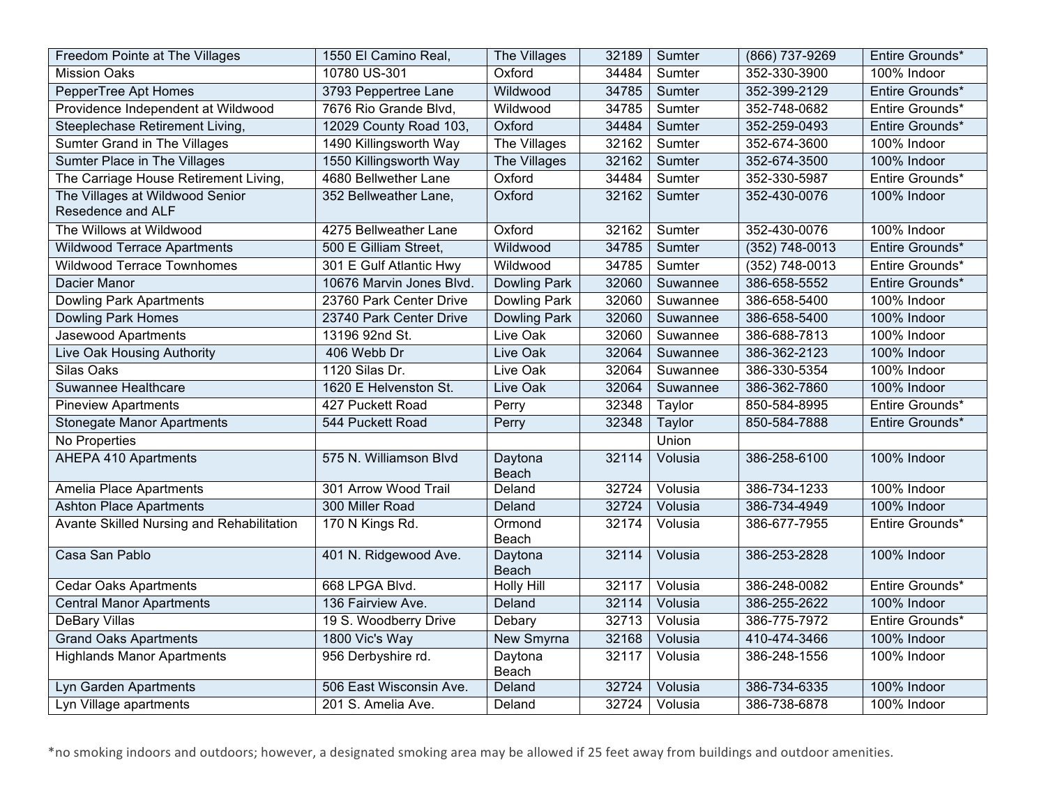| Freedom Pointe at The Villages | 1550 El Camino Real, | The Villages | 32189 | Sumter | (866) 737-9269 | Entire Grounds* |
|---|---|---|---|---|---|---|
| Mission Oaks | 10780 US-301 | Oxford | 34484 | Sumter | 352-330-3900 | 100% Indoor |
| PepperTree Apt Homes | 3793 Peppertree Lane | Wildwood | 34785 | Sumter | 352-399-2129 | Entire Grounds* |
| Providence Independent at Wildwood | 7676 Rio Grande Blvd, | Wildwood | 34785 | Sumter | 352-748-0682 | Entire Grounds* |
| Steeplechase Retirement Living, | 12029 County Road 103, | Oxford | 34484 | Sumter | 352-259-0493 | Entire Grounds* |
| Sumter Grand in The Villages | 1490 Killingsworth Way | The Villages | 32162 | Sumter | 352-674-3600 | 100% Indoor |
| Sumter Place in The Villages | 1550 Killingsworth Way | The Villages | 32162 | Sumter | 352-674-3500 | 100% Indoor |
| The Carriage House Retirement Living, | 4680 Bellwether Lane | Oxford | 34484 | Sumter | 352-330-5987 | Entire Grounds* |
| The Villages at Wildwood Senior Resedence and ALF | 352 Bellweather Lane, | Oxford | 32162 | Sumter | 352-430-0076 | 100% Indoor |
| The Willows at Wildwood | 4275 Bellweather Lane | Oxford | 32162 | Sumter | 352-430-0076 | 100% Indoor |
| Wildwood Terrace Apartments | 500 E Gilliam Street, | Wildwood | 34785 | Sumter | (352) 748-0013 | Entire Grounds* |
| Wildwood Terrace Townhomes | 301 E Gulf Atlantic Hwy | Wildwood | 34785 | Sumter | (352) 748-0013 | Entire Grounds* |
| Dacier Manor | 10676 Marvin Jones Blvd. | Dowling Park | 32060 | Suwannee | 386-658-5552 | Entire Grounds* |
| Dowling Park Apartments | 23760 Park Center Drive | Dowling Park | 32060 | Suwannee | 386-658-5400 | 100% Indoor |
| Dowling Park Homes | 23740 Park Center Drive | Dowling Park | 32060 | Suwannee | 386-658-5400 | 100% Indoor |
| Jasewood Apartments | 13196 92nd St. | Live Oak | 32060 | Suwannee | 386-688-7813 | 100% Indoor |
| Live Oak Housing Authority | 406 Webb Dr | Live Oak | 32064 | Suwannee | 386-362-2123 | 100% Indoor |
| Silas Oaks | 1120 Silas Dr. | Live Oak | 32064 | Suwannee | 386-330-5354 | 100% Indoor |
| Suwannee Healthcare | 1620 E Helvenston St. | Live Oak | 32064 | Suwannee | 386-362-7860 | 100% Indoor |
| Pineview Apartments | 427 Puckett Road | Perry | 32348 | Taylor | 850-584-8995 | Entire Grounds* |
| Stonegate Manor Apartments | 544 Puckett Road | Perry | 32348 | Taylor | 850-584-7888 | Entire Grounds* |
| No Properties | | | | Union | | |
| AHEPA 410 Apartments | 575 N. Williamson Blvd | Daytona Beach | 32114 | Volusia | 386-258-6100 | 100% Indoor |
| Amelia Place Apartments | 301 Arrow Wood Trail | Deland | 32724 | Volusia | 386-734-1233 | 100% Indoor |
| Ashton Place Apartments | 300 Miller Road | Deland | 32724 | Volusia | 386-734-4949 | 100% Indoor |
| Avante Skilled Nursing and Rehabilitation | 170 N Kings Rd. | Ormond Beach | 32174 | Volusia | 386-677-7955 | Entire Grounds* |
| Casa San Pablo | 401 N. Ridgewood Ave. | Daytona Beach | 32114 | Volusia | 386-253-2828 | 100% Indoor |
| Cedar Oaks Apartments | 668 LPGA Blvd. | Holly Hill | 32117 | Volusia | 386-248-0082 | Entire Grounds* |
| Central Manor Apartments | 136 Fairview Ave. | Deland | 32114 | Volusia | 386-255-2622 | 100% Indoor |
| DeBary Villas | 19 S. Woodberry Drive | Debary | 32713 | Volusia | 386-775-7972 | Entire Grounds* |
| Grand Oaks Apartments | 1800 Vic's Way | New Smyrna | 32168 | Volusia | 410-474-3466 | 100% Indoor |
| Highlands Manor Apartments | 956 Derbyshire rd. | Daytona Beach | 32117 | Volusia | 386-248-1556 | 100% Indoor |
| Lyn Garden Apartments | 506 East Wisconsin Ave. | Deland | 32724 | Volusia | 386-734-6335 | 100% Indoor |
| Lyn Village apartments | 201 S. Amelia Ave. | Deland | 32724 | Volusia | 386-738-6878 | 100% Indoor |

*no smoking indoors and outdoors; however, a designated smoking area may be allowed if 25 feet away from buildings and outdoor amenities.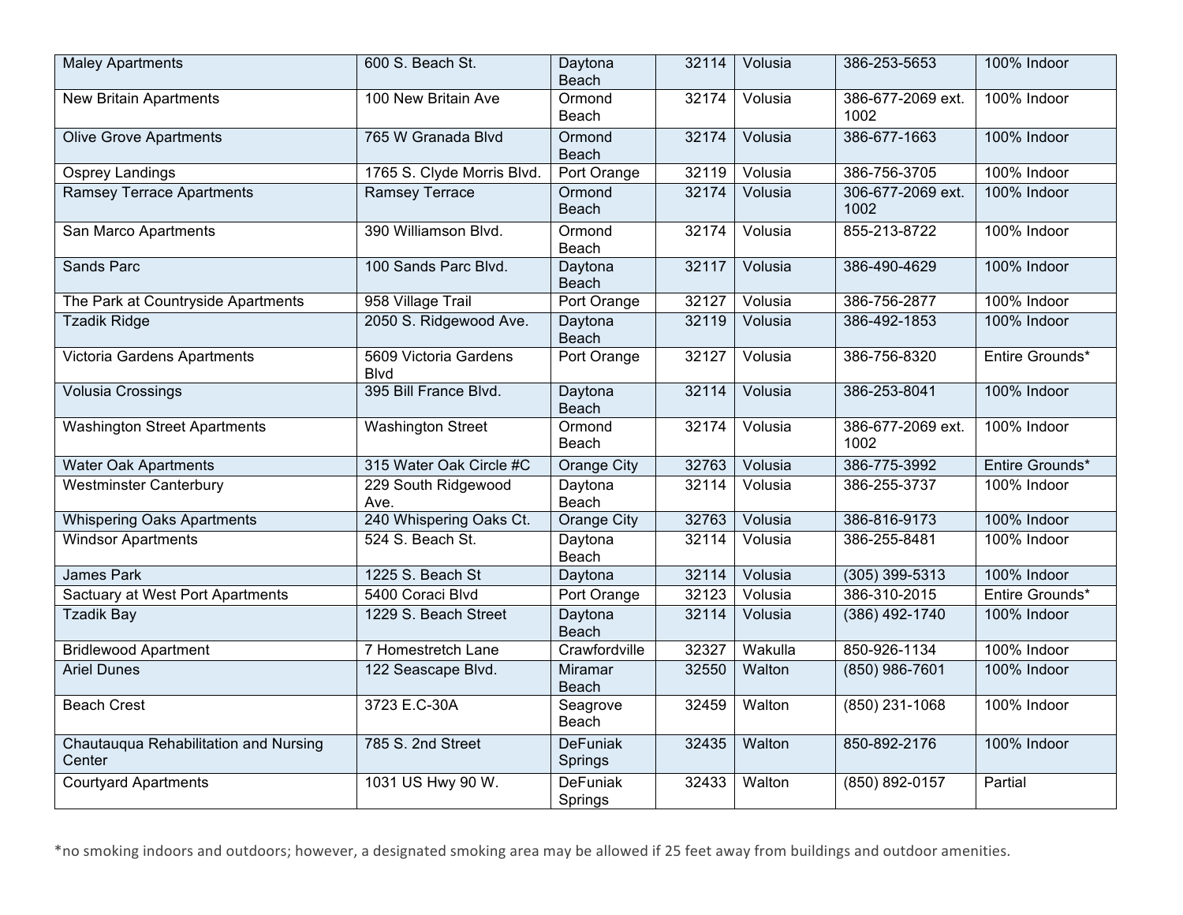| | | | | | | |
|---|---|---|---|---|---|---|
| Maley Apartments | 600 S. Beach St. | Daytona Beach | 32114 | Volusia | 386-253-5653 | 100% Indoor |
| New Britain Apartments | 100 New Britain Ave | Ormond Beach | 32174 | Volusia | 386-677-2069 ext. 1002 | 100% Indoor |
| Olive Grove Apartments | 765 W Granada Blvd | Ormond Beach | 32174 | Volusia | 386-677-1663 | 100% Indoor |
| Osprey Landings | 1765 S. Clyde Morris Blvd. | Port Orange | 32119 | Volusia | 386-756-3705 | 100% Indoor |
| Ramsey Terrace Apartments | Ramsey Terrace | Ormond Beach | 32174 | Volusia | 306-677-2069 ext. 1002 | 100% Indoor |
| San Marco Apartments | 390 Williamson Blvd. | Ormond Beach | 32174 | Volusia | 855-213-8722 | 100% Indoor |
| Sands Parc | 100 Sands Parc Blvd. | Daytona Beach | 32117 | Volusia | 386-490-4629 | 100% Indoor |
| The Park at Countryside Apartments | 958 Village Trail | Port Orange | 32127 | Volusia | 386-756-2877 | 100% Indoor |
| Tzadik Ridge | 2050 S. Ridgewood Ave. | Daytona Beach | 32119 | Volusia | 386-492-1853 | 100% Indoor |
| Victoria Gardens Apartments | 5609 Victoria Gardens Blvd | Port Orange | 32127 | Volusia | 386-756-8320 | Entire Grounds* |
| Volusia Crossings | 395 Bill France Blvd. | Daytona Beach | 32114 | Volusia | 386-253-8041 | 100% Indoor |
| Washington Street Apartments | Washington Street | Ormond Beach | 32174 | Volusia | 386-677-2069 ext. 1002 | 100% Indoor |
| Water Oak Apartments | 315 Water Oak Circle #C | Orange City | 32763 | Volusia | 386-775-3992 | Entire Grounds* |
| Westminster Canterbury | 229 South Ridgewood Ave. | Daytona Beach | 32114 | Volusia | 386-255-3737 | 100% Indoor |
| Whispering Oaks Apartments | 240 Whispering Oaks Ct. | Orange City | 32763 | Volusia | 386-816-9173 | 100% Indoor |
| Windsor Apartments | 524 S. Beach St. | Daytona Beach | 32114 | Volusia | 386-255-8481 | 100% Indoor |
| James Park | 1225 S. Beach St | Daytona | 32114 | Volusia | (305) 399-5313 | 100% Indoor |
| Sactuary at West Port Apartments | 5400 Coraci Blvd | Port Orange | 32123 | Volusia | 386-310-2015 | Entire Grounds* |
| Tzadik Bay | 1229 S. Beach Street | Daytona Beach | 32114 | Volusia | (386) 492-1740 | 100% Indoor |
| Bridlewood Apartment | 7 Homestretch Lane | Crawfordville | 32327 | Wakulla | 850-926-1134 | 100% Indoor |
| Ariel Dunes | 122 Seascape Blvd. | Miramar Beach | 32550 | Walton | (850) 986-7601 | 100% Indoor |
| Beach Crest | 3723 E.C-30A | Seagrove Beach | 32459 | Walton | (850) 231-1068 | 100% Indoor |
| Chautauqua Rehabilitation and Nursing Center | 785 S. 2nd Street | DeFuniak Springs | 32435 | Walton | 850-892-2176 | 100% Indoor |
| Courtyard Apartments | 1031 US Hwy 90 W. | DeFuniak Springs | 32433 | Walton | (850) 892-0157 | Partial |

*no smoking indoors and outdoors; however, a designated smoking area may be allowed if 25 feet away from buildings and outdoor amenities.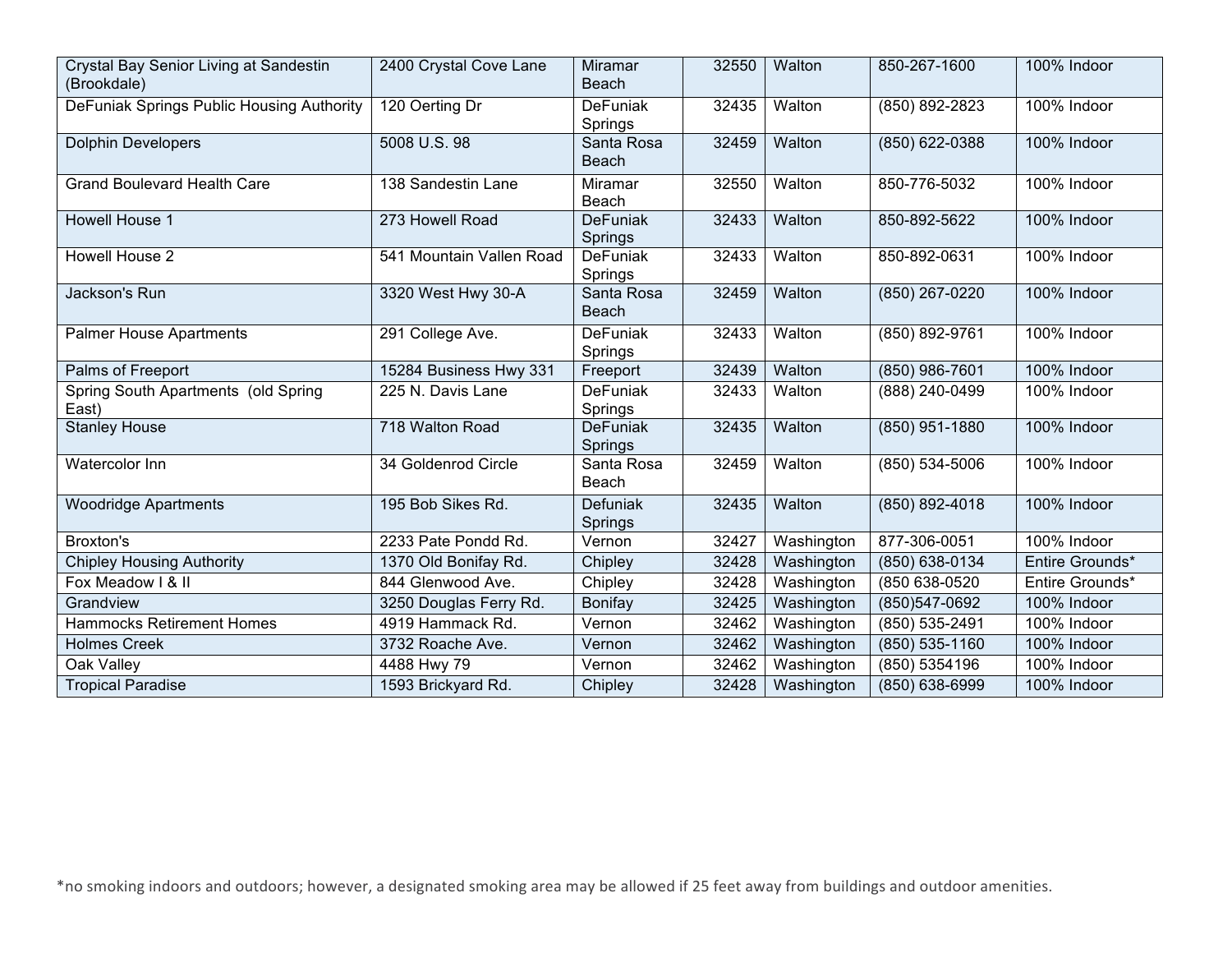| | | | | | | |
|---|---|---|---|---|---|---|
| Crystal Bay Senior Living at Sandestin (Brookdale) | 2400 Crystal Cove Lane | Miramar Beach | 32550 | Walton | 850-267-1600 | 100% Indoor |
| DeFuniak Springs Public Housing Authority | 120 Oerting Dr | DeFuniak Springs | 32435 | Walton | (850) 892-2823 | 100% Indoor |
| Dolphin Developers | 5008 U.S. 98 | Santa Rosa Beach | 32459 | Walton | (850) 622-0388 | 100% Indoor |
| Grand Boulevard Health Care | 138 Sandestin Lane | Miramar Beach | 32550 | Walton | 850-776-5032 | 100% Indoor |
| Howell House 1 | 273 Howell Road | DeFuniak Springs | 32433 | Walton | 850-892-5622 | 100% Indoor |
| Howell House 2 | 541 Mountain Vallen Road | DeFuniak Springs | 32433 | Walton | 850-892-0631 | 100% Indoor |
| Jackson's Run | 3320 West Hwy 30-A | Santa Rosa Beach | 32459 | Walton | (850) 267-0220 | 100% Indoor |
| Palmer House Apartments | 291 College Ave. | DeFuniak Springs | 32433 | Walton | (850) 892-9761 | 100% Indoor |
| Palms of Freeport | 15284 Business Hwy 331 | Freeport | 32439 | Walton | (850) 986-7601 | 100% Indoor |
| Spring South Apartments (old Spring East) | 225 N. Davis Lane | DeFuniak Springs | 32433 | Walton | (888) 240-0499 | 100% Indoor |
| Stanley House | 718 Walton Road | DeFuniak Springs | 32435 | Walton | (850) 951-1880 | 100% Indoor |
| Watercolor Inn | 34 Goldenrod Circle | Santa Rosa Beach | 32459 | Walton | (850) 534-5006 | 100% Indoor |
| Woodridge Apartments | 195 Bob Sikes Rd. | Defuniak Springs | 32435 | Walton | (850) 892-4018 | 100% Indoor |
| Broxton's | 2233 Pate Pondd Rd. | Vernon | 32427 | Washington | 877-306-0051 | 100% Indoor |
| Chipley Housing Authority | 1370 Old Bonifay Rd. | Chipley | 32428 | Washington | (850) 638-0134 | Entire Grounds* |
| Fox Meadow I & II | 844 Glenwood Ave. | Chipley | 32428 | Washington | (850 638-0520 | Entire Grounds* |
| Grandview | 3250 Douglas Ferry Rd. | Bonifay | 32425 | Washington | (850)547-0692 | 100% Indoor |
| Hammocks Retirement Homes | 4919 Hammack Rd. | Vernon | 32462 | Washington | (850) 535-2491 | 100% Indoor |
| Holmes Creek | 3732 Roache Ave. | Vernon | 32462 | Washington | (850) 535-1160 | 100% Indoor |
| Oak Valley | 4488 Hwy 79 | Vernon | 32462 | Washington | (850) 5354196 | 100% Indoor |
| Tropical Paradise | 1593 Brickyard Rd. | Chipley | 32428 | Washington | (850) 638-6999 | 100% Indoor |

*no smoking indoors and outdoors; however, a designated smoking area may be allowed if 25 feet away from buildings and outdoor amenities.